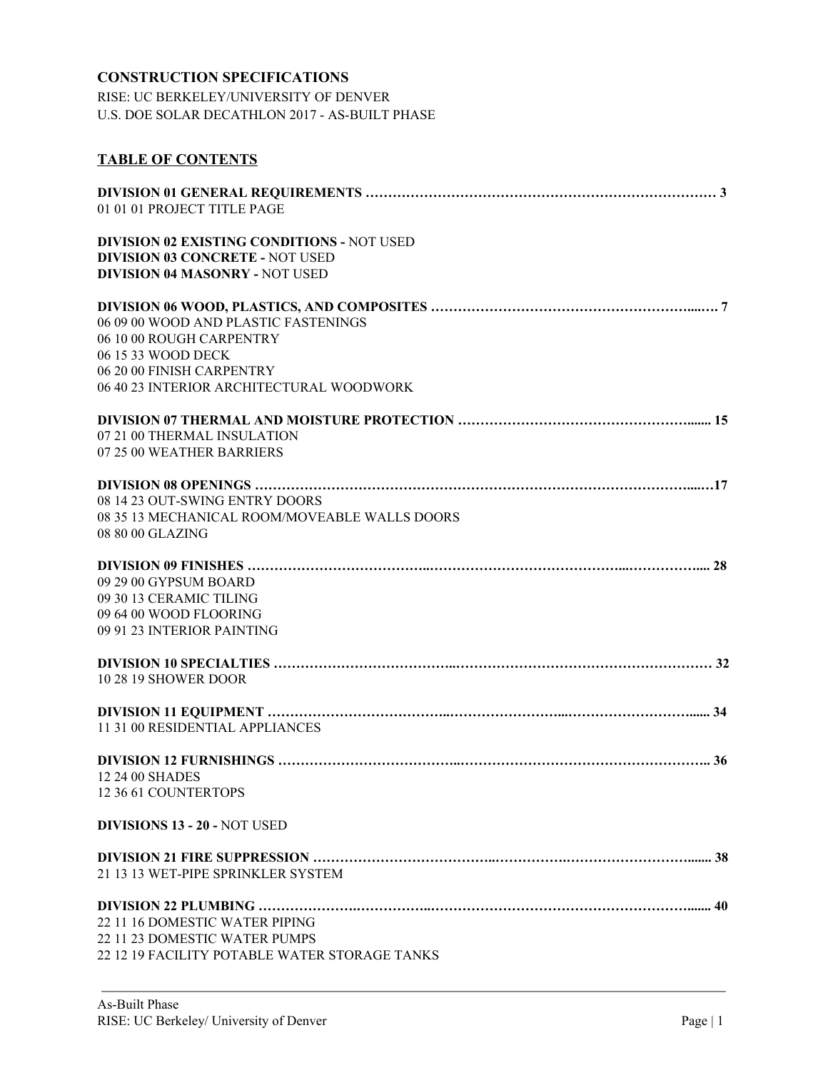**CONSTRUCTION SPECIFICATIONS**

RISE: UC BERKELEY/UNIVERSITY OF DENVER
U.S. DOE SOLAR DECATHLON 2017 - AS-BUILT PHASE

## TABLE OF CONTENTS

**DIVISION 01 GENERAL REQUIREMENTS …………………………………………………………………… 3**
01 01 01 PROJECT TITLE PAGE

**DIVISION 02 EXISTING CONDITIONS -** NOT USED
**DIVISION 03 CONCRETE -** NOT USED
**DIVISION 04 MASONRY -** NOT USED

**DIVISION 06 WOOD, PLASTICS, AND COMPOSITES ……………………………………………………...… 7**
06 09 00 WOOD AND PLASTIC FASTENINGS
06 10 00 ROUGH CARPENTRY
06 15 33 WOOD DECK
06 20 00 FINISH CARPENTRY
06 40 23 INTERIOR ARCHITECTURAL WOODWORK

**DIVISION 07 THERMAL AND MOISTURE PROTECTION ……………………………………………....... 15**
07 21 00 THERMAL INSULATION
07 25 00 WEATHER BARRIERS

**DIVISION 08 OPENINGS …………………………………………………………………………………...…17**
08 14 23 OUT-SWING ENTRY DOORS
08 35 13 MECHANICAL ROOM/MOVEABLE WALLS DOORS
08 80 00 GLAZING

**DIVISION 09 FINISHES …………………………..……………………………………...…………….... 28**
09 29 00 GYPSUM BOARD
09 30 13 CERAMIC TILING
09 64 00 WOOD FLOORING
09 91 23 INTERIOR PAINTING

**DIVISION 10 SPECIALTIES …………………………..…………………………………………………… 32**
10 28 19 SHOWER DOOR

**DIVISION 11 EQUIPMENT …………………………..…………………...………………………...... 34**
11 31 00 RESIDENTIAL APPLIANCES

**DIVISION 12 FURNISHINGS …………………………..…………………………………………….. 36**
12 24 00 SHADES
12 36 61 COUNTERTOPS

**DIVISIONS 13 - 20 -** NOT USED

**DIVISION 21 FIRE SUPPRESSION …………………………..……………….…………………....... 38**
21 13 13 WET-PIPE SPRINKLER SYSTEM

**DIVISION 22 PLUMBING ………………….…………..………………………………………....... 40**
22 11 16 DOMESTIC WATER PIPING
22 11 23 DOMESTIC WATER PUMPS
22 12 19 FACILITY POTABLE WATER STORAGE TANKS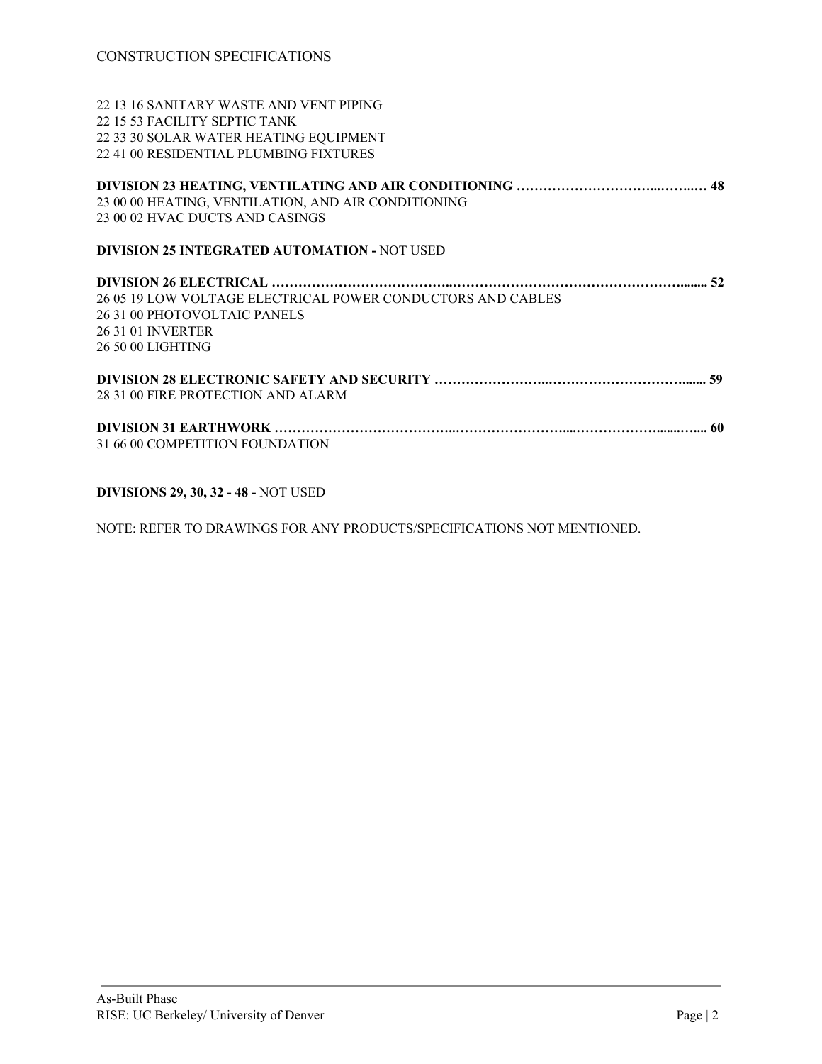22 13 16 SANITARY WASTE AND VENT PIPING
22 15 53 FACILITY SEPTIC TANK
22 33 30 SOLAR WATER HEATING EQUIPMENT
22 41 00 RESIDENTIAL PLUMBING FIXTURES

**DIVISION 23 HEATING, VENTILATING AND AIR CONDITIONING ………………………...……..… 48**
23 00 00 HEATING, VENTILATION, AND AIR CONDITIONING
23 00 02 HVAC DUCTS AND CASINGS

**DIVISION 25 INTEGRATED AUTOMATION -** NOT USED

**DIVISION 26 ELECTRICAL …………………………………...……………………………………………........ 52**
26 05 19 LOW VOLTAGE ELECTRICAL POWER CONDUCTORS AND CABLES
26 31 00 PHOTOVOLTAIC PANELS
26 31 01 INVERTER
26 50 00 LIGHTING

**DIVISION 28 ELECTRONIC SAFETY AND SECURITY …………………..…………………………....... 59**
28 31 00 FIRE PROTECTION AND ALARM

**DIVISION 31 EARTHWORK ………………………………..……………………....……………......….... 60**
31 66 00 COMPETITION FOUNDATION

**DIVISIONS 29, 30, 32 - 48 -** NOT USED

NOTE: REFER TO DRAWINGS FOR ANY PRODUCTS/SPECIFICATIONS NOT MENTIONED.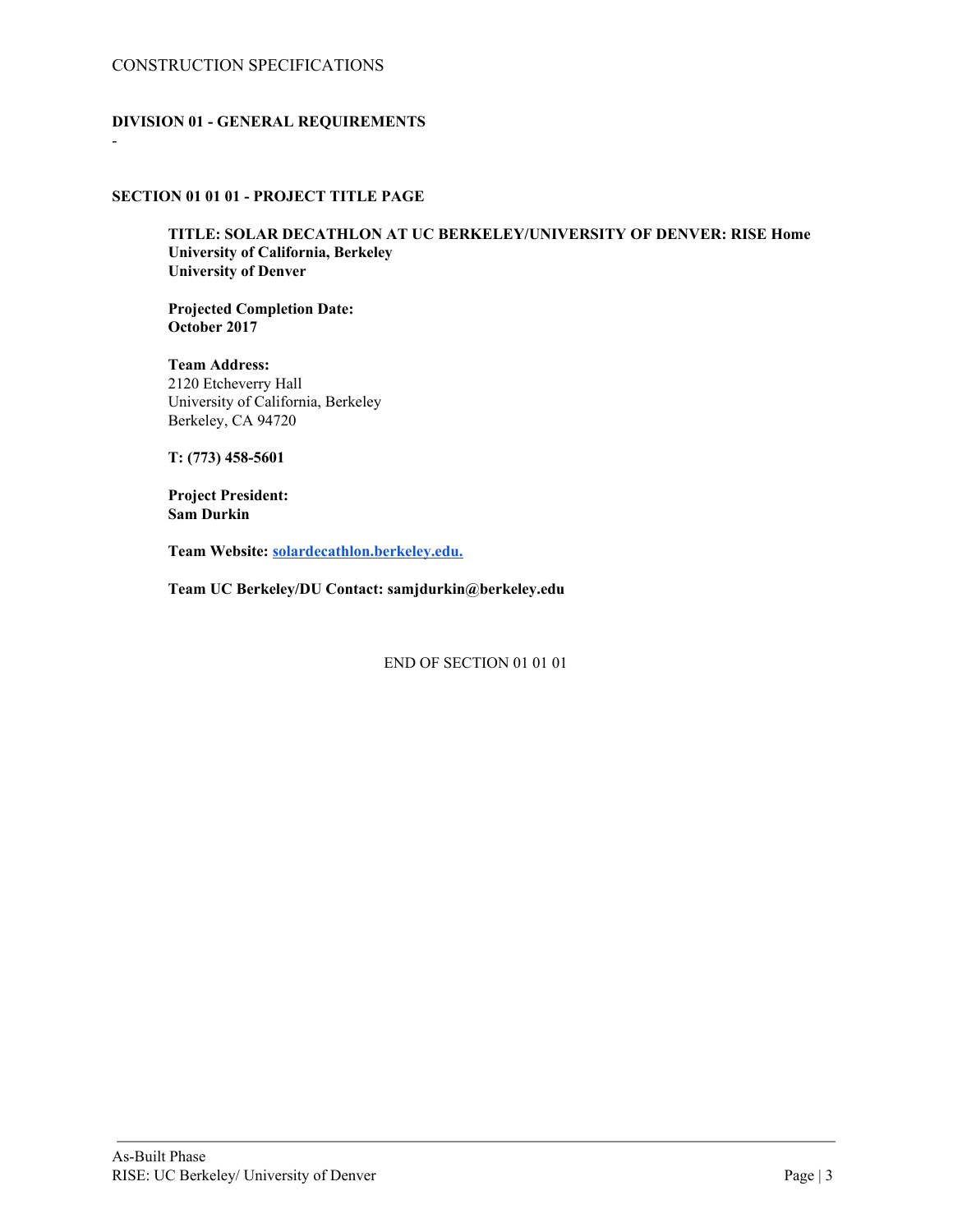## DIVISION 01 - GENERAL REQUIREMENTS

-

### SECTION 01 01 01 - PROJECT TITLE PAGE

**TITLE: SOLAR DECATHLON AT UC BERKELEY/UNIVERSITY OF DENVER: RISE Home**
**University of California, Berkeley**
**University of Denver**

**Projected Completion Date:**
**October 2017**

**Team Address:**
2120 Etcheverry Hall
University of California, Berkeley
Berkeley, CA 94720

**T: (773) 458-5601**

**Project President:**
**Sam Durkin**

**Team Website: solardecathlon.berkeley.edu.**

**Team UC Berkeley/DU Contact: samjdurkin@berkeley.edu**

END OF SECTION 01 01 01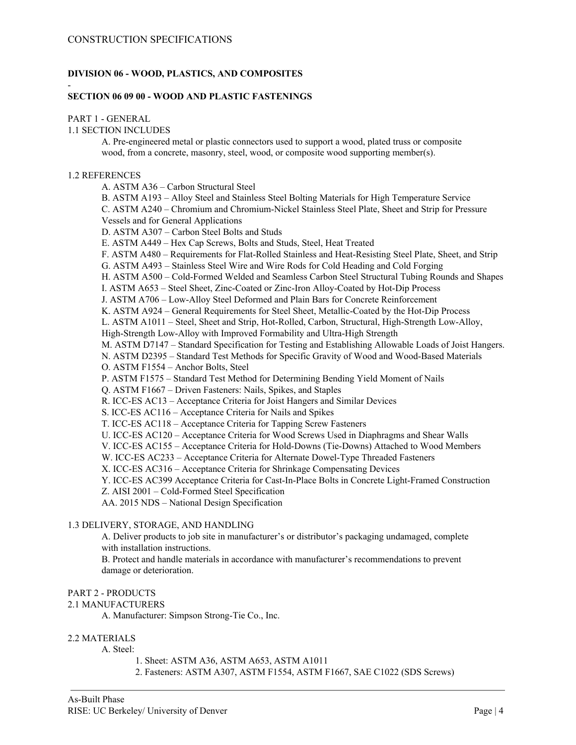# CONSTRUCTION SPECIFICATIONS

## DIVISION 06 - WOOD, PLASTICS, AND COMPOSITES

-

## SECTION 06 09 00 - WOOD AND PLASTIC FASTENINGS

PART 1 - GENERAL

1.1 SECTION INCLUDES

A. Pre-engineered metal or plastic connectors used to support a wood, plated truss or composite wood, from a concrete, masonry, steel, wood, or composite wood supporting member(s).

1.2 REFERENCES

A. ASTM A36 – Carbon Structural Steel
B. ASTM A193 – Alloy Steel and Stainless Steel Bolting Materials for High Temperature Service
C. ASTM A240 – Chromium and Chromium-Nickel Stainless Steel Plate, Sheet and Strip for Pressure Vessels and for General Applications
D. ASTM A307 – Carbon Steel Bolts and Studs
E. ASTM A449 – Hex Cap Screws, Bolts and Studs, Steel, Heat Treated
F. ASTM A480 – Requirements for Flat-Rolled Stainless and Heat-Resisting Steel Plate, Sheet, and Strip
G. ASTM A493 – Stainless Steel Wire and Wire Rods for Cold Heading and Cold Forging
H. ASTM A500 – Cold-Formed Welded and Seamless Carbon Steel Structural Tubing Rounds and Shapes
I. ASTM A653 – Steel Sheet, Zinc-Coated or Zinc-Iron Alloy-Coated by Hot-Dip Process
J. ASTM A706 – Low-Alloy Steel Deformed and Plain Bars for Concrete Reinforcement
K. ASTM A924 – General Requirements for Steel Sheet, Metallic-Coated by the Hot-Dip Process
L. ASTM A1011 – Steel, Sheet and Strip, Hot-Rolled, Carbon, Structural, High-Strength Low-Alloy, High-Strength Low-Alloy with Improved Formability and Ultra-High Strength
M. ASTM D7147 – Standard Specification for Testing and Establishing Allowable Loads of Joist Hangers.
N. ASTM D2395 – Standard Test Methods for Specific Gravity of Wood and Wood-Based Materials
O. ASTM F1554 – Anchor Bolts, Steel
P. ASTM F1575 – Standard Test Method for Determining Bending Yield Moment of Nails
Q. ASTM F1667 – Driven Fasteners: Nails, Spikes, and Staples
R. ICC-ES AC13 – Acceptance Criteria for Joist Hangers and Similar Devices
S. ICC-ES AC116 – Acceptance Criteria for Nails and Spikes
T. ICC-ES AC118 – Acceptance Criteria for Tapping Screw Fasteners
U. ICC-ES AC120 – Acceptance Criteria for Wood Screws Used in Diaphragms and Shear Walls
V. ICC-ES AC155 – Acceptance Criteria for Hold-Downs (Tie-Downs) Attached to Wood Members
W. ICC-ES AC233 – Acceptance Criteria for Alternate Dowel-Type Threaded Fasteners
X. ICC-ES AC316 – Acceptance Criteria for Shrinkage Compensating Devices
Y. ICC-ES AC399 Acceptance Criteria for Cast-In-Place Bolts in Concrete Light-Framed Construction
Z. AISI 2001 – Cold-Formed Steel Specification
AA. 2015 NDS – National Design Specification

1.3 DELIVERY, STORAGE, AND HANDLING

A. Deliver products to job site in manufacturer's or distributor's packaging undamaged, complete with installation instructions.
B. Protect and handle materials in accordance with manufacturer's recommendations to prevent damage or deterioration.

PART 2 - PRODUCTS

2.1 MANUFACTURERS

A. Manufacturer: Simpson Strong-Tie Co., Inc.

2.2 MATERIALS

A. Steel:

1. Sheet: ASTM A36, ASTM A653, ASTM A1011
2. Fasteners: ASTM A307, ASTM F1554, ASTM F1667, SAE C1022 (SDS Screws)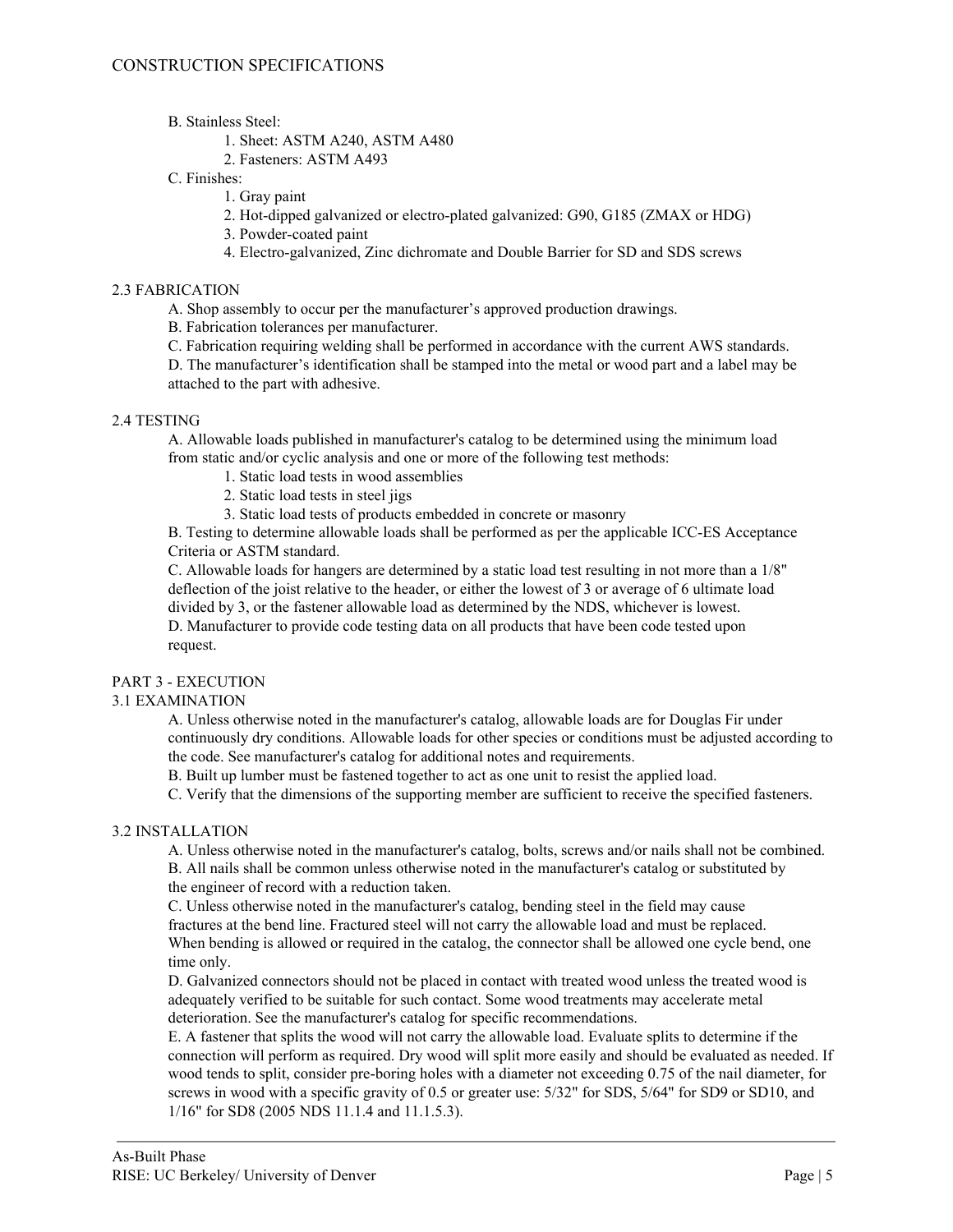B. Stainless Steel:

1. Sheet: ASTM A240, ASTM A480
2. Fasteners: ASTM A493

C. Finishes:

1. Gray paint
2. Hot-dipped galvanized or electro-plated galvanized: G90, G185 (ZMAX or HDG)
3. Powder-coated paint
4. Electro-galvanized, Zinc dichromate and Double Barrier for SD and SDS screws

## 2.3 FABRICATION

A. Shop assembly to occur per the manufacturer's approved production drawings.

B. Fabrication tolerances per manufacturer.

C. Fabrication requiring welding shall be performed in accordance with the current AWS standards.

D. The manufacturer's identification shall be stamped into the metal or wood part and a label may be attached to the part with adhesive.

## 2.4 TESTING

A. Allowable loads published in manufacturer's catalog to be determined using the minimum load from static and/or cyclic analysis and one or more of the following test methods:

1. Static load tests in wood assemblies
2. Static load tests in steel jigs
3. Static load tests of products embedded in concrete or masonry

B. Testing to determine allowable loads shall be performed as per the applicable ICC-ES Acceptance Criteria or ASTM standard.

C. Allowable loads for hangers are determined by a static load test resulting in not more than a 1/8" deflection of the joist relative to the header, or either the lowest of 3 or average of 6 ultimate load divided by 3, or the fastener allowable load as determined by the NDS, whichever is lowest.

D. Manufacturer to provide code testing data on all products that have been code tested upon request.

# PART 3 - EXECUTION

## 3.1 EXAMINATION

A. Unless otherwise noted in the manufacturer's catalog, allowable loads are for Douglas Fir under continuously dry conditions. Allowable loads for other species or conditions must be adjusted according to the code. See manufacturer's catalog for additional notes and requirements.

B. Built up lumber must be fastened together to act as one unit to resist the applied load.

C. Verify that the dimensions of the supporting member are sufficient to receive the specified fasteners.

## 3.2 INSTALLATION

A. Unless otherwise noted in the manufacturer's catalog, bolts, screws and/or nails shall not be combined.

B. All nails shall be common unless otherwise noted in the manufacturer's catalog or substituted by the engineer of record with a reduction taken.

C. Unless otherwise noted in the manufacturer's catalog, bending steel in the field may cause fractures at the bend line. Fractured steel will not carry the allowable load and must be replaced. When bending is allowed or required in the catalog, the connector shall be allowed one cycle bend, one time only.

D. Galvanized connectors should not be placed in contact with treated wood unless the treated wood is adequately verified to be suitable for such contact. Some wood treatments may accelerate metal deterioration. See the manufacturer's catalog for specific recommendations.

E. A fastener that splits the wood will not carry the allowable load. Evaluate splits to determine if the connection will perform as required. Dry wood will split more easily and should be evaluated as needed. If wood tends to split, consider pre-boring holes with a diameter not exceeding 0.75 of the nail diameter, for screws in wood with a specific gravity of 0.5 or greater use: 5/32" for SDS, 5/64" for SD9 or SD10, and 1/16" for SD8 (2005 NDS 11.1.4 and 11.1.5.3).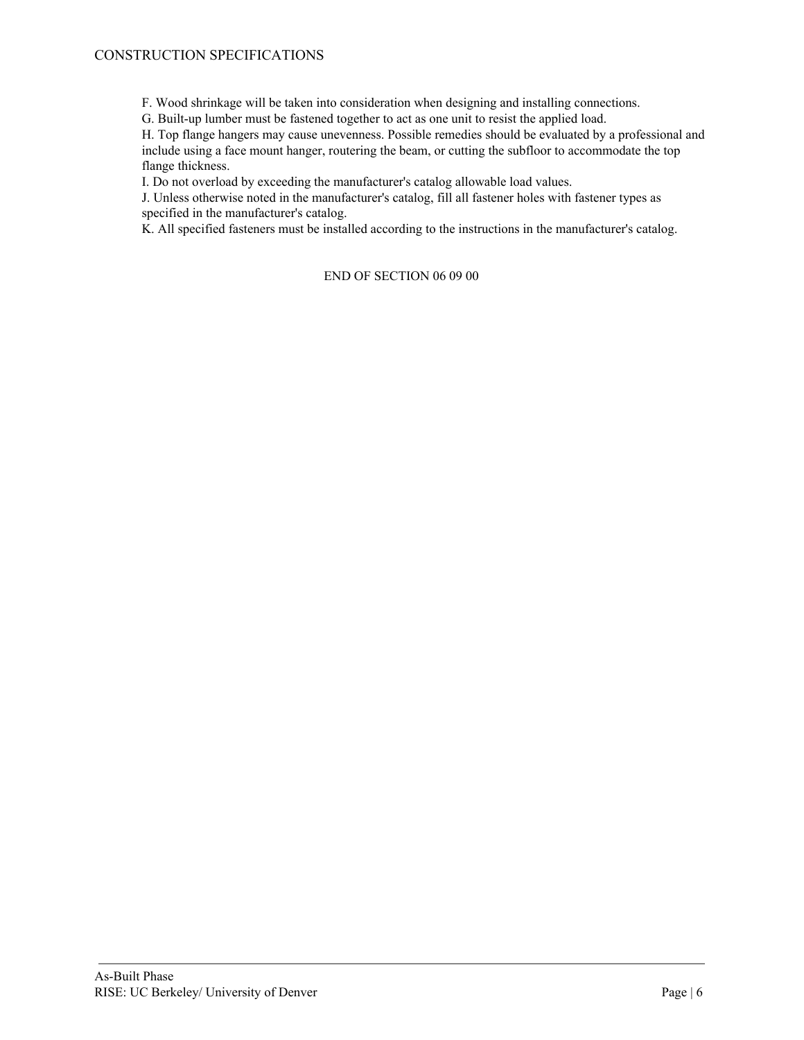F. Wood shrinkage will be taken into consideration when designing and installing connections.

G. Built-up lumber must be fastened together to act as one unit to resist the applied load.

H. Top flange hangers may cause unevenness. Possible remedies should be evaluated by a professional and include using a face mount hanger, routering the beam, or cutting the subfloor to accommodate the top flange thickness.

I. Do not overload by exceeding the manufacturer's catalog allowable load values.

J. Unless otherwise noted in the manufacturer's catalog, fill all fastener holes with fastener types as specified in the manufacturer's catalog.

K. All specified fasteners must be installed according to the instructions in the manufacturer's catalog.

END OF SECTION 06 09 00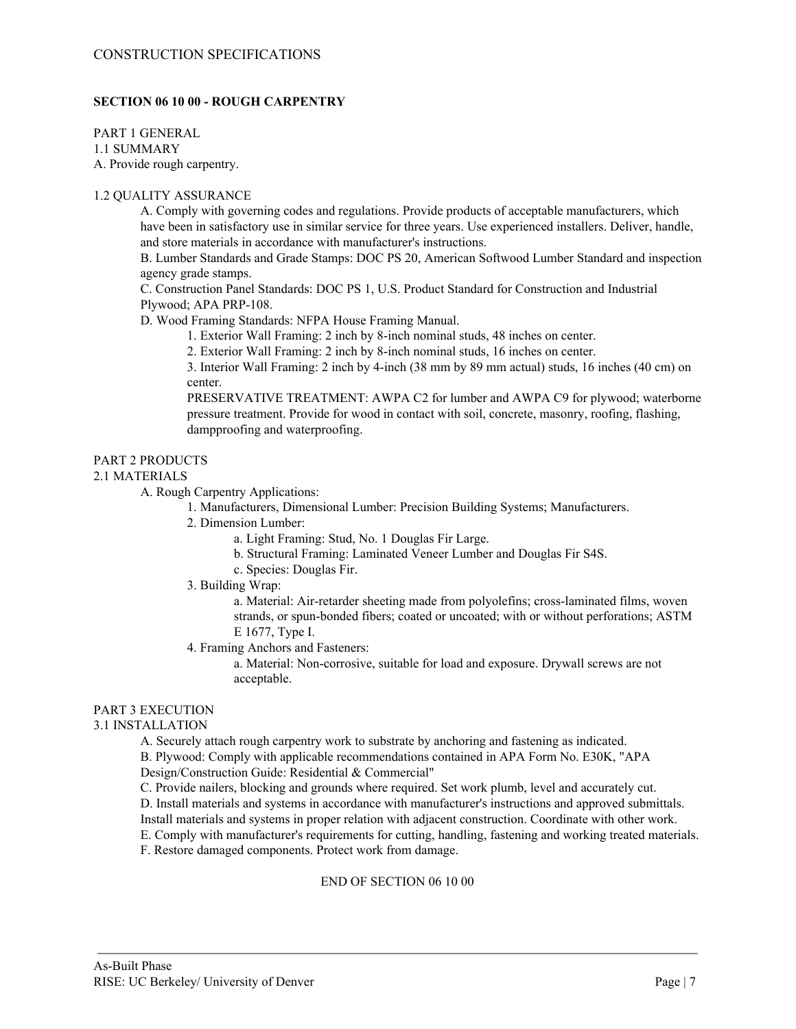CONSTRUCTION SPECIFICATIONS

## SECTION 06 10 00 - ROUGH CARPENTRY

PART 1 GENERAL

1.1 SUMMARY

A. Provide rough carpentry.

1.2 QUALITY ASSURANCE

A. Comply with governing codes and regulations. Provide products of acceptable manufacturers, which have been in satisfactory use in similar service for three years. Use experienced installers. Deliver, handle, and store materials in accordance with manufacturer's instructions.

B. Lumber Standards and Grade Stamps: DOC PS 20, American Softwood Lumber Standard and inspection agency grade stamps.

C. Construction Panel Standards: DOC PS 1, U.S. Product Standard for Construction and Industrial Plywood; APA PRP-108.

D. Wood Framing Standards: NFPA House Framing Manual.

1. Exterior Wall Framing: 2 inch by 8-inch nominal studs, 48 inches on center.
2. Exterior Wall Framing: 2 inch by 8-inch nominal studs, 16 inches on center.
3. Interior Wall Framing: 2 inch by 4-inch (38 mm by 89 mm actual) studs, 16 inches (40 cm) on center.

PRESERVATIVE TREATMENT: AWPA C2 for lumber and AWPA C9 for plywood; waterborne pressure treatment. Provide for wood in contact with soil, concrete, masonry, roofing, flashing, dampproofing and waterproofing.

PART 2 PRODUCTS

2.1 MATERIALS

A. Rough Carpentry Applications:

1. Manufacturers, Dimensional Lumber: Precision Building Systems; Manufacturers.
2. Dimension Lumber:
   a. Light Framing: Stud, No. 1 Douglas Fir Large.
   b. Structural Framing: Laminated Veneer Lumber and Douglas Fir S4S.
   c. Species: Douglas Fir.
3. Building Wrap:
   a. Material: Air-retarder sheeting made from polyolefins; cross-laminated films, woven strands, or spun-bonded fibers; coated or uncoated; with or without perforations; ASTM E 1677, Type I.
4. Framing Anchors and Fasteners:
   a. Material: Non-corrosive, suitable for load and exposure. Drywall screws are not acceptable.

PART 3 EXECUTION

3.1 INSTALLATION

A. Securely attach rough carpentry work to substrate by anchoring and fastening as indicated.

B. Plywood: Comply with applicable recommendations contained in APA Form No. E30K, "APA Design/Construction Guide: Residential & Commercial"

C. Provide nailers, blocking and grounds where required. Set work plumb, level and accurately cut.

D. Install materials and systems in accordance with manufacturer's instructions and approved submittals. Install materials and systems in proper relation with adjacent construction. Coordinate with other work.

E. Comply with manufacturer's requirements for cutting, handling, fastening and working treated materials.

F. Restore damaged components. Protect work from damage.

END OF SECTION 06 10 00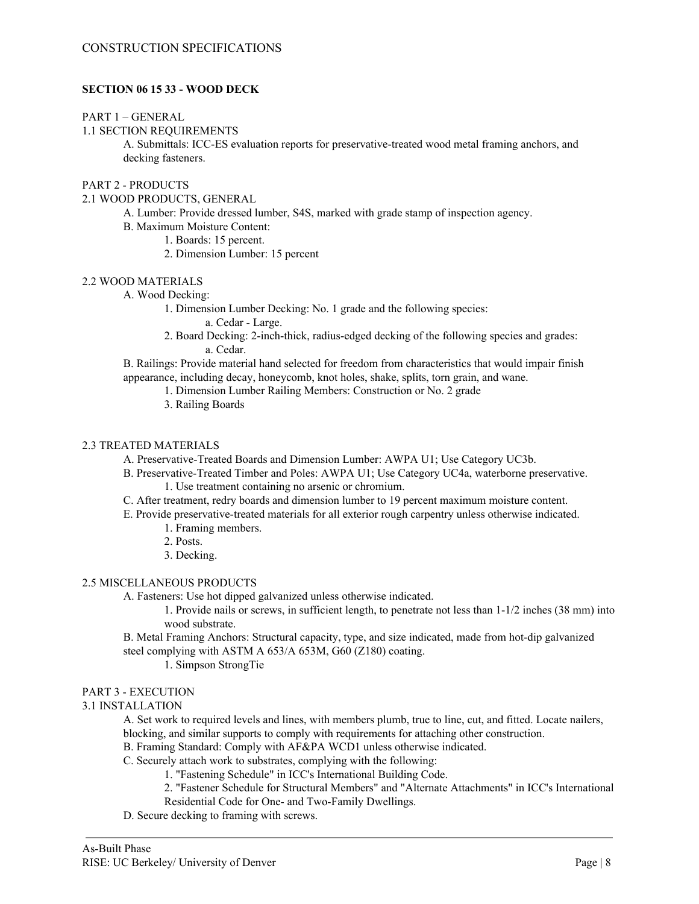## SECTION 06 15 33 - WOOD DECK

PART 1 – GENERAL

1.1 SECTION REQUIREMENTS

A. Submittals: ICC-ES evaluation reports for preservative-treated wood metal framing anchors, and decking fasteners.

PART 2 - PRODUCTS

2.1 WOOD PRODUCTS, GENERAL

A. Lumber: Provide dressed lumber, S4S, marked with grade stamp of inspection agency.

B. Maximum Moisture Content:

1. Boards: 15 percent.
2. Dimension Lumber: 15 percent

2.2 WOOD MATERIALS

A. Wood Decking:

1. Dimension Lumber Decking: No. 1 grade and the following species:
   a. Cedar - Large.
2. Board Decking: 2-inch-thick, radius-edged decking of the following species and grades:
   a. Cedar.

B. Railings: Provide material hand selected for freedom from characteristics that would impair finish appearance, including decay, honeycomb, knot holes, shake, splits, torn grain, and wane.

1. Dimension Lumber Railing Members: Construction or No. 2 grade

3. Railing Boards

2.3 TREATED MATERIALS

A. Preservative-Treated Boards and Dimension Lumber: AWPA U1; Use Category UC3b.

B. Preservative-Treated Timber and Poles: AWPA U1; Use Category UC4a, waterborne preservative.

1. Use treatment containing no arsenic or chromium.

C. After treatment, redry boards and dimension lumber to 19 percent maximum moisture content.

E. Provide preservative-treated materials for all exterior rough carpentry unless otherwise indicated.

1. Framing members.
2. Posts.
3. Decking.

2.5 MISCELLANEOUS PRODUCTS

A. Fasteners: Use hot dipped galvanized unless otherwise indicated.

1. Provide nails or screws, in sufficient length, to penetrate not less than 1-1/2 inches (38 mm) into wood substrate.

B. Metal Framing Anchors: Structural capacity, type, and size indicated, made from hot-dip galvanized steel complying with ASTM A 653/A 653M, G60 (Z180) coating.

1. Simpson StrongTie

PART 3 - EXECUTION

3.1 INSTALLATION

A. Set work to required levels and lines, with members plumb, true to line, cut, and fitted. Locate nailers, blocking, and similar supports to comply with requirements for attaching other construction.

B. Framing Standard: Comply with AF&PA WCD1 unless otherwise indicated.

C. Securely attach work to substrates, complying with the following:

1. "Fastening Schedule" in ICC's International Building Code.
2. "Fastener Schedule for Structural Members" and "Alternate Attachments" in ICC's International Residential Code for One- and Two-Family Dwellings.

D. Secure decking to framing with screws.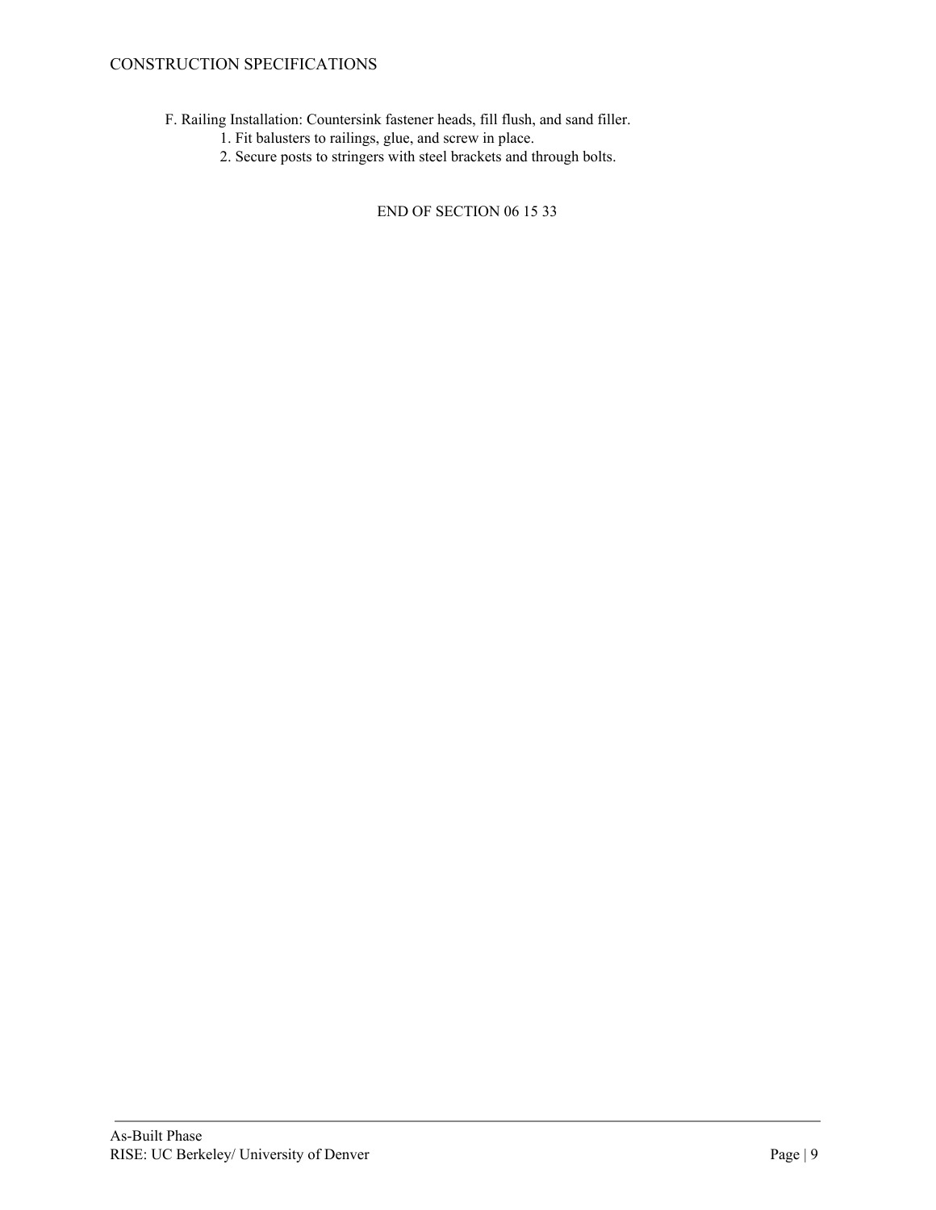F. Railing Installation: Countersink fastener heads, fill flush, and sand filler.

1. Fit balusters to railings, glue, and screw in place.
2. Secure posts to stringers with steel brackets and through bolts.

END OF SECTION 06 15 33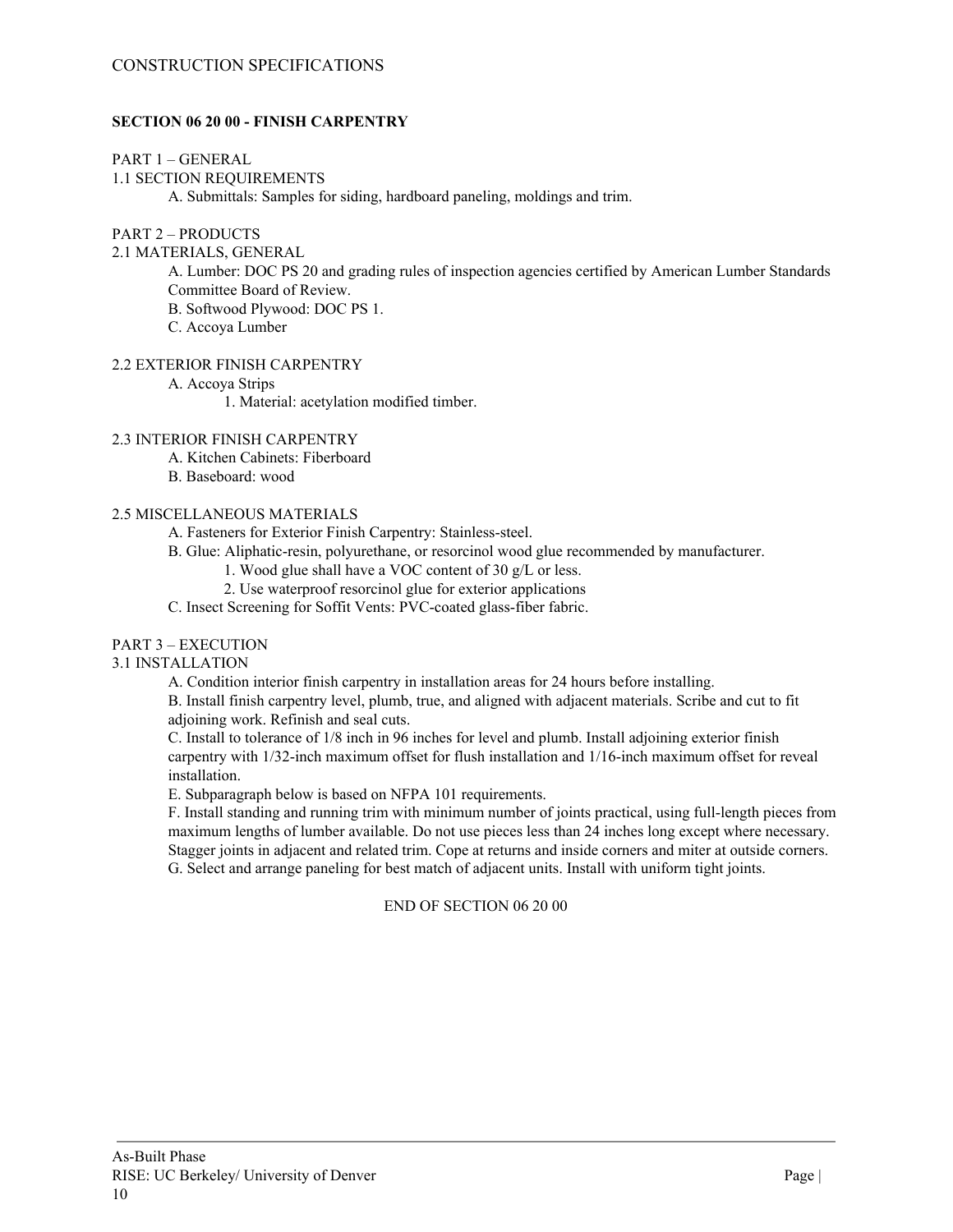CONSTRUCTION SPECIFICATIONS

## SECTION 06 20 00 - FINISH CARPENTRY

PART 1 – GENERAL

1.1 SECTION REQUIREMENTS

A. Submittals: Samples for siding, hardboard paneling, moldings and trim.

PART 2 – PRODUCTS

2.1 MATERIALS, GENERAL

A. Lumber: DOC PS 20 and grading rules of inspection agencies certified by American Lumber Standards Committee Board of Review.

B. Softwood Plywood: DOC PS 1.

C. Accoya Lumber

2.2 EXTERIOR FINISH CARPENTRY

A. Accoya Strips

1. Material: acetylation modified timber.

2.3 INTERIOR FINISH CARPENTRY

A. Kitchen Cabinets: Fiberboard

B. Baseboard: wood

2.5 MISCELLANEOUS MATERIALS

A. Fasteners for Exterior Finish Carpentry: Stainless-steel.

B. Glue: Aliphatic-resin, polyurethane, or resorcinol wood glue recommended by manufacturer.

1. Wood glue shall have a VOC content of 30 g/L or less.
2. Use waterproof resorcinol glue for exterior applications

C. Insect Screening for Soffit Vents: PVC-coated glass-fiber fabric.

PART 3 – EXECUTION

3.1 INSTALLATION

A. Condition interior finish carpentry in installation areas for 24 hours before installing.

B. Install finish carpentry level, plumb, true, and aligned with adjacent materials. Scribe and cut to fit adjoining work. Refinish and seal cuts.

C. Install to tolerance of 1/8 inch in 96 inches for level and plumb. Install adjoining exterior finish carpentry with 1/32-inch maximum offset for flush installation and 1/16-inch maximum offset for reveal installation.

E. Subparagraph below is based on NFPA 101 requirements.

F. Install standing and running trim with minimum number of joints practical, using full-length pieces from maximum lengths of lumber available. Do not use pieces less than 24 inches long except where necessary. Stagger joints in adjacent and related trim. Cope at returns and inside corners and miter at outside corners.

G. Select and arrange paneling for best match of adjacent units. Install with uniform tight joints.

END OF SECTION 06 20 00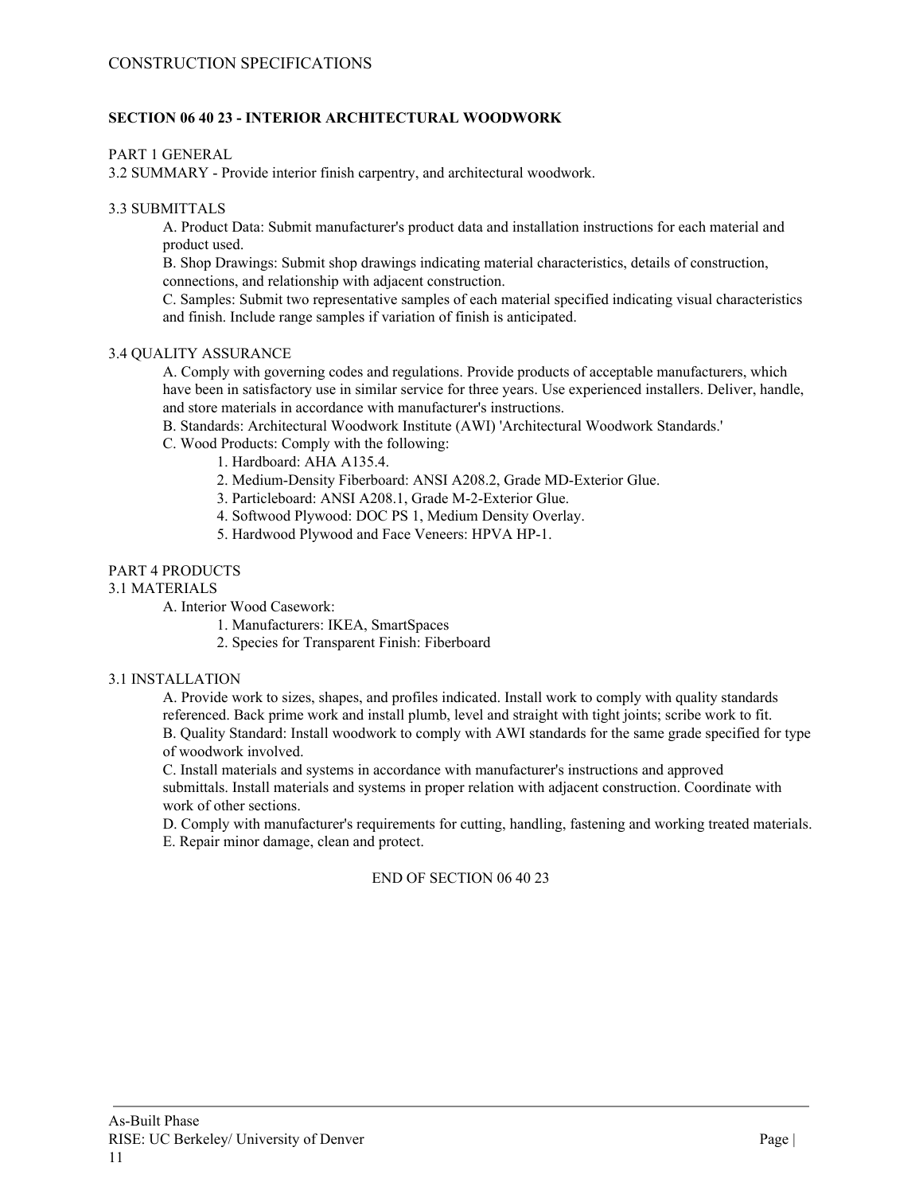CONSTRUCTION SPECIFICATIONS

## SECTION 06 40 23 - INTERIOR ARCHITECTURAL WOODWORK

PART 1 GENERAL

3.2 SUMMARY - Provide interior finish carpentry, and architectural woodwork.

3.3 SUBMITTALS

A. Product Data: Submit manufacturer's product data and installation instructions for each material and product used.

B. Shop Drawings: Submit shop drawings indicating material characteristics, details of construction, connections, and relationship with adjacent construction.

C. Samples: Submit two representative samples of each material specified indicating visual characteristics and finish. Include range samples if variation of finish is anticipated.

3.4 QUALITY ASSURANCE

A. Comply with governing codes and regulations. Provide products of acceptable manufacturers, which have been in satisfactory use in similar service for three years. Use experienced installers. Deliver, handle, and store materials in accordance with manufacturer's instructions.

B. Standards: Architectural Woodwork Institute (AWI) 'Architectural Woodwork Standards.'

C. Wood Products: Comply with the following:

1. Hardboard: AHA A135.4.
2. Medium-Density Fiberboard: ANSI A208.2, Grade MD-Exterior Glue.
3. Particleboard: ANSI A208.1, Grade M-2-Exterior Glue.
4. Softwood Plywood: DOC PS 1, Medium Density Overlay.
5. Hardwood Plywood and Face Veneers: HPVA HP-1.

PART 4 PRODUCTS

3.1 MATERIALS

A. Interior Wood Casework:

1. Manufacturers: IKEA, SmartSpaces
2. Species for Transparent Finish: Fiberboard

3.1 INSTALLATION

A. Provide work to sizes, shapes, and profiles indicated. Install work to comply with quality standards referenced. Back prime work and install plumb, level and straight with tight joints; scribe work to fit.

B. Quality Standard: Install woodwork to comply with AWI standards for the same grade specified for type of woodwork involved.

C. Install materials and systems in accordance with manufacturer's instructions and approved submittals. Install materials and systems in proper relation with adjacent construction. Coordinate with work of other sections.

D. Comply with manufacturer's requirements for cutting, handling, fastening and working treated materials.

E. Repair minor damage, clean and protect.

END OF SECTION 06 40 23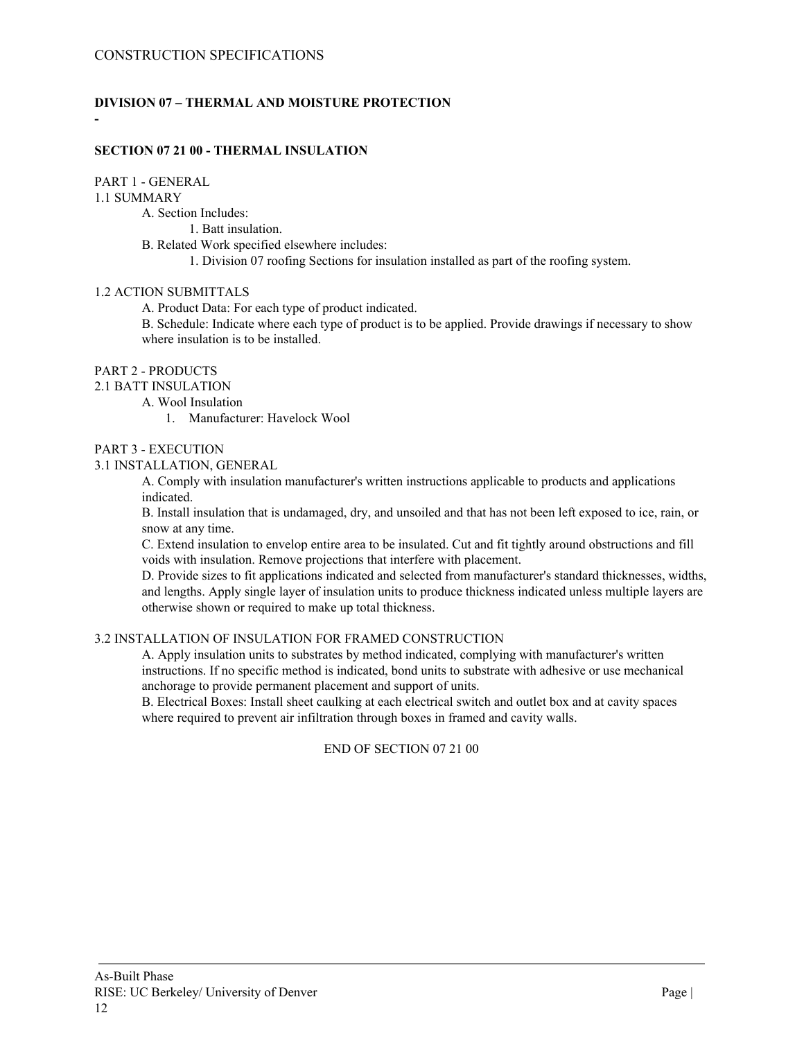CONSTRUCTION SPECIFICATIONS

**DIVISION 07 – THERMAL AND MOISTURE PROTECTION**

**-**

**SECTION 07 21 00 - THERMAL INSULATION**

PART 1 - GENERAL

1.1 SUMMARY

- A. Section Includes:
  - 1. Batt insulation.
- B. Related Work specified elsewhere includes:
  - 1. Division 07 roofing Sections for insulation installed as part of the roofing system.

1.2 ACTION SUBMITTALS

- A. Product Data: For each type of product indicated.
- B. Schedule: Indicate where each type of product is to be applied. Provide drawings if necessary to show where insulation is to be installed.

PART 2 - PRODUCTS

2.1 BATT INSULATION

- A. Wool Insulation
  1. Manufacturer: Havelock Wool

PART 3 - EXECUTION

3.1 INSTALLATION, GENERAL

- A. Comply with insulation manufacturer's written instructions applicable to products and applications indicated.
- B. Install insulation that is undamaged, dry, and unsoiled and that has not been left exposed to ice, rain, or snow at any time.
- C. Extend insulation to envelop entire area to be insulated. Cut and fit tightly around obstructions and fill voids with insulation. Remove projections that interfere with placement.
- D. Provide sizes to fit applications indicated and selected from manufacturer's standard thicknesses, widths, and lengths. Apply single layer of insulation units to produce thickness indicated unless multiple layers are otherwise shown or required to make up total thickness.

3.2 INSTALLATION OF INSULATION FOR FRAMED CONSTRUCTION

- A. Apply insulation units to substrates by method indicated, complying with manufacturer's written instructions. If no specific method is indicated, bond units to substrate with adhesive or use mechanical anchorage to provide permanent placement and support of units.
- B. Electrical Boxes: Install sheet caulking at each electrical switch and outlet box and at cavity spaces where required to prevent air infiltration through boxes in framed and cavity walls.

END OF SECTION 07 21 00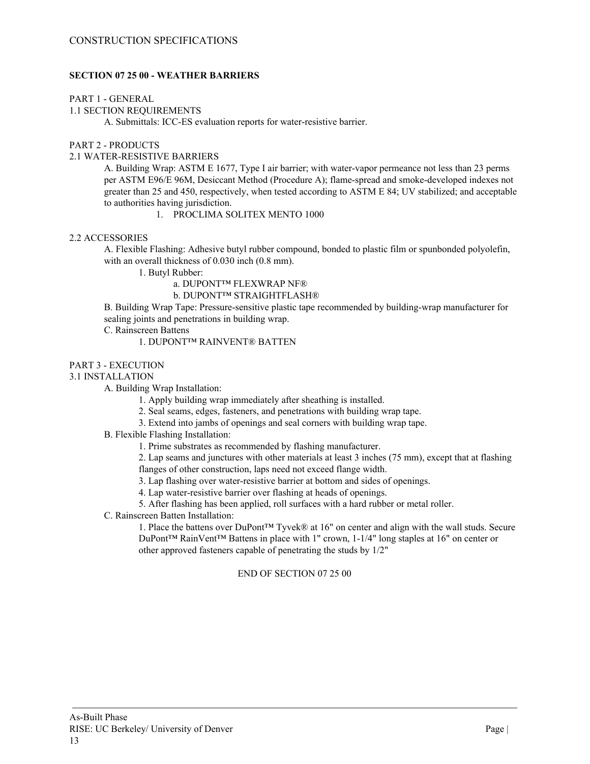CONSTRUCTION SPECIFICATIONS

## SECTION 07 25 00 - WEATHER BARRIERS

PART 1 - GENERAL

1.1 SECTION REQUIREMENTS

A. Submittals: ICC-ES evaluation reports for water-resistive barrier.

PART 2 - PRODUCTS

2.1 WATER-RESISTIVE BARRIERS

A. Building Wrap: ASTM E 1677, Type I air barrier; with water-vapor permeance not less than 23 perms per ASTM E96/E 96M, Desiccant Method (Procedure A); flame-spread and smoke-developed indexes not greater than 25 and 450, respectively, when tested according to ASTM E 84; UV stabilized; and acceptable to authorities having jurisdiction.

1. PROCLIMA SOLITEX MENTO 1000

2.2 ACCESSORIES

A. Flexible Flashing: Adhesive butyl rubber compound, bonded to plastic film or spunbonded polyolefin, with an overall thickness of 0.030 inch (0.8 mm).

1. Butyl Rubber:
   - a. DUPONT™ FLEXWRAP NF®
   - b. DUPONT™ STRAIGHTFLASH®

B. Building Wrap Tape: Pressure-sensitive plastic tape recommended by building-wrap manufacturer for sealing joints and penetrations in building wrap.

C. Rainscreen Battens

1. DUPONT™ RAINVENT® BATTEN

PART 3 - EXECUTION

3.1 INSTALLATION

A. Building Wrap Installation:

1. Apply building wrap immediately after sheathing is installed.
2. Seal seams, edges, fasteners, and penetrations with building wrap tape.
3. Extend into jambs of openings and seal corners with building wrap tape.

B. Flexible Flashing Installation:

1. Prime substrates as recommended by flashing manufacturer.
2. Lap seams and junctures with other materials at least 3 inches (75 mm), except that at flashing flanges of other construction, laps need not exceed flange width.
3. Lap flashing over water-resistive barrier at bottom and sides of openings.
4. Lap water-resistive barrier over flashing at heads of openings.
5. After flashing has been applied, roll surfaces with a hard rubber or metal roller.

C. Rainscreen Batten Installation:

1. Place the battens over DuPont™ Tyvek® at 16" on center and align with the wall studs. Secure DuPont™ RainVent™ Battens in place with 1" crown, 1-1/4" long staples at 16" on center or other approved fasteners capable of penetrating the studs by 1/2"

END OF SECTION 07 25 00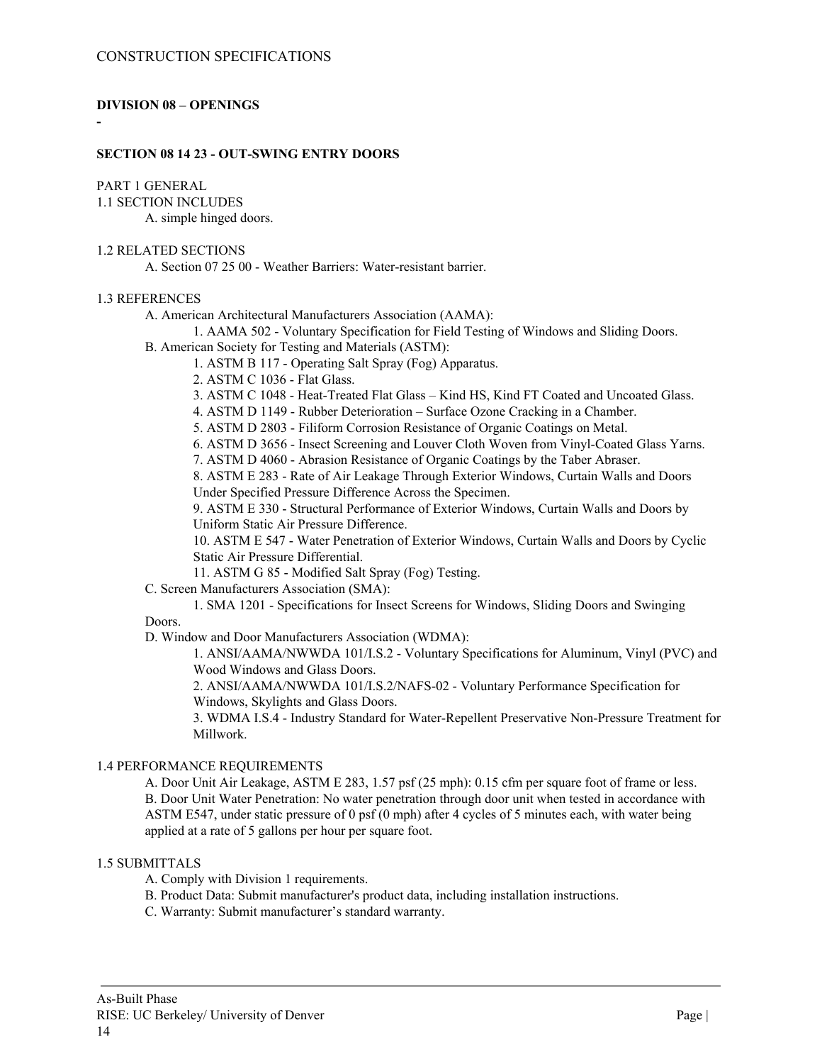CONSTRUCTION SPECIFICATIONS

**DIVISION 08 – OPENINGS**

-

**SECTION 08 14 23 - OUT-SWING ENTRY DOORS**

PART 1 GENERAL

1.1 SECTION INCLUDES

A. simple hinged doors.

1.2 RELATED SECTIONS

A. Section 07 25 00 - Weather Barriers: Water-resistant barrier.

1.3 REFERENCES

A. American Architectural Manufacturers Association (AAMA):

1. AAMA 502 - Voluntary Specification for Field Testing of Windows and Sliding Doors.

B. American Society for Testing and Materials (ASTM):

1. ASTM B 117 - Operating Salt Spray (Fog) Apparatus.
2. ASTM C 1036 - Flat Glass.
3. ASTM C 1048 - Heat-Treated Flat Glass – Kind HS, Kind FT Coated and Uncoated Glass.
4. ASTM D 1149 - Rubber Deterioration – Surface Ozone Cracking in a Chamber.
5. ASTM D 2803 - Filiform Corrosion Resistance of Organic Coatings on Metal.
6. ASTM D 3656 - Insect Screening and Louver Cloth Woven from Vinyl-Coated Glass Yarns.
7. ASTM D 4060 - Abrasion Resistance of Organic Coatings by the Taber Abraser.
8. ASTM E 283 - Rate of Air Leakage Through Exterior Windows, Curtain Walls and Doors Under Specified Pressure Difference Across the Specimen.
9. ASTM E 330 - Structural Performance of Exterior Windows, Curtain Walls and Doors by Uniform Static Air Pressure Difference.
10. ASTM E 547 - Water Penetration of Exterior Windows, Curtain Walls and Doors by Cyclic Static Air Pressure Differential.
11. ASTM G 85 - Modified Salt Spray (Fog) Testing.

C. Screen Manufacturers Association (SMA):

1. SMA 1201 - Specifications for Insect Screens for Windows, Sliding Doors and Swinging Doors.

D. Window and Door Manufacturers Association (WDMA):

1. ANSI/AAMA/NWWDA 101/I.S.2 - Voluntary Specifications for Aluminum, Vinyl (PVC) and Wood Windows and Glass Doors.
2. ANSI/AAMA/NWWDA 101/I.S.2/NAFS-02 - Voluntary Performance Specification for Windows, Skylights and Glass Doors.
3. WDMA I.S.4 - Industry Standard for Water-Repellent Preservative Non-Pressure Treatment for Millwork.

1.4 PERFORMANCE REQUIREMENTS

A. Door Unit Air Leakage, ASTM E 283, 1.57 psf (25 mph): 0.15 cfm per square foot of frame or less.

B. Door Unit Water Penetration: No water penetration through door unit when tested in accordance with ASTM E547, under static pressure of 0 psf (0 mph) after 4 cycles of 5 minutes each, with water being applied at a rate of 5 gallons per hour per square foot.

1.5 SUBMITTALS

A. Comply with Division 1 requirements.

B. Product Data: Submit manufacturer's product data, including installation instructions.

C. Warranty: Submit manufacturer's standard warranty.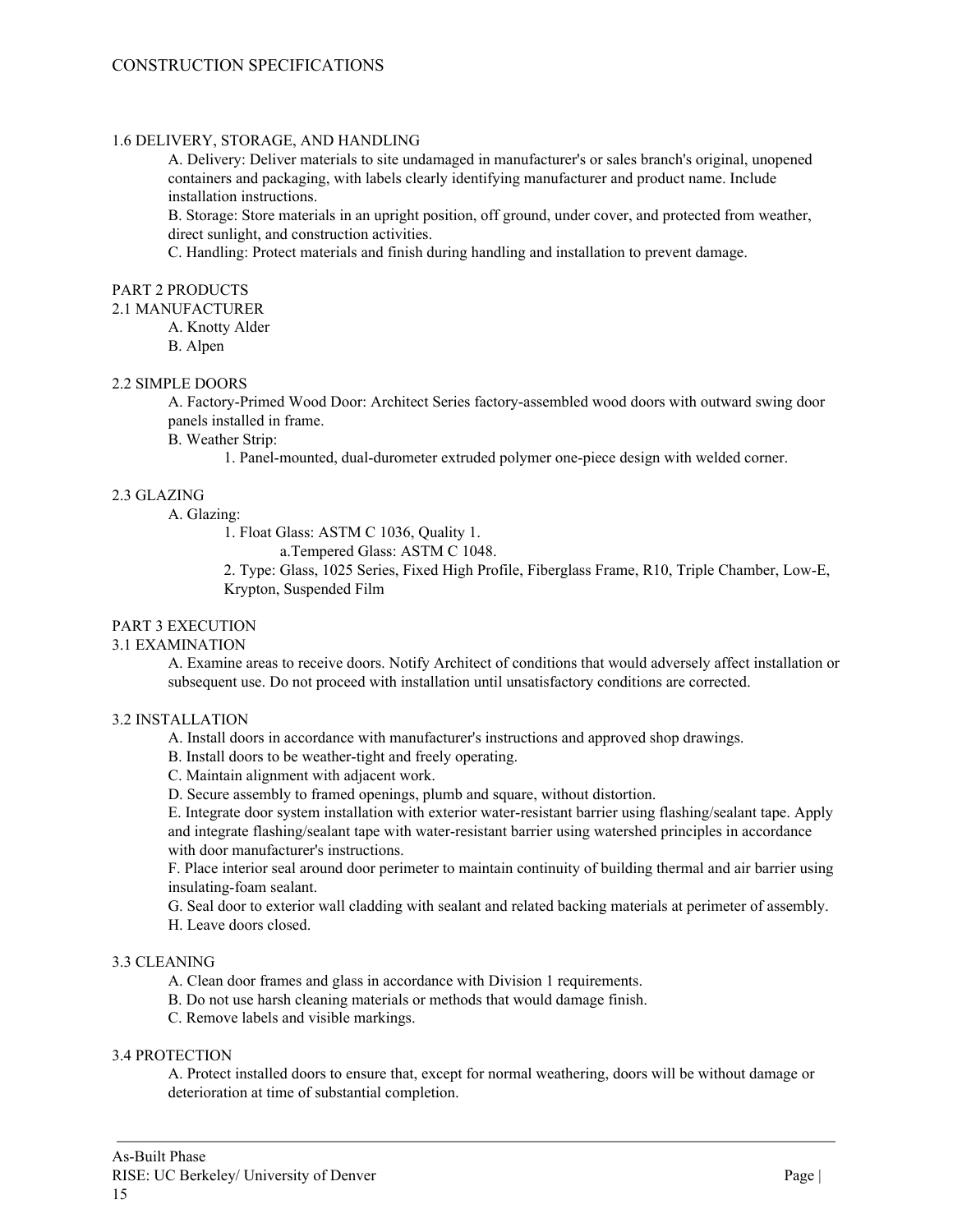## 1.6 DELIVERY, STORAGE, AND HANDLING

A. Delivery: Deliver materials to site undamaged in manufacturer's or sales branch's original, unopened containers and packaging, with labels clearly identifying manufacturer and product name. Include installation instructions.

B. Storage: Store materials in an upright position, off ground, under cover, and protected from weather, direct sunlight, and construction activities.

C. Handling: Protect materials and finish during handling and installation to prevent damage.

# PART 2 PRODUCTS

## 2.1 MANUFACTURER

A. Knotty Alder

B. Alpen

## 2.2 SIMPLE DOORS

A. Factory-Primed Wood Door: Architect Series factory-assembled wood doors with outward swing door panels installed in frame.

B. Weather Strip:

1. Panel-mounted, dual-durometer extruded polymer one-piece design with welded corner.

## 2.3 GLAZING

A. Glazing:

1. Float Glass: ASTM C 1036, Quality 1.
   a.Tempered Glass: ASTM C 1048.
2. Type: Glass, 1025 Series, Fixed High Profile, Fiberglass Frame, R10, Triple Chamber, Low-E, Krypton, Suspended Film

# PART 3 EXECUTION

## 3.1 EXAMINATION

A. Examine areas to receive doors. Notify Architect of conditions that would adversely affect installation or subsequent use. Do not proceed with installation until unsatisfactory conditions are corrected.

## 3.2 INSTALLATION

A. Install doors in accordance with manufacturer's instructions and approved shop drawings.

B. Install doors to be weather-tight and freely operating.

C. Maintain alignment with adjacent work.

D. Secure assembly to framed openings, plumb and square, without distortion.

E. Integrate door system installation with exterior water-resistant barrier using flashing/sealant tape. Apply and integrate flashing/sealant tape with water-resistant barrier using watershed principles in accordance with door manufacturer's instructions.

F. Place interior seal around door perimeter to maintain continuity of building thermal and air barrier using insulating-foam sealant.

G. Seal door to exterior wall cladding with sealant and related backing materials at perimeter of assembly.

H. Leave doors closed.

## 3.3 CLEANING

A. Clean door frames and glass in accordance with Division 1 requirements.

B. Do not use harsh cleaning materials or methods that would damage finish.

C. Remove labels and visible markings.

## 3.4 PROTECTION

A. Protect installed doors to ensure that, except for normal weathering, doors will be without damage or deterioration at time of substantial completion.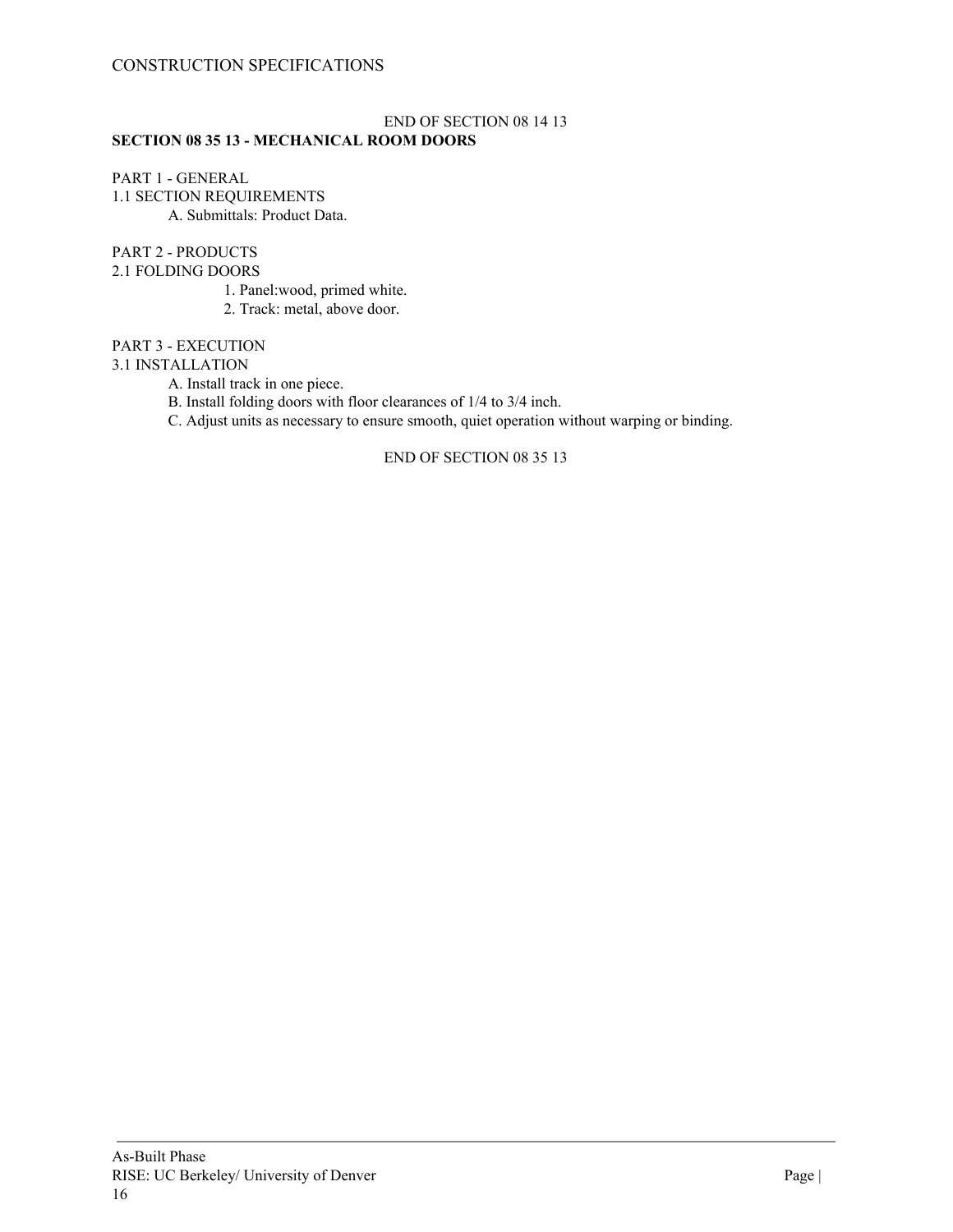END OF SECTION 08 14 13

## SECTION 08 35 13 - MECHANICAL ROOM DOORS

PART 1 - GENERAL

1.1 SECTION REQUIREMENTS

A. Submittals: Product Data.

PART 2 - PRODUCTS

2.1 FOLDING DOORS

1. Panel:wood, primed white.
2. Track: metal, above door.

PART 3 - EXECUTION

3.1 INSTALLATION

A. Install track in one piece.

B. Install folding doors with floor clearances of 1/4 to 3/4 inch.

C. Adjust units as necessary to ensure smooth, quiet operation without warping or binding.

END OF SECTION 08 35 13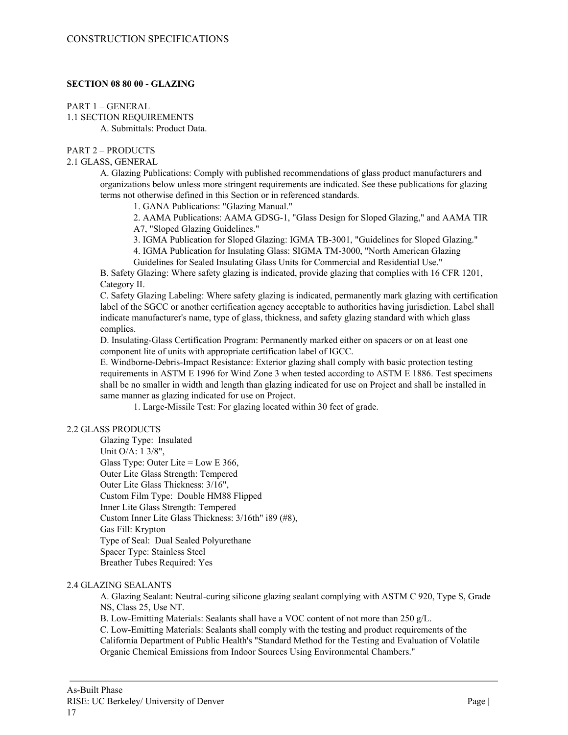## SECTION 08 80 00 - GLAZING

PART 1 – GENERAL

1.1 SECTION REQUIREMENTS

A. Submittals: Product Data.

PART 2 – PRODUCTS

2.1 GLASS, GENERAL

A. Glazing Publications: Comply with published recommendations of glass product manufacturers and organizations below unless more stringent requirements are indicated. See these publications for glazing terms not otherwise defined in this Section or in referenced standards.

1. GANA Publications: "Glazing Manual."
2. AAMA Publications: AAMA GDSG-1, "Glass Design for Sloped Glazing," and AAMA TIR A7, "Sloped Glazing Guidelines."
3. IGMA Publication for Sloped Glazing: IGMA TB-3001, "Guidelines for Sloped Glazing."
4. IGMA Publication for Insulating Glass: SIGMA TM-3000, "North American Glazing Guidelines for Sealed Insulating Glass Units for Commercial and Residential Use."

B. Safety Glazing: Where safety glazing is indicated, provide glazing that complies with 16 CFR 1201, Category II.

C. Safety Glazing Labeling: Where safety glazing is indicated, permanently mark glazing with certification label of the SGCC or another certification agency acceptable to authorities having jurisdiction. Label shall indicate manufacturer's name, type of glass, thickness, and safety glazing standard with which glass complies.

D. Insulating-Glass Certification Program: Permanently marked either on spacers or on at least one component lite of units with appropriate certification label of IGCC.

E. Windborne-Debris-Impact Resistance: Exterior glazing shall comply with basic protection testing requirements in ASTM E 1996 for Wind Zone 3 when tested according to ASTM E 1886. Test specimens shall be no smaller in width and length than glazing indicated for use on Project and shall be installed in same manner as glazing indicated for use on Project.

1. Large-Missile Test: For glazing located within 30 feet of grade.

2.2 GLASS PRODUCTS

Glazing Type: Insulated
Unit O/A: 1 3/8",
Glass Type: Outer Lite = Low E 366,
Outer Lite Glass Strength: Tempered
Outer Lite Glass Thickness: 3/16",
Custom Film Type: Double HM88 Flipped
Inner Lite Glass Strength: Tempered
Custom Inner Lite Glass Thickness: 3/16th" i89 (#8),
Gas Fill: Krypton
Type of Seal: Dual Sealed Polyurethane
Spacer Type: Stainless Steel
Breather Tubes Required: Yes

2.4 GLAZING SEALANTS

A. Glazing Sealant: Neutral-curing silicone glazing sealant complying with ASTM C 920, Type S, Grade NS, Class 25, Use NT.

B. Low-Emitting Materials: Sealants shall have a VOC content of not more than 250 g/L.

C. Low-Emitting Materials: Sealants shall comply with the testing and product requirements of the California Department of Public Health's "Standard Method for the Testing and Evaluation of Volatile Organic Chemical Emissions from Indoor Sources Using Environmental Chambers."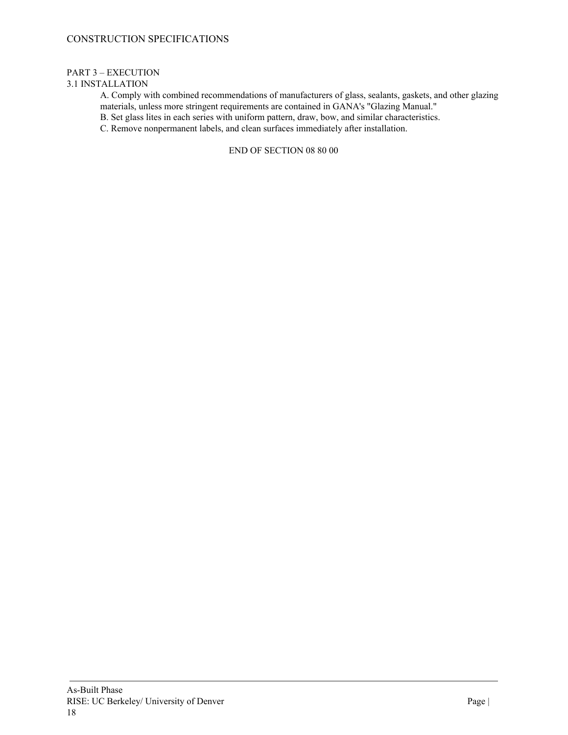## PART 3 – EXECUTION

### 3.1 INSTALLATION

A. Comply with combined recommendations of manufacturers of glass, sealants, gaskets, and other glazing materials, unless more stringent requirements are contained in GANA's "Glazing Manual."

B. Set glass lites in each series with uniform pattern, draw, bow, and similar characteristics.

C. Remove nonpermanent labels, and clean surfaces immediately after installation.

END OF SECTION 08 80 00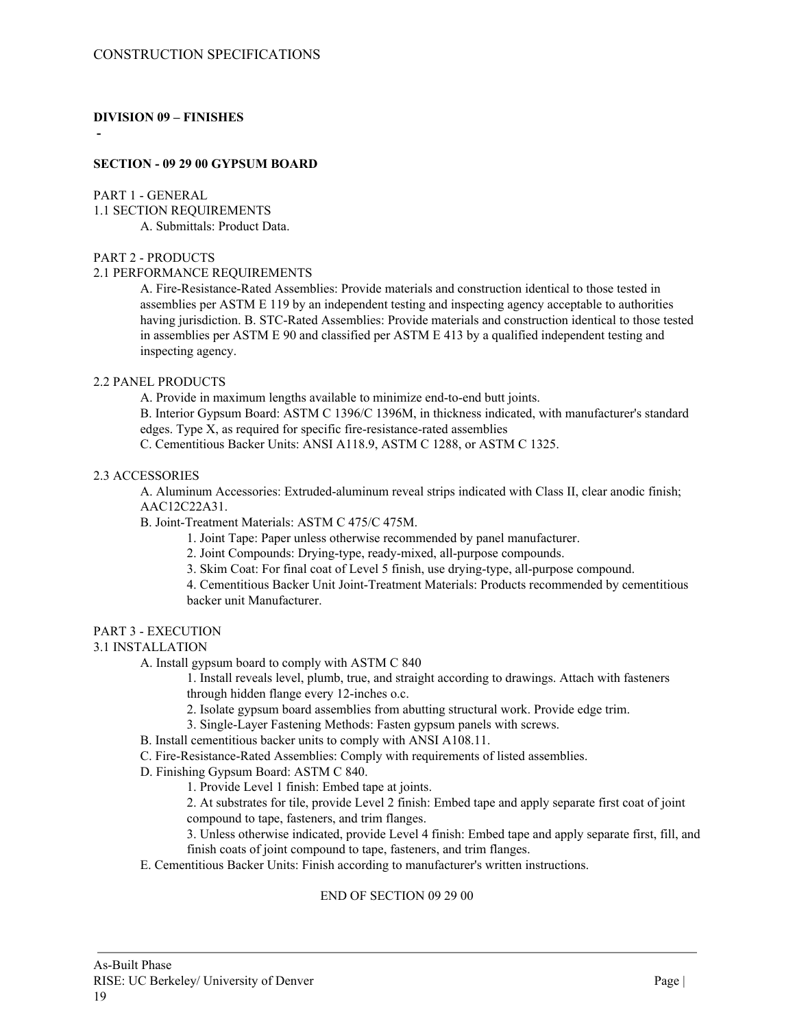CONSTRUCTION SPECIFICATIONS

**DIVISION 09 – FINISHES**

-

**SECTION - 09 29 00 GYPSUM BOARD**

PART 1 - GENERAL

1.1 SECTION REQUIREMENTS

A. Submittals: Product Data.

PART 2 - PRODUCTS

2.1 PERFORMANCE REQUIREMENTS

A. Fire-Resistance-Rated Assemblies: Provide materials and construction identical to those tested in assemblies per ASTM E 119 by an independent testing and inspecting agency acceptable to authorities having jurisdiction. B. STC-Rated Assemblies: Provide materials and construction identical to those tested in assemblies per ASTM E 90 and classified per ASTM E 413 by a qualified independent testing and inspecting agency.

2.2 PANEL PRODUCTS

A. Provide in maximum lengths available to minimize end-to-end butt joints.

B. Interior Gypsum Board: ASTM C 1396/C 1396M, in thickness indicated, with manufacturer's standard edges. Type X, as required for specific fire-resistance-rated assemblies

C. Cementitious Backer Units: ANSI A118.9, ASTM C 1288, or ASTM C 1325.

2.3 ACCESSORIES

A. Aluminum Accessories: Extruded-aluminum reveal strips indicated with Class II, clear anodic finish; AAC12C22A31.

B. Joint-Treatment Materials: ASTM C 475/C 475M.

1. Joint Tape: Paper unless otherwise recommended by panel manufacturer.
2. Joint Compounds: Drying-type, ready-mixed, all-purpose compounds.
3. Skim Coat: For final coat of Level 5 finish, use drying-type, all-purpose compound.
4. Cementitious Backer Unit Joint-Treatment Materials: Products recommended by cementitious backer unit Manufacturer.

PART 3 - EXECUTION

3.1 INSTALLATION

A. Install gypsum board to comply with ASTM C 840

1. Install reveals level, plumb, true, and straight according to drawings. Attach with fasteners through hidden flange every 12-inches o.c.
2. Isolate gypsum board assemblies from abutting structural work. Provide edge trim.
3. Single-Layer Fastening Methods: Fasten gypsum panels with screws.

B. Install cementitious backer units to comply with ANSI A108.11.

C. Fire-Resistance-Rated Assemblies: Comply with requirements of listed assemblies.

D. Finishing Gypsum Board: ASTM C 840.

1. Provide Level 1 finish: Embed tape at joints.
2. At substrates for tile, provide Level 2 finish: Embed tape and apply separate first coat of joint compound to tape, fasteners, and trim flanges.
3. Unless otherwise indicated, provide Level 4 finish: Embed tape and apply separate first, fill, and finish coats of joint compound to tape, fasteners, and trim flanges.

E. Cementitious Backer Units: Finish according to manufacturer's written instructions.

END OF SECTION 09 29 00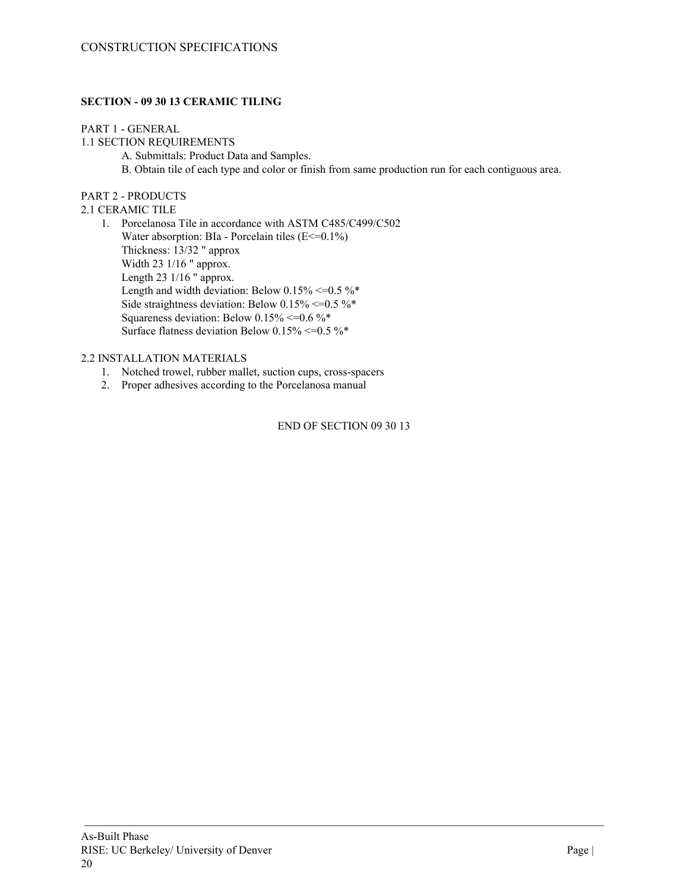## SECTION - 09 30 13 CERAMIC TILING

PART 1 - GENERAL

1.1 SECTION REQUIREMENTS

A. Submittals: Product Data and Samples.

B. Obtain tile of each type and color or finish from same production run for each contiguous area.

PART 2 - PRODUCTS

2.1 CERAMIC TILE

1. Porcelanosa Tile in accordance with ASTM C485/C499/C502
   Water absorption: BIa - Porcelain tiles (E<=0.1%)
   Thickness: 13/32 " approx
   Width 23 1/16 " approx.
   Length 23 1/16 " approx.
   Length and width deviation: Below 0.15% <=0.5 %*
   Side straightness deviation: Below 0.15% <=0.5 %*
   Squareness deviation: Below 0.15% <=0.6 %*
   Surface flatness deviation Below 0.15% <=0.5 %*

2.2 INSTALLATION MATERIALS

1. Notched trowel, rubber mallet, suction cups, cross-spacers
2. Proper adhesives according to the Porcelanosa manual

END OF SECTION 09 30 13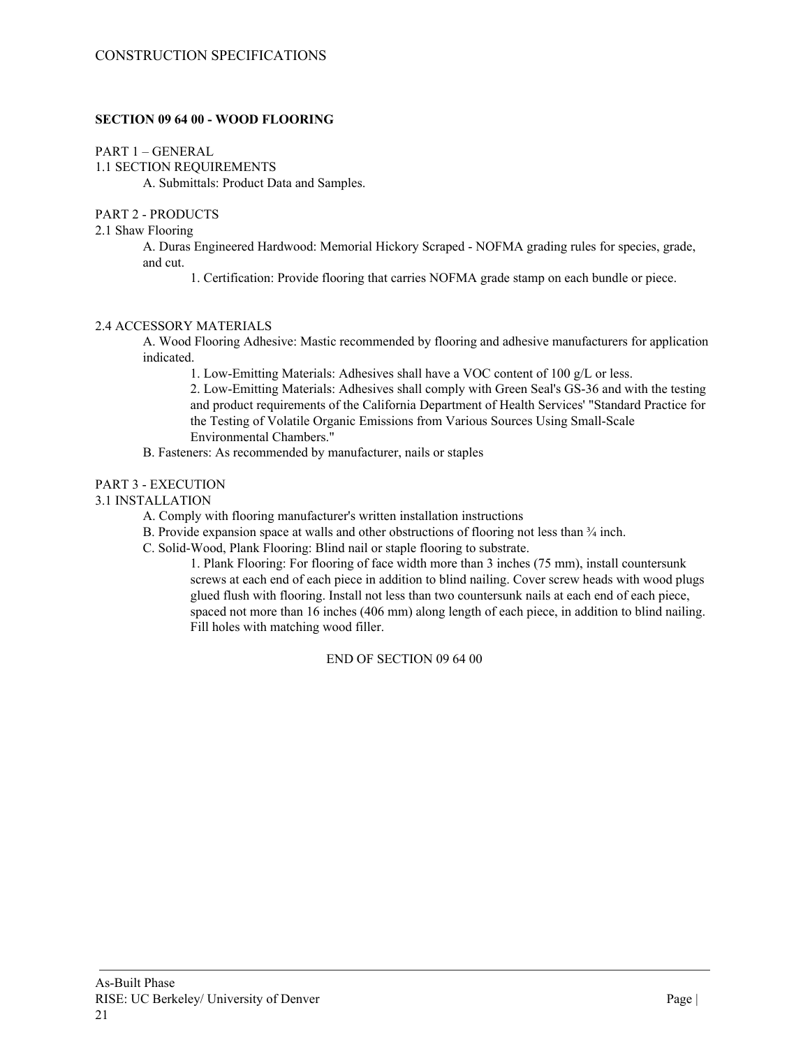**SECTION 09 64 00 - WOOD FLOORING**

PART 1 – GENERAL

1.1 SECTION REQUIREMENTS

A. Submittals: Product Data and Samples.

PART 2 - PRODUCTS

2.1 Shaw Flooring

A. Duras Engineered Hardwood: Memorial Hickory Scraped - NOFMA grading rules for species, grade, and cut.

1. Certification: Provide flooring that carries NOFMA grade stamp on each bundle or piece.

2.4 ACCESSORY MATERIALS

A. Wood Flooring Adhesive: Mastic recommended by flooring and adhesive manufacturers for application indicated.

1. Low-Emitting Materials: Adhesives shall have a VOC content of 100 g/L or less.

2. Low-Emitting Materials: Adhesives shall comply with Green Seal's GS-36 and with the testing and product requirements of the California Department of Health Services' "Standard Practice for the Testing of Volatile Organic Emissions from Various Sources Using Small-Scale Environmental Chambers."

B. Fasteners: As recommended by manufacturer, nails or staples

PART 3 - EXECUTION

3.1 INSTALLATION

A. Comply with flooring manufacturer's written installation instructions

B. Provide expansion space at walls and other obstructions of flooring not less than ¾ inch.

C. Solid-Wood, Plank Flooring: Blind nail or staple flooring to substrate.

1. Plank Flooring: For flooring of face width more than 3 inches (75 mm), install countersunk screws at each end of each piece in addition to blind nailing. Cover screw heads with wood plugs glued flush with flooring. Install not less than two countersunk nails at each end of each piece, spaced not more than 16 inches (406 mm) along length of each piece, in addition to blind nailing. Fill holes with matching wood filler.

END OF SECTION 09 64 00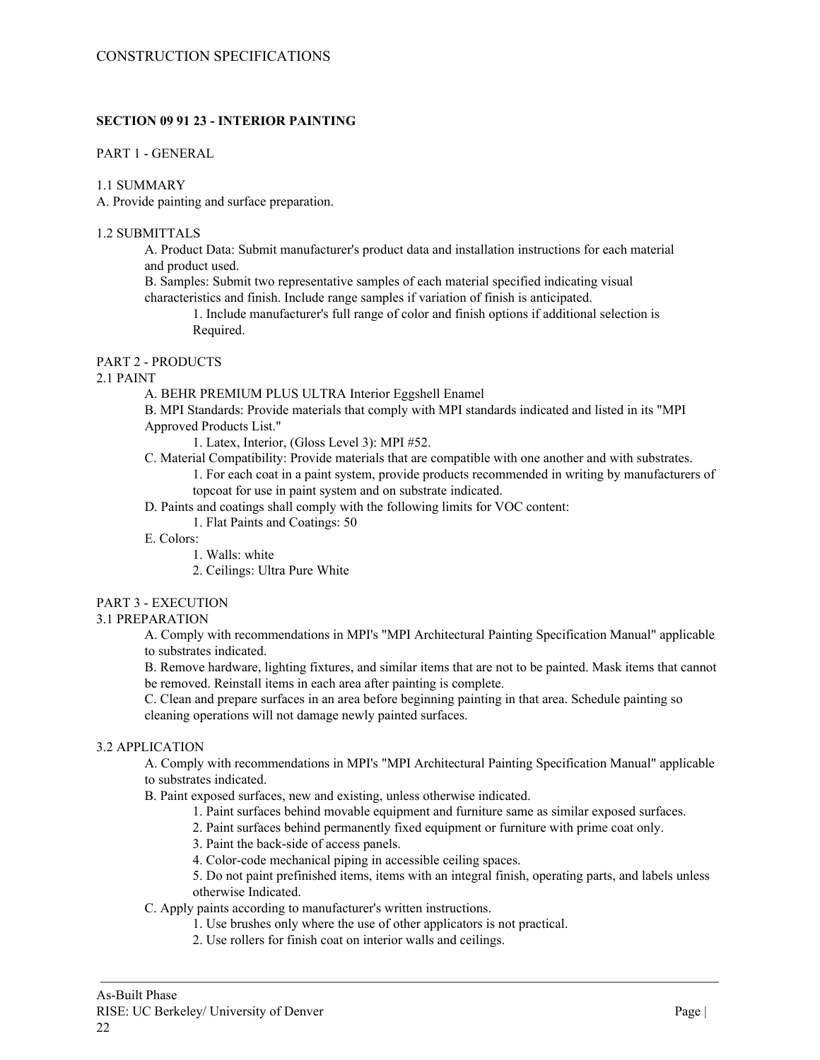## SECTION 09 91 23 - INTERIOR PAINTING

PART 1 - GENERAL

1.1 SUMMARY

A. Provide painting and surface preparation.

1.2 SUBMITTALS

- A. Product Data: Submit manufacturer's product data and installation instructions for each material and product used.
- B. Samples: Submit two representative samples of each material specified indicating visual characteristics and finish. Include range samples if variation of finish is anticipated.
  1. Include manufacturer's full range of color and finish options if additional selection is Required.

PART 2 - PRODUCTS

2.1 PAINT

- A. BEHR PREMIUM PLUS ULTRA Interior Eggshell Enamel
- B. MPI Standards: Provide materials that comply with MPI standards indicated and listed in its "MPI Approved Products List."
  1. Latex, Interior, (Gloss Level 3): MPI #52.
- C. Material Compatibility: Provide materials that are compatible with one another and with substrates.
  1. For each coat in a paint system, provide products recommended in writing by manufacturers of topcoat for use in paint system and on substrate indicated.
- D. Paints and coatings shall comply with the following limits for VOC content:
  1. Flat Paints and Coatings: 50
- E. Colors:
  1. Walls: white
  2. Ceilings: Ultra Pure White

PART 3 - EXECUTION

3.1 PREPARATION

- A. Comply with recommendations in MPI's "MPI Architectural Painting Specification Manual" applicable to substrates indicated.
- B. Remove hardware, lighting fixtures, and similar items that are not to be painted. Mask items that cannot be removed. Reinstall items in each area after painting is complete.
- C. Clean and prepare surfaces in an area before beginning painting in that area. Schedule painting so cleaning operations will not damage newly painted surfaces.

3.2 APPLICATION

- A. Comply with recommendations in MPI's "MPI Architectural Painting Specification Manual" applicable to substrates indicated.
- B. Paint exposed surfaces, new and existing, unless otherwise indicated.
  1. Paint surfaces behind movable equipment and furniture same as similar exposed surfaces.
  2. Paint surfaces behind permanently fixed equipment or furniture with prime coat only.
  3. Paint the back-side of access panels.
  4. Color-code mechanical piping in accessible ceiling spaces.
  5. Do not paint prefinished items, items with an integral finish, operating parts, and labels unless otherwise Indicated.
- C. Apply paints according to manufacturer's written instructions.
  1. Use brushes only where the use of other applicators is not practical.
  2. Use rollers for finish coat on interior walls and ceilings.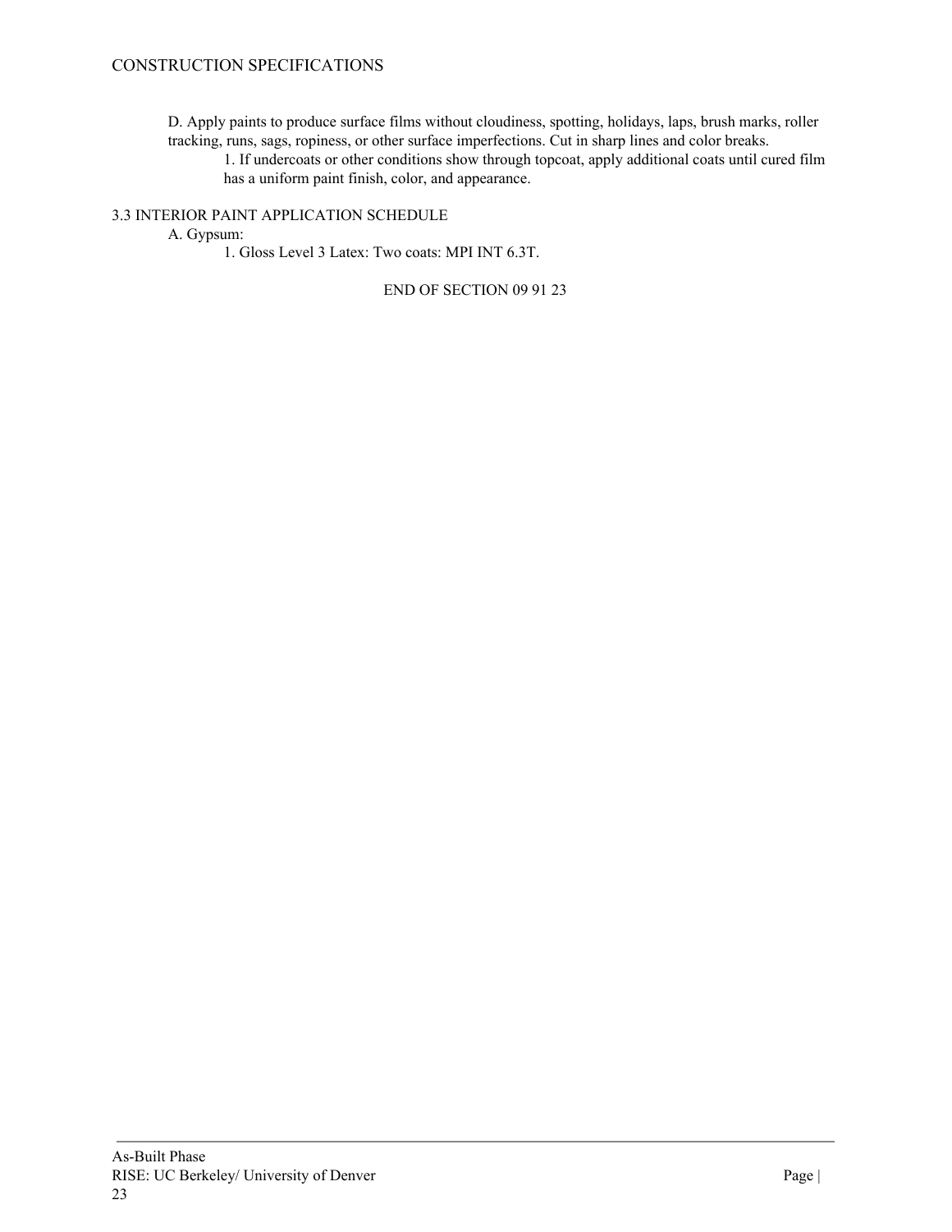D. Apply paints to produce surface films without cloudiness, spotting, holidays, laps, brush marks, roller tracking, runs, sags, ropiness, or other surface imperfections. Cut in sharp lines and color breaks.

1. If undercoats or other conditions show through topcoat, apply additional coats until cured film has a uniform paint finish, color, and appearance.

## 3.3 INTERIOR PAINT APPLICATION SCHEDULE

A. Gypsum:

1. Gloss Level 3 Latex: Two coats: MPI INT 6.3T.

END OF SECTION 09 91 23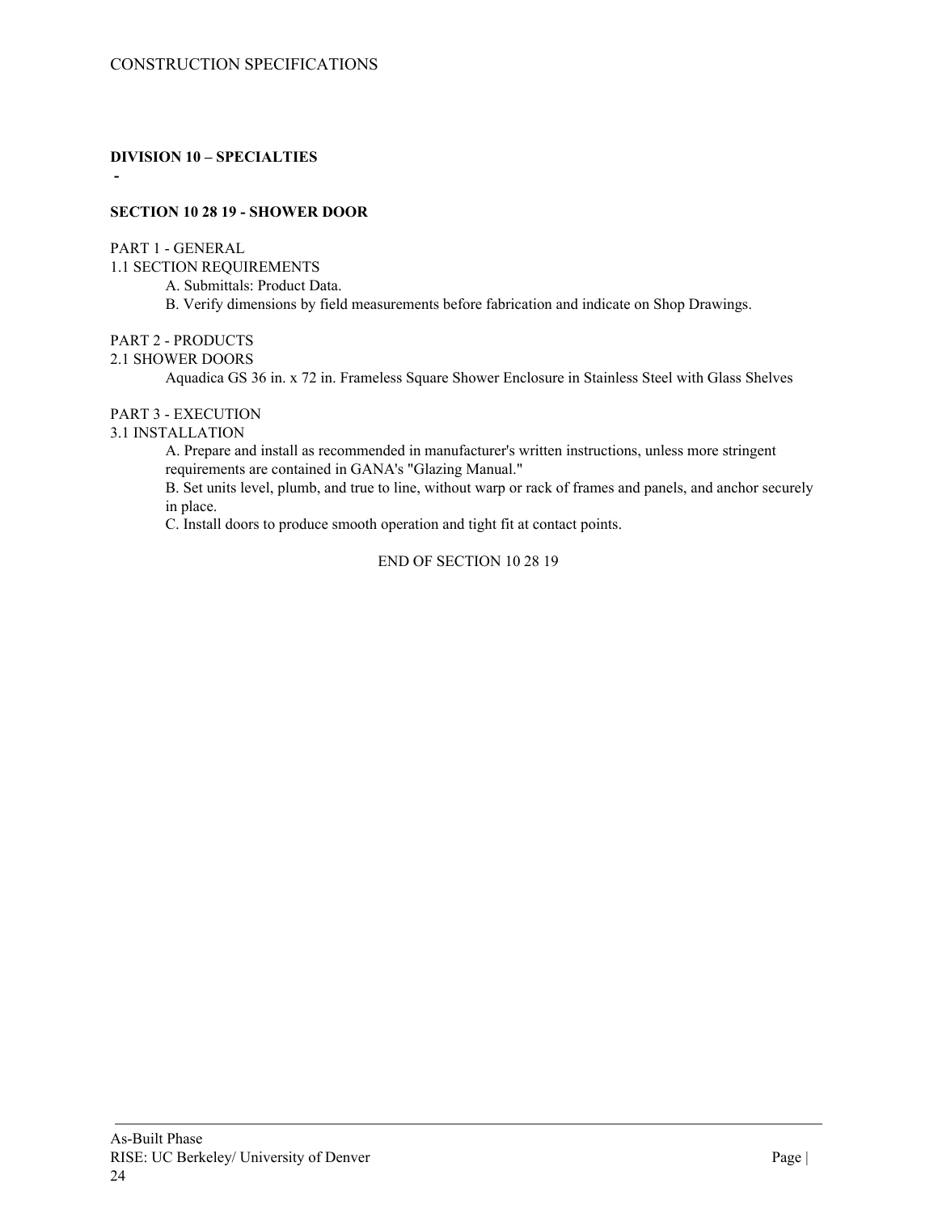## DIVISION 10 – SPECIALTIES

-

### SECTION 10 28 19 - SHOWER DOOR

PART 1 - GENERAL

1.1 SECTION REQUIREMENTS

A. Submittals: Product Data.

B. Verify dimensions by field measurements before fabrication and indicate on Shop Drawings.

PART 2 - PRODUCTS

2.1 SHOWER DOORS

Aquadica GS 36 in. x 72 in. Frameless Square Shower Enclosure in Stainless Steel with Glass Shelves

PART 3 - EXECUTION

3.1 INSTALLATION

A. Prepare and install as recommended in manufacturer's written instructions, unless more stringent requirements are contained in GANA's "Glazing Manual."

B. Set units level, plumb, and true to line, without warp or rack of frames and panels, and anchor securely in place.

C. Install doors to produce smooth operation and tight fit at contact points.

END OF SECTION 10 28 19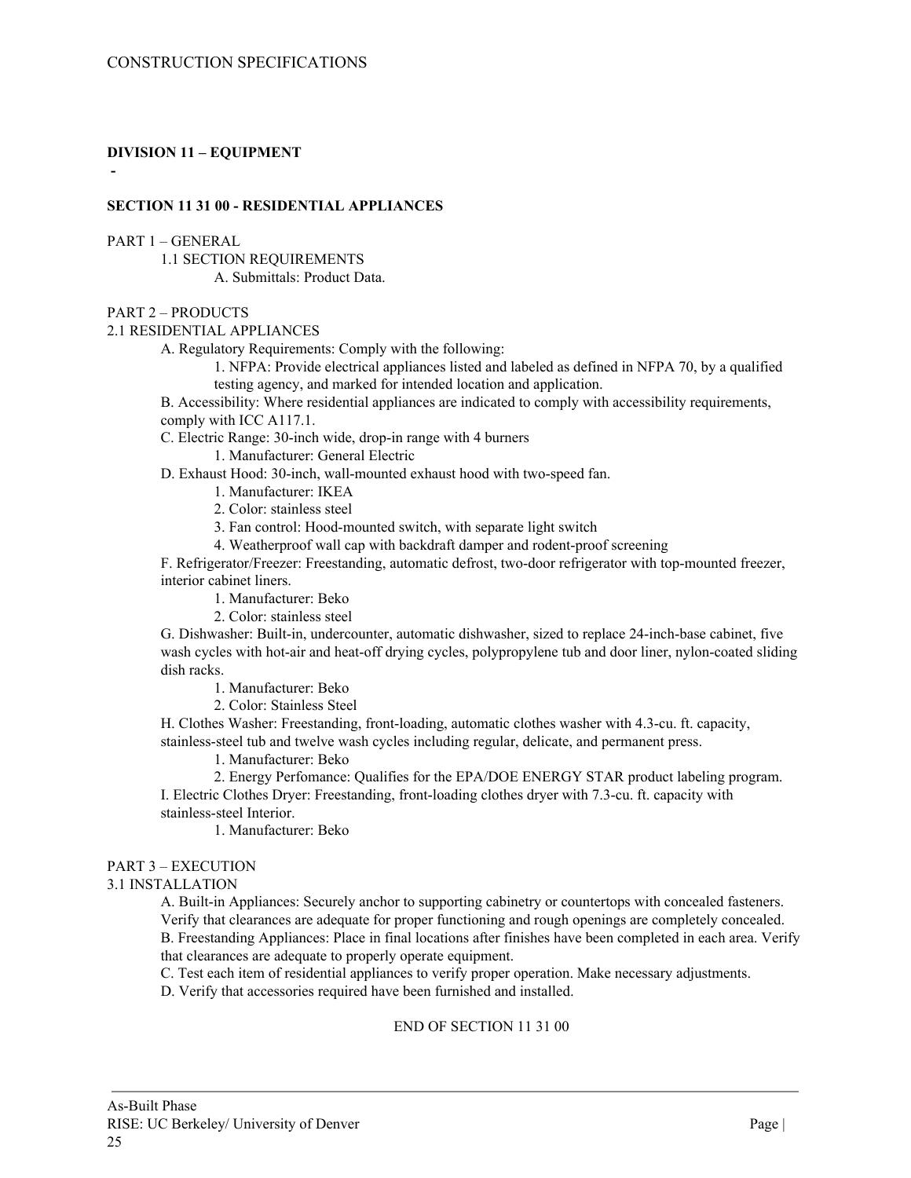## DIVISION 11 – EQUIPMENT

-

### SECTION 11 31 00 - RESIDENTIAL APPLIANCES

PART 1 – GENERAL

1.1 SECTION REQUIREMENTS

A. Submittals: Product Data.

PART 2 – PRODUCTS

2.1 RESIDENTIAL APPLIANCES

A. Regulatory Requirements: Comply with the following:

1. NFPA: Provide electrical appliances listed and labeled as defined in NFPA 70, by a qualified testing agency, and marked for intended location and application.

B. Accessibility: Where residential appliances are indicated to comply with accessibility requirements, comply with ICC A117.1.

C. Electric Range: 30-inch wide, drop-in range with 4 burners

1. Manufacturer: General Electric

D. Exhaust Hood: 30-inch, wall-mounted exhaust hood with two-speed fan.

1. Manufacturer: IKEA
2. Color: stainless steel
3. Fan control: Hood-mounted switch, with separate light switch
4. Weatherproof wall cap with backdraft damper and rodent-proof screening

F. Refrigerator/Freezer: Freestanding, automatic defrost, two-door refrigerator with top-mounted freezer, interior cabinet liners.

1. Manufacturer: Beko
2. Color: stainless steel

G. Dishwasher: Built-in, undercounter, automatic dishwasher, sized to replace 24-inch-base cabinet, five wash cycles with hot-air and heat-off drying cycles, polypropylene tub and door liner, nylon-coated sliding dish racks.

1. Manufacturer: Beko
2. Color: Stainless Steel

H. Clothes Washer: Freestanding, front-loading, automatic clothes washer with 4.3-cu. ft. capacity, stainless-steel tub and twelve wash cycles including regular, delicate, and permanent press.

1. Manufacturer: Beko
2. Energy Perfomance: Qualifies for the EPA/DOE ENERGY STAR product labeling program.

I. Electric Clothes Dryer: Freestanding, front-loading clothes dryer with 7.3-cu. ft. capacity with stainless-steel Interior.

1. Manufacturer: Beko

PART 3 – EXECUTION

3.1 INSTALLATION

A. Built-in Appliances: Securely anchor to supporting cabinetry or countertops with concealed fasteners. Verify that clearances are adequate for proper functioning and rough openings are completely concealed.

B. Freestanding Appliances: Place in final locations after finishes have been completed in each area. Verify that clearances are adequate to properly operate equipment.

C. Test each item of residential appliances to verify proper operation. Make necessary adjustments.

D. Verify that accessories required have been furnished and installed.

END OF SECTION 11 31 00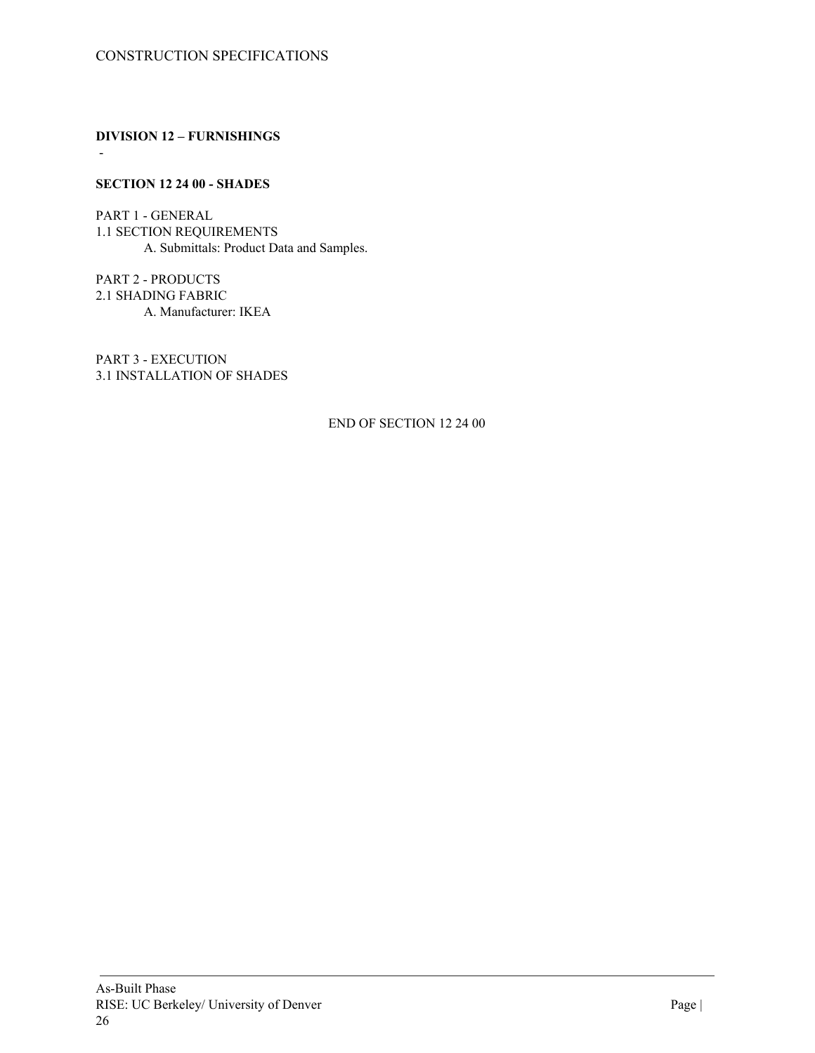**DIVISION 12 – FURNISHINGS**

-

**SECTION 12 24 00 - SHADES**

PART 1 - GENERAL
1.1 SECTION REQUIREMENTS
A. Submittals: Product Data and Samples.

PART 2 - PRODUCTS
2.1 SHADING FABRIC
A. Manufacturer: IKEA

PART 3 - EXECUTION
3.1 INSTALLATION OF SHADES

END OF SECTION 12 24 00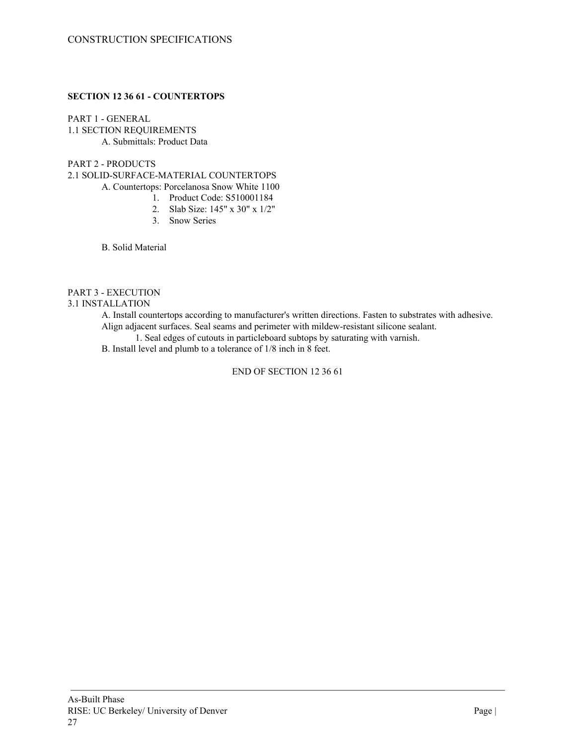## SECTION 12 36 61 - COUNTERTOPS

PART 1 - GENERAL

1.1 SECTION REQUIREMENTS

A. Submittals: Product Data

PART 2 - PRODUCTS

2.1 SOLID-SURFACE-MATERIAL COUNTERTOPS

A. Countertops: Porcelanosa Snow White 1100

1. Product Code: S510001184
2. Slab Size: 145" x 30" x 1/2"
3. Snow Series

B. Solid Material

PART 3 - EXECUTION

3.1 INSTALLATION

A. Install countertops according to manufacturer's written directions. Fasten to substrates with adhesive. Align adjacent surfaces. Seal seams and perimeter with mildew-resistant silicone sealant.

1. Seal edges of cutouts in particleboard subtops by saturating with varnish.

B. Install level and plumb to a tolerance of 1/8 inch in 8 feet.

END OF SECTION 12 36 61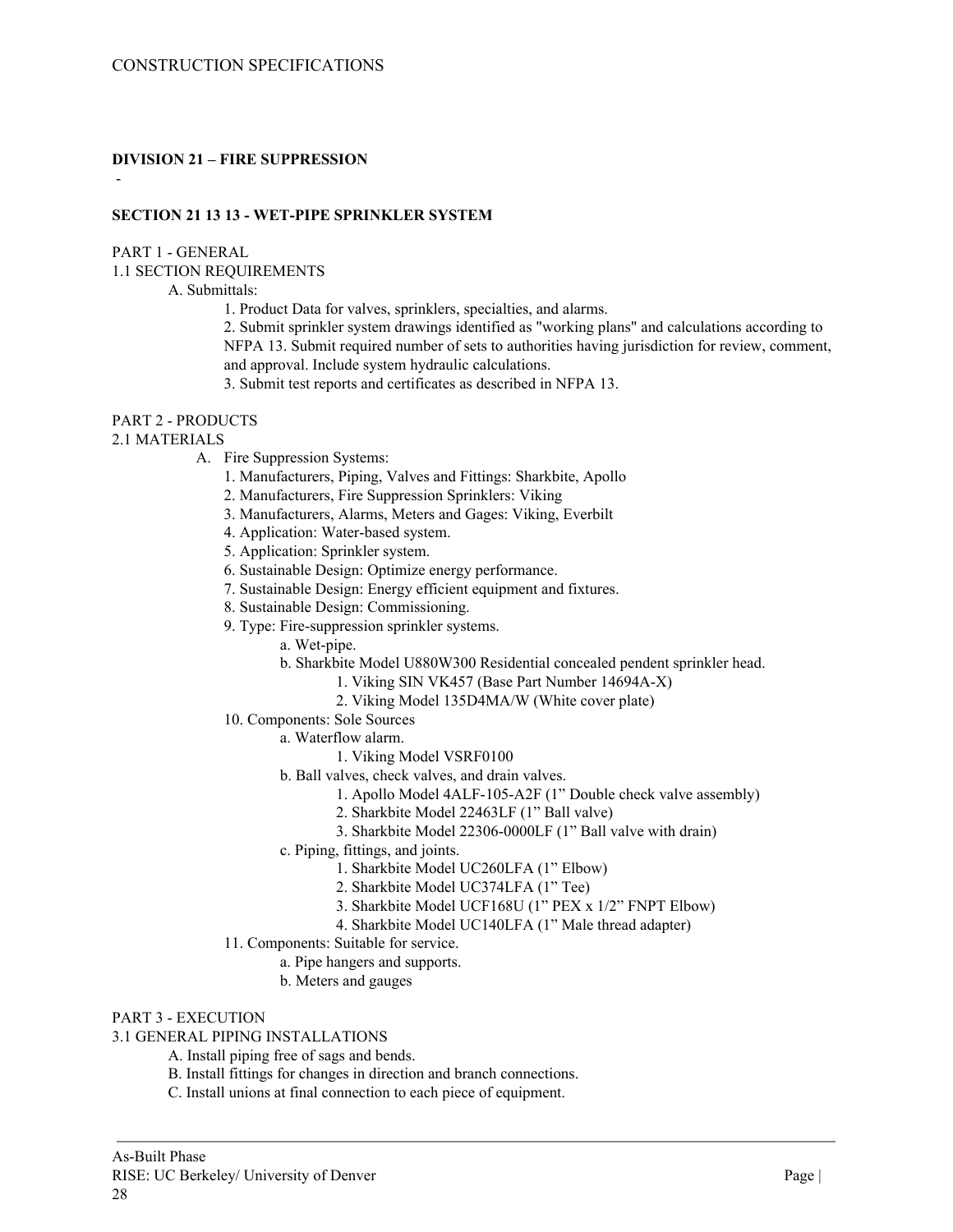CONSTRUCTION SPECIFICATIONS

**DIVISION 21 – FIRE SUPPRESSION**

-

**SECTION 21 13 13 - WET-PIPE SPRINKLER SYSTEM**

PART 1 - GENERAL

1.1 SECTION REQUIREMENTS

A. Submittals:

1. Product Data for valves, sprinklers, specialties, and alarms.
2. Submit sprinkler system drawings identified as "working plans" and calculations according to NFPA 13. Submit required number of sets to authorities having jurisdiction for review, comment, and approval. Include system hydraulic calculations.
3. Submit test reports and certificates as described in NFPA 13.

PART 2 - PRODUCTS

2.1 MATERIALS

A. Fire Suppression Systems:

1. Manufacturers, Piping, Valves and Fittings: Sharkbite, Apollo
2. Manufacturers, Fire Suppression Sprinklers: Viking
3. Manufacturers, Alarms, Meters and Gages: Viking, Everbilt
4. Application: Water-based system.
5. Application: Sprinkler system.
6. Sustainable Design: Optimize energy performance.
7. Sustainable Design: Energy efficient equipment and fixtures.
8. Sustainable Design: Commissioning.
9. Type: Fire-suppression sprinkler systems.
   - a. Wet-pipe.
   - b. Sharkbite Model U880W300 Residential concealed pendent sprinkler head.
     1. Viking SIN VK457 (Base Part Number 14694A-X)
     2. Viking Model 135D4MA/W (White cover plate)
10. Components: Sole Sources
    - a. Waterflow alarm.
      1. Viking Model VSRF0100
    - b. Ball valves, check valves, and drain valves.
      1. Apollo Model 4ALF-105-A2F (1" Double check valve assembly)
      2. Sharkbite Model 22463LF (1" Ball valve)
      3. Sharkbite Model 22306-0000LF (1" Ball valve with drain)
    - c. Piping, fittings, and joints.
      1. Sharkbite Model UC260LFA (1" Elbow)
      2. Sharkbite Model UC374LFA (1" Tee)
      3. Sharkbite Model UCF168U (1" PEX x 1/2" FNPT Elbow)
      4. Sharkbite Model UC140LFA (1" Male thread adapter)
11. Components: Suitable for service.
    - a. Pipe hangers and supports.
    - b. Meters and gauges

PART 3 - EXECUTION

3.1 GENERAL PIPING INSTALLATIONS

A. Install piping free of sags and bends.

B. Install fittings for changes in direction and branch connections.

C. Install unions at final connection to each piece of equipment.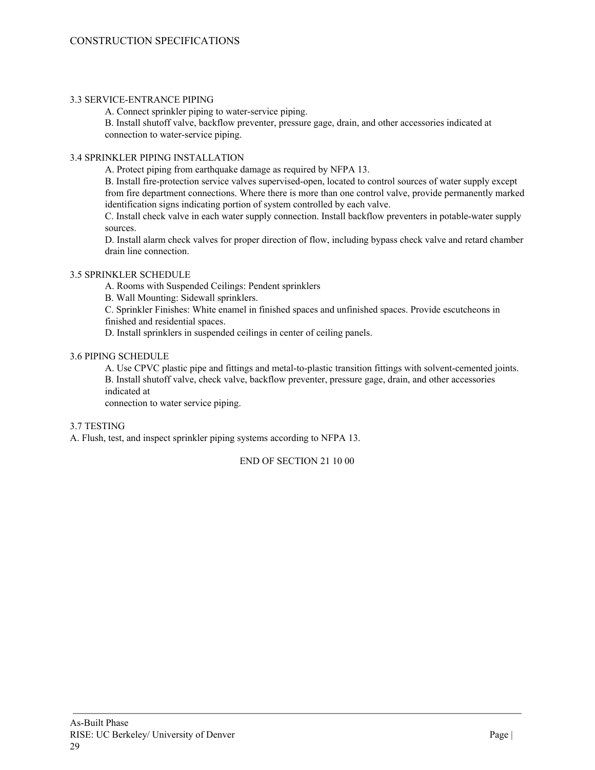### 3.3 SERVICE-ENTRANCE PIPING

A. Connect sprinkler piping to water-service piping.

B. Install shutoff valve, backflow preventer, pressure gage, drain, and other accessories indicated at connection to water-service piping.

### 3.4 SPRINKLER PIPING INSTALLATION

A. Protect piping from earthquake damage as required by NFPA 13.

B. Install fire-protection service valves supervised-open, located to control sources of water supply except from fire department connections. Where there is more than one control valve, provide permanently marked identification signs indicating portion of system controlled by each valve.

C. Install check valve in each water supply connection. Install backflow preventers in potable-water supply sources.

D. Install alarm check valves for proper direction of flow, including bypass check valve and retard chamber drain line connection.

### 3.5 SPRINKLER SCHEDULE

A. Rooms with Suspended Ceilings: Pendent sprinklers

B. Wall Mounting: Sidewall sprinklers.

C. Sprinkler Finishes: White enamel in finished spaces and unfinished spaces. Provide escutcheons in finished and residential spaces.

D. Install sprinklers in suspended ceilings in center of ceiling panels.

### 3.6 PIPING SCHEDULE

A. Use CPVC plastic pipe and fittings and metal-to-plastic transition fittings with solvent-cemented joints.

B. Install shutoff valve, check valve, backflow preventer, pressure gage, drain, and other accessories indicated at
connection to water service piping.

### 3.7 TESTING

A. Flush, test, and inspect sprinkler piping systems according to NFPA 13.

END OF SECTION 21 10 00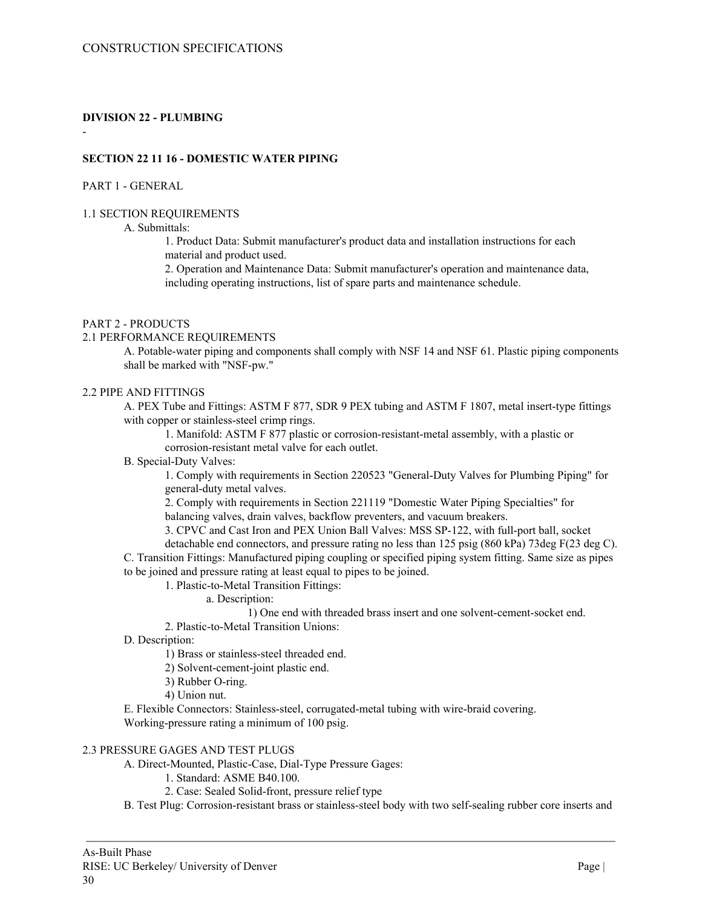CONSTRUCTION SPECIFICATIONS

**DIVISION 22 - PLUMBING**

-

**SECTION 22 11 16 - DOMESTIC WATER PIPING**

PART 1 - GENERAL

1.1 SECTION REQUIREMENTS

A. Submittals:

1. Product Data: Submit manufacturer's product data and installation instructions for each material and product used.
2. Operation and Maintenance Data: Submit manufacturer's operation and maintenance data, including operating instructions, list of spare parts and maintenance schedule.

PART 2 - PRODUCTS

2.1 PERFORMANCE REQUIREMENTS

A. Potable-water piping and components shall comply with NSF 14 and NSF 61. Plastic piping components shall be marked with "NSF-pw."

2.2 PIPE AND FITTINGS

A. PEX Tube and Fittings: ASTM F 877, SDR 9 PEX tubing and ASTM F 1807, metal insert-type fittings with copper or stainless-steel crimp rings.

1. Manifold: ASTM F 877 plastic or corrosion-resistant-metal assembly, with a plastic or corrosion-resistant metal valve for each outlet.

B. Special-Duty Valves:

1. Comply with requirements in Section 220523 "General-Duty Valves for Plumbing Piping" for general-duty metal valves.
2. Comply with requirements in Section 221119 "Domestic Water Piping Specialties" for balancing valves, drain valves, backflow preventers, and vacuum breakers.
3. CPVC and Cast Iron and PEX Union Ball Valves: MSS SP-122, with full-port ball, socket detachable end connectors, and pressure rating no less than 125 psig (860 kPa) 73deg F(23 deg C).

C. Transition Fittings: Manufactured piping coupling or specified piping system fitting. Same size as pipes to be joined and pressure rating at least equal to pipes to be joined.

1. Plastic-to-Metal Transition Fittings:
    a. Description:
        1) One end with threaded brass insert and one solvent-cement-socket end.
2. Plastic-to-Metal Transition Unions:

D. Description:

1) Brass or stainless-steel threaded end.
2) Solvent-cement-joint plastic end.
3) Rubber O-ring.
4) Union nut.

E. Flexible Connectors: Stainless-steel, corrugated-metal tubing with wire-braid covering. Working-pressure rating a minimum of 100 psig.

2.3 PRESSURE GAGES AND TEST PLUGS

A. Direct-Mounted, Plastic-Case, Dial-Type Pressure Gages:

1. Standard: ASME B40.100.
2. Case: Sealed Solid-front, pressure relief type

B. Test Plug: Corrosion-resistant brass or stainless-steel body with two self-sealing rubber core inserts and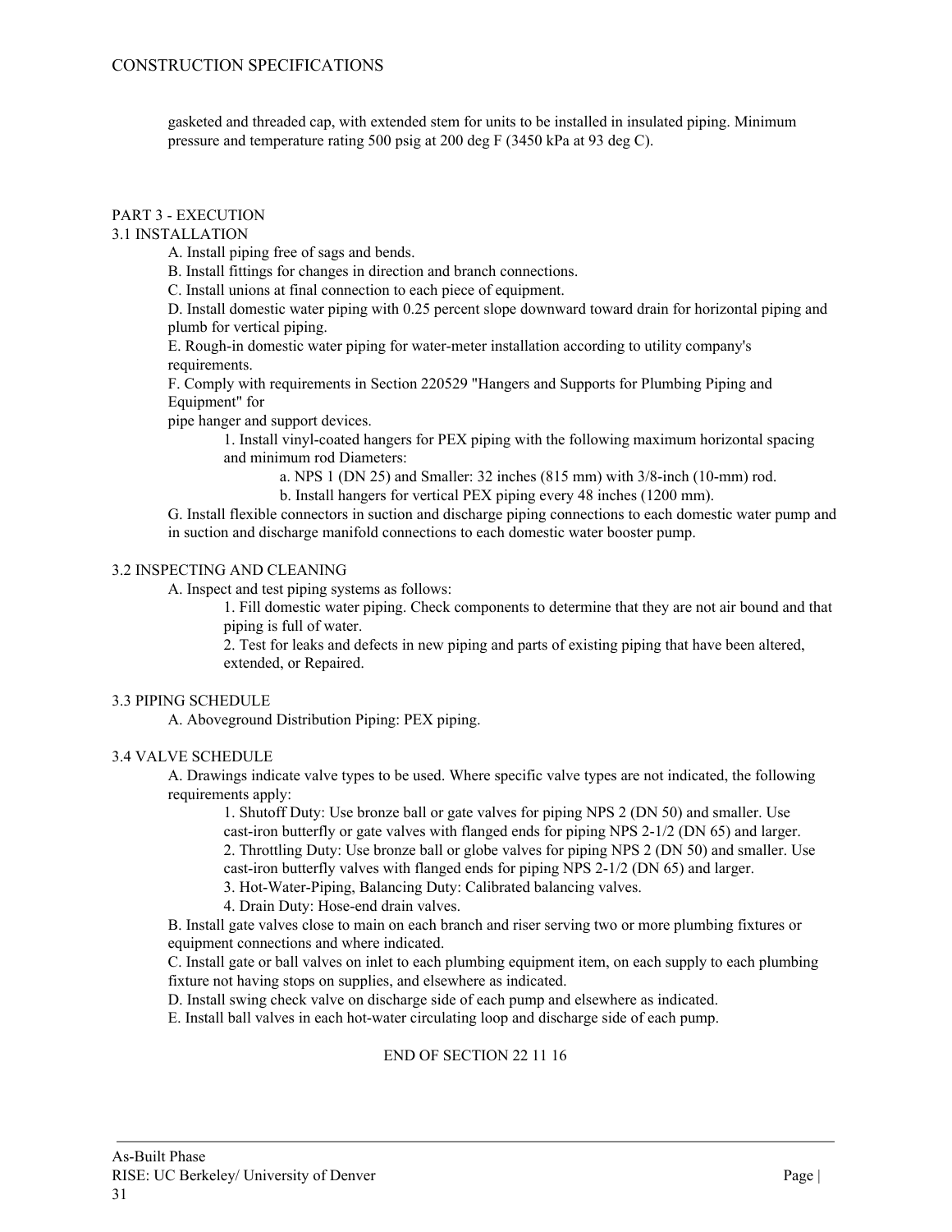gasketed and threaded cap, with extended stem for units to be installed in insulated piping. Minimum pressure and temperature rating 500 psig at 200 deg F (3450 kPa at 93 deg C).

## PART 3 - EXECUTION

### 3.1 INSTALLATION

A. Install piping free of sags and bends.

B. Install fittings for changes in direction and branch connections.

C. Install unions at final connection to each piece of equipment.

D. Install domestic water piping with 0.25 percent slope downward toward drain for horizontal piping and plumb for vertical piping.

E. Rough-in domestic water piping for water-meter installation according to utility company's requirements.

F. Comply with requirements in Section 220529 "Hangers and Supports for Plumbing Piping and Equipment" for pipe hanger and support devices.

1. Install vinyl-coated hangers for PEX piping with the following maximum horizontal spacing and minimum rod Diameters:
   - a. NPS 1 (DN 25) and Smaller: 32 inches (815 mm) with 3/8-inch (10-mm) rod.
   - b. Install hangers for vertical PEX piping every 48 inches (1200 mm).

G. Install flexible connectors in suction and discharge piping connections to each domestic water pump and in suction and discharge manifold connections to each domestic water booster pump.

### 3.2 INSPECTING AND CLEANING

A. Inspect and test piping systems as follows:

1. Fill domestic water piping. Check components to determine that they are not air bound and that piping is full of water.
2. Test for leaks and defects in new piping and parts of existing piping that have been altered, extended, or Repaired.

### 3.3 PIPING SCHEDULE

A. Aboveground Distribution Piping: PEX piping.

### 3.4 VALVE SCHEDULE

A. Drawings indicate valve types to be used. Where specific valve types are not indicated, the following requirements apply:

1. Shutoff Duty: Use bronze ball or gate valves for piping NPS 2 (DN 50) and smaller. Use cast-iron butterfly or gate valves with flanged ends for piping NPS 2-1/2 (DN 65) and larger.
2. Throttling Duty: Use bronze ball or globe valves for piping NPS 2 (DN 50) and smaller. Use cast-iron butterfly valves with flanged ends for piping NPS 2-1/2 (DN 65) and larger.
3. Hot-Water-Piping, Balancing Duty: Calibrated balancing valves.
4. Drain Duty: Hose-end drain valves.

B. Install gate valves close to main on each branch and riser serving two or more plumbing fixtures or equipment connections and where indicated.

C. Install gate or ball valves on inlet to each plumbing equipment item, on each supply to each plumbing fixture not having stops on supplies, and elsewhere as indicated.

D. Install swing check valve on discharge side of each pump and elsewhere as indicated.

E. Install ball valves in each hot-water circulating loop and discharge side of each pump.

END OF SECTION 22 11 16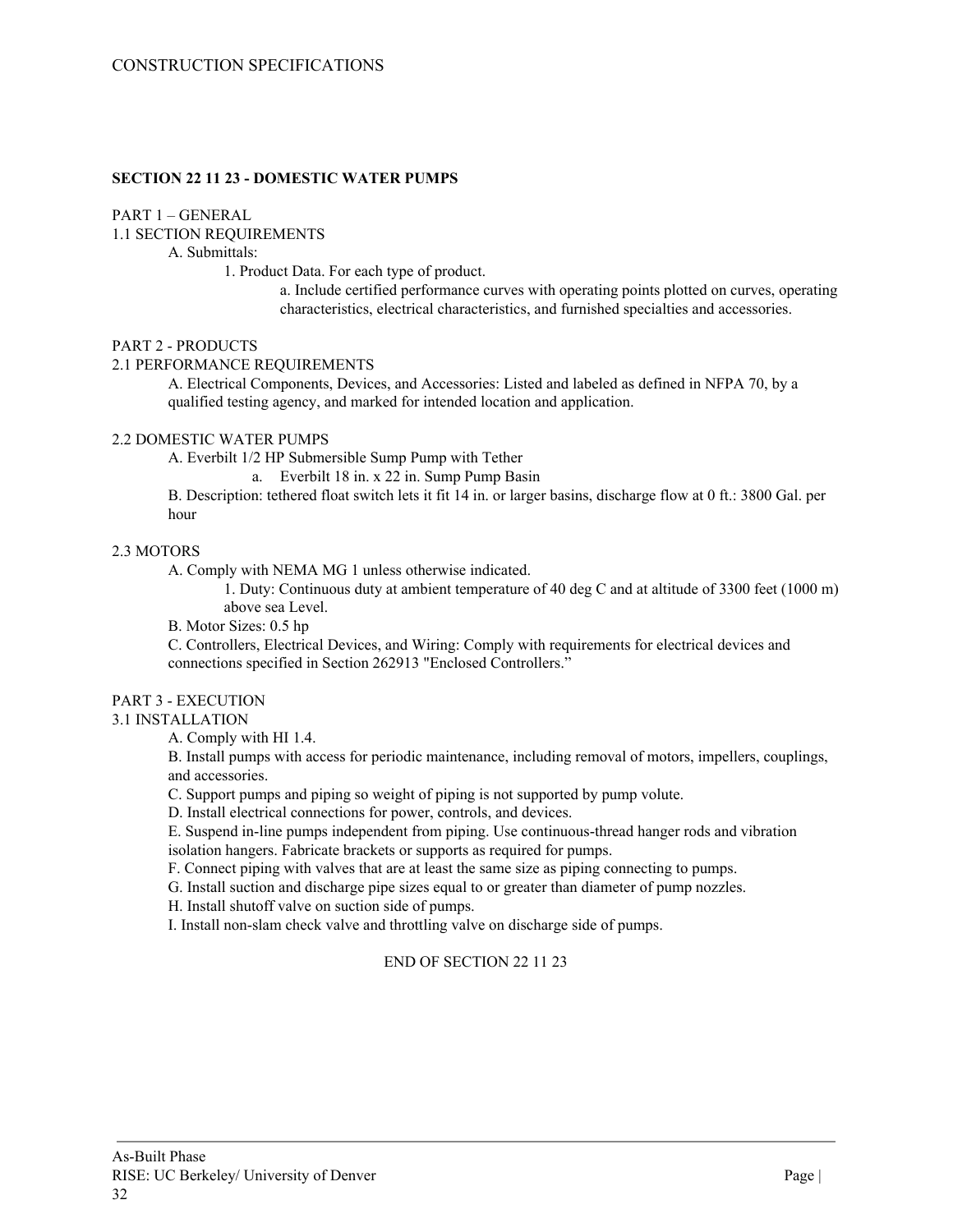**SECTION 22 11 23 - DOMESTIC WATER PUMPS**

PART 1 – GENERAL

1.1 SECTION REQUIREMENTS

A. Submittals:

1. Product Data. For each type of product.
   a. Include certified performance curves with operating points plotted on curves, operating characteristics, electrical characteristics, and furnished specialties and accessories.

PART 2 - PRODUCTS

2.1 PERFORMANCE REQUIREMENTS

A. Electrical Components, Devices, and Accessories: Listed and labeled as defined in NFPA 70, by a qualified testing agency, and marked for intended location and application.

2.2 DOMESTIC WATER PUMPS

A. Everbilt 1/2 HP Submersible Sump Pump with Tether
   a. Everbilt 18 in. x 22 in. Sump Pump Basin

B. Description: tethered float switch lets it fit 14 in. or larger basins, discharge flow at 0 ft.: 3800 Gal. per hour

2.3 MOTORS

A. Comply with NEMA MG 1 unless otherwise indicated.

1. Duty: Continuous duty at ambient temperature of 40 deg C and at altitude of 3300 feet (1000 m) above sea Level.

B. Motor Sizes: 0.5 hp

C. Controllers, Electrical Devices, and Wiring: Comply with requirements for electrical devices and connections specified in Section 262913 "Enclosed Controllers."

PART 3 - EXECUTION

3.1 INSTALLATION

A. Comply with HI 1.4.

B. Install pumps with access for periodic maintenance, including removal of motors, impellers, couplings, and accessories.

C. Support pumps and piping so weight of piping is not supported by pump volute.

D. Install electrical connections for power, controls, and devices.

E. Suspend in-line pumps independent from piping. Use continuous-thread hanger rods and vibration isolation hangers. Fabricate brackets or supports as required for pumps.

F. Connect piping with valves that are at least the same size as piping connecting to pumps.

G. Install suction and discharge pipe sizes equal to or greater than diameter of pump nozzles.

H. Install shutoff valve on suction side of pumps.

I. Install non-slam check valve and throttling valve on discharge side of pumps.

END OF SECTION 22 11 23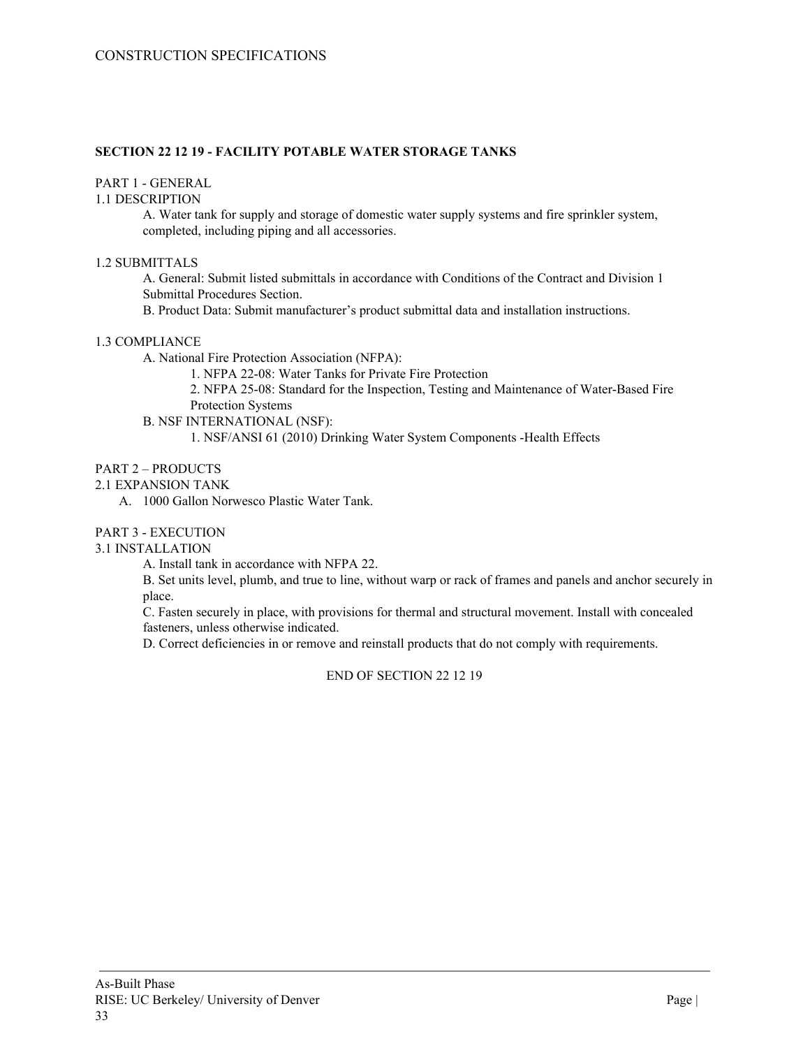## SECTION 22 12 19 - FACILITY POTABLE WATER STORAGE TANKS

PART 1 - GENERAL

1.1 DESCRIPTION

A. Water tank for supply and storage of domestic water supply systems and fire sprinkler system, completed, including piping and all accessories.

1.2 SUBMITTALS

A. General: Submit listed submittals in accordance with Conditions of the Contract and Division 1 Submittal Procedures Section.

B. Product Data: Submit manufacturer's product submittal data and installation instructions.

1.3 COMPLIANCE

A. National Fire Protection Association (NFPA):

1. NFPA 22-08: Water Tanks for Private Fire Protection
2. NFPA 25-08: Standard for the Inspection, Testing and Maintenance of Water-Based Fire Protection Systems

B. NSF INTERNATIONAL (NSF):

1. NSF/ANSI 61 (2010) Drinking Water System Components -Health Effects

PART 2 – PRODUCTS

2.1 EXPANSION TANK

A. 1000 Gallon Norwesco Plastic Water Tank.

PART 3 - EXECUTION

3.1 INSTALLATION

A. Install tank in accordance with NFPA 22.

B. Set units level, plumb, and true to line, without warp or rack of frames and panels and anchor securely in place.

C. Fasten securely in place, with provisions for thermal and structural movement. Install with concealed fasteners, unless otherwise indicated.

D. Correct deficiencies in or remove and reinstall products that do not comply with requirements.

END OF SECTION 22 12 19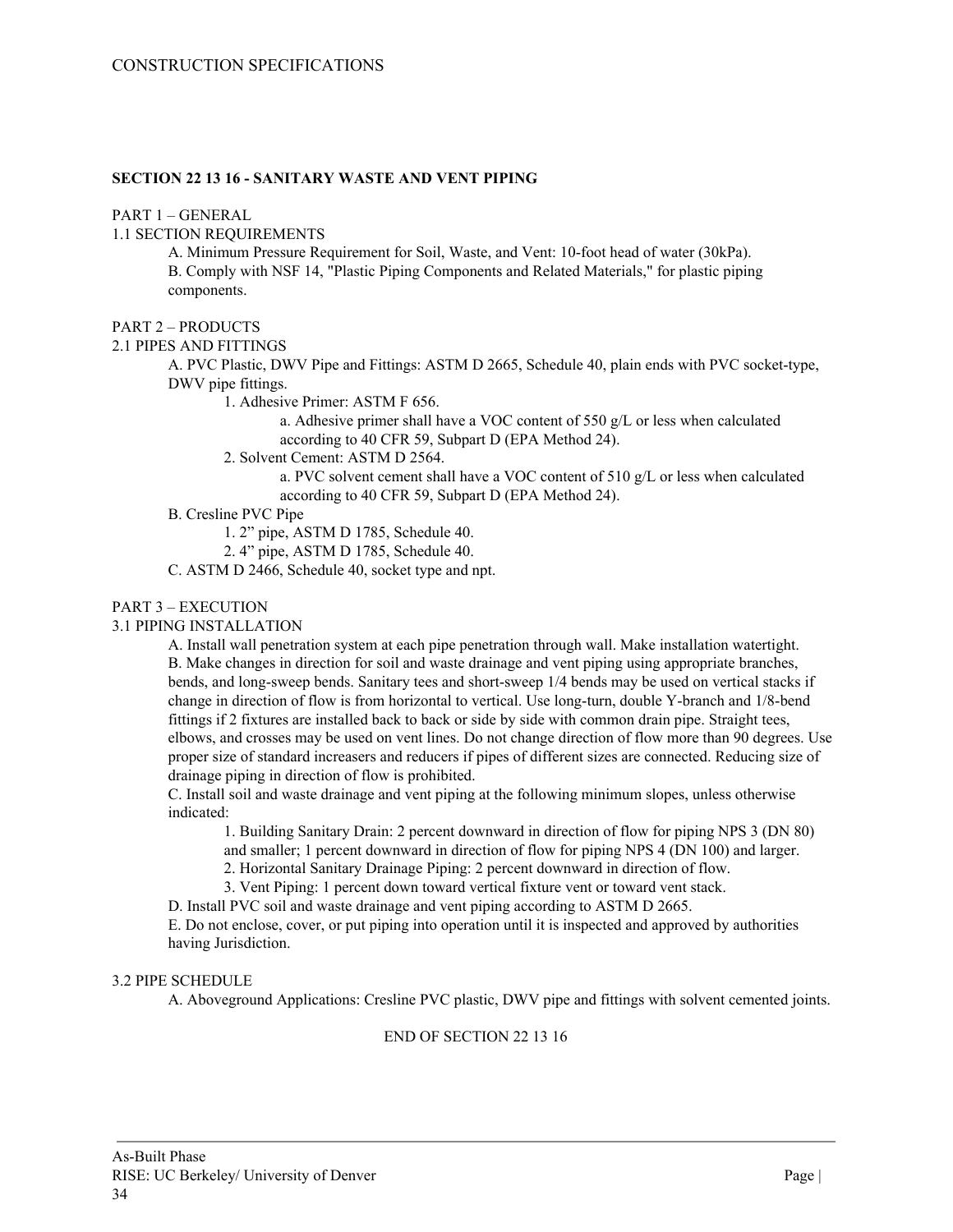## SECTION 22 13 16 - SANITARY WASTE AND VENT PIPING

PART 1 – GENERAL

1.1 SECTION REQUIREMENTS

A. Minimum Pressure Requirement for Soil, Waste, and Vent: 10-foot head of water (30kPa).

B. Comply with NSF 14, "Plastic Piping Components and Related Materials," for plastic piping components.

PART 2 – PRODUCTS

2.1 PIPES AND FITTINGS

A. PVC Plastic, DWV Pipe and Fittings: ASTM D 2665, Schedule 40, plain ends with PVC socket-type, DWV pipe fittings.

1. Adhesive Primer: ASTM F 656.

a. Adhesive primer shall have a VOC content of 550 g/L or less when calculated according to 40 CFR 59, Subpart D (EPA Method 24).

2. Solvent Cement: ASTM D 2564.

a. PVC solvent cement shall have a VOC content of 510 g/L or less when calculated according to 40 CFR 59, Subpart D (EPA Method 24).

B. Cresline PVC Pipe

1. 2" pipe, ASTM D 1785, Schedule 40.

2. 4" pipe, ASTM D 1785, Schedule 40.

C. ASTM D 2466, Schedule 40, socket type and npt.

PART 3 – EXECUTION

3.1 PIPING INSTALLATION

A. Install wall penetration system at each pipe penetration through wall. Make installation watertight.

B. Make changes in direction for soil and waste drainage and vent piping using appropriate branches, bends, and long-sweep bends. Sanitary tees and short-sweep 1/4 bends may be used on vertical stacks if change in direction of flow is from horizontal to vertical. Use long-turn, double Y-branch and 1/8-bend fittings if 2 fixtures are installed back to back or side by side with common drain pipe. Straight tees, elbows, and crosses may be used on vent lines. Do not change direction of flow more than 90 degrees. Use proper size of standard increasers and reducers if pipes of different sizes are connected. Reducing size of drainage piping in direction of flow is prohibited.

C. Install soil and waste drainage and vent piping at the following minimum slopes, unless otherwise indicated:

1. Building Sanitary Drain: 2 percent downward in direction of flow for piping NPS 3 (DN 80) and smaller; 1 percent downward in direction of flow for piping NPS 4 (DN 100) and larger.

2. Horizontal Sanitary Drainage Piping: 2 percent downward in direction of flow.

3. Vent Piping: 1 percent down toward vertical fixture vent or toward vent stack.

D. Install PVC soil and waste drainage and vent piping according to ASTM D 2665.

E. Do not enclose, cover, or put piping into operation until it is inspected and approved by authorities having Jurisdiction.

3.2 PIPE SCHEDULE

A. Aboveground Applications: Cresline PVC plastic, DWV pipe and fittings with solvent cemented joints.

END OF SECTION 22 13 16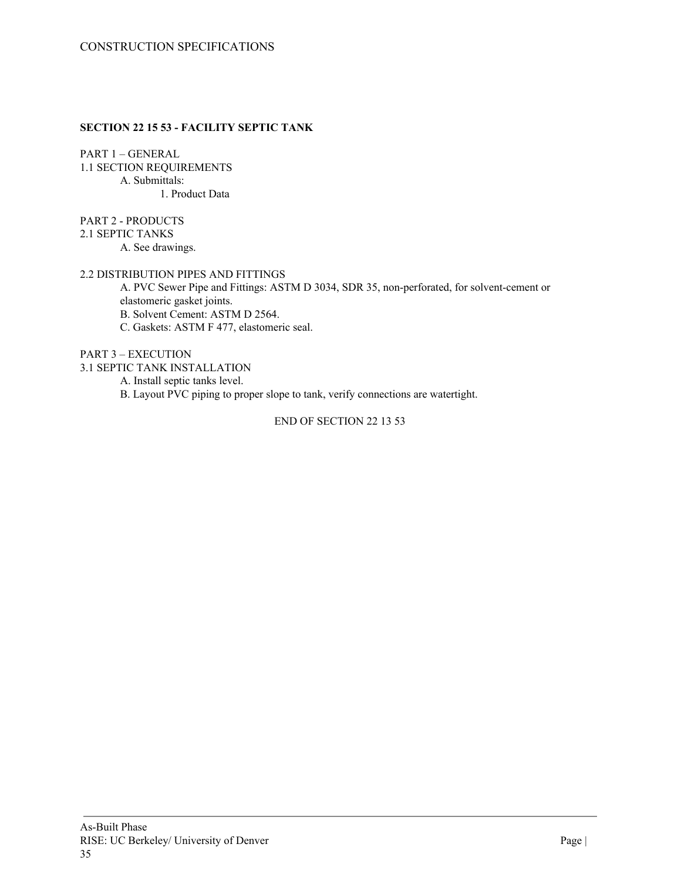## SECTION 22 15 53 - FACILITY SEPTIC TANK

PART 1 – GENERAL

1.1 SECTION REQUIREMENTS

- A. Submittals:
  - 1. Product Data

PART 2 - PRODUCTS

2.1 SEPTIC TANKS

- A. See drawings.

2.2 DISTRIBUTION PIPES AND FITTINGS

- A. PVC Sewer Pipe and Fittings: ASTM D 3034, SDR 35, non-perforated, for solvent-cement or elastomeric gasket joints.
- B. Solvent Cement: ASTM D 2564.
- C. Gaskets: ASTM F 477, elastomeric seal.

PART 3 – EXECUTION

3.1 SEPTIC TANK INSTALLATION

- A. Install septic tanks level.
- B. Layout PVC piping to proper slope to tank, verify connections are watertight.

END OF SECTION 22 13 53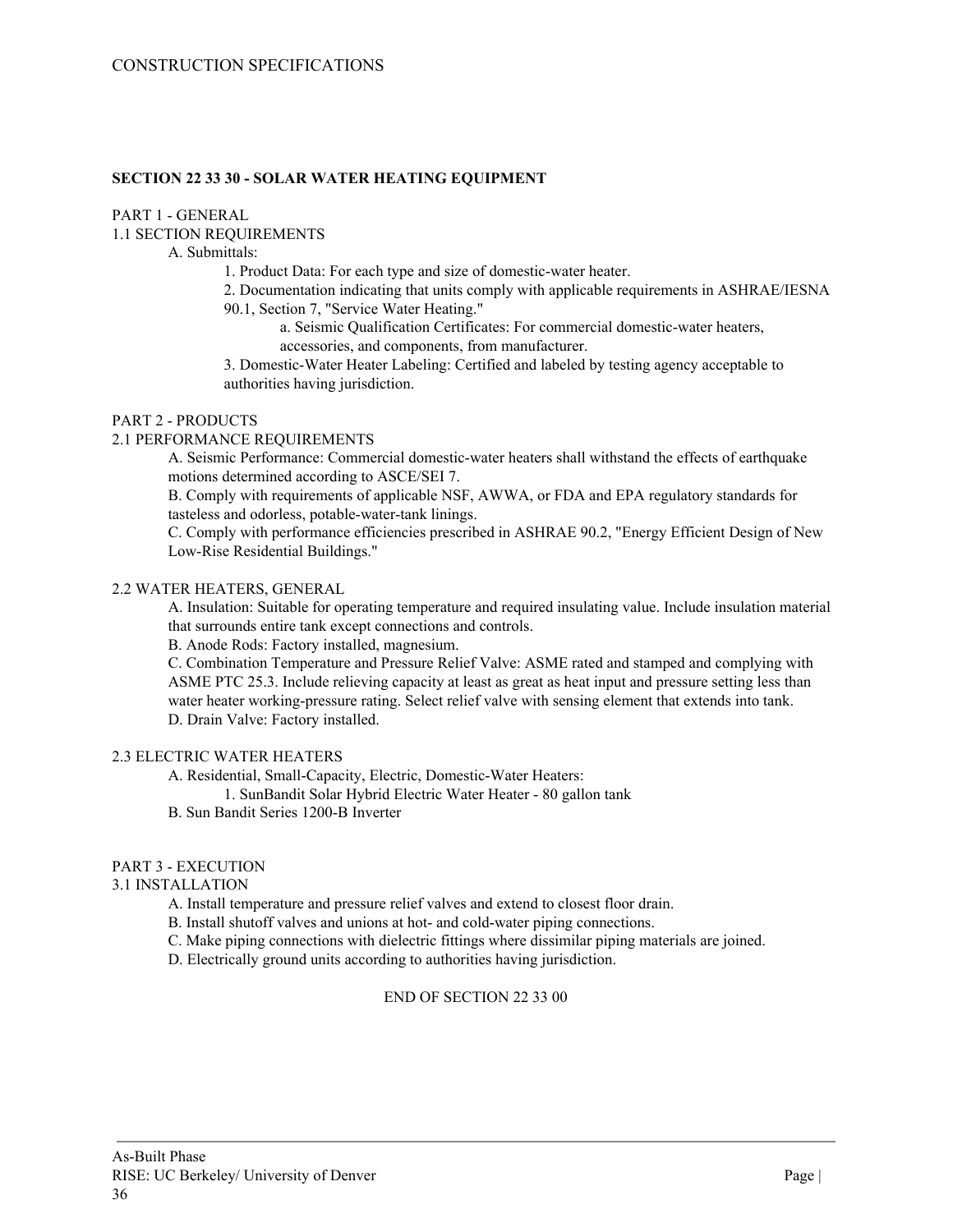**SECTION 22 33 30 - SOLAR WATER HEATING EQUIPMENT**

PART 1 - GENERAL

1.1 SECTION REQUIREMENTS

A. Submittals:

1. Product Data: For each type and size of domestic-water heater.
2. Documentation indicating that units comply with applicable requirements in ASHRAE/IESNA 90.1, Section 7, "Service Water Heating."
   a. Seismic Qualification Certificates: For commercial domestic-water heaters, accessories, and components, from manufacturer.
3. Domestic-Water Heater Labeling: Certified and labeled by testing agency acceptable to authorities having jurisdiction.

PART 2 - PRODUCTS

2.1 PERFORMANCE REQUIREMENTS

A. Seismic Performance: Commercial domestic-water heaters shall withstand the effects of earthquake motions determined according to ASCE/SEI 7.

B. Comply with requirements of applicable NSF, AWWA, or FDA and EPA regulatory standards for tasteless and odorless, potable-water-tank linings.

C. Comply with performance efficiencies prescribed in ASHRAE 90.2, "Energy Efficient Design of New Low-Rise Residential Buildings."

2.2 WATER HEATERS, GENERAL

A. Insulation: Suitable for operating temperature and required insulating value. Include insulation material that surrounds entire tank except connections and controls.

B. Anode Rods: Factory installed, magnesium.

C. Combination Temperature and Pressure Relief Valve: ASME rated and stamped and complying with ASME PTC 25.3. Include relieving capacity at least as great as heat input and pressure setting less than water heater working-pressure rating. Select relief valve with sensing element that extends into tank.

D. Drain Valve: Factory installed.

2.3 ELECTRIC WATER HEATERS

A. Residential, Small-Capacity, Electric, Domestic-Water Heaters:

1. SunBandit Solar Hybrid Electric Water Heater - 80 gallon tank

B. Sun Bandit Series 1200-B Inverter

PART 3 - EXECUTION

3.1 INSTALLATION

A. Install temperature and pressure relief valves and extend to closest floor drain.

B. Install shutoff valves and unions at hot- and cold-water piping connections.

C. Make piping connections with dielectric fittings where dissimilar piping materials are joined.

D. Electrically ground units according to authorities having jurisdiction.

END OF SECTION 22 33 00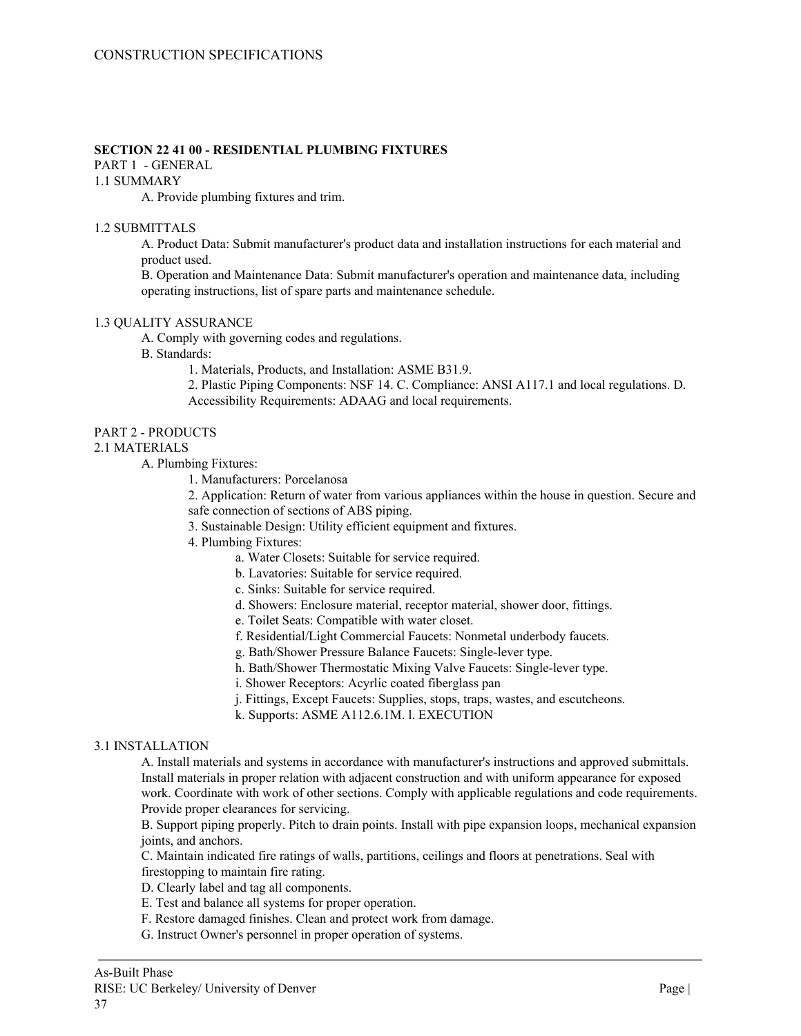CONSTRUCTION SPECIFICATIONS

**SECTION 22 41 00 - RESIDENTIAL PLUMBING FIXTURES**

PART 1 - GENERAL

1.1 SUMMARY

A. Provide plumbing fixtures and trim.

1.2 SUBMITTALS

A. Product Data: Submit manufacturer's product data and installation instructions for each material and product used.

B. Operation and Maintenance Data: Submit manufacturer's operation and maintenance data, including operating instructions, list of spare parts and maintenance schedule.

1.3 QUALITY ASSURANCE

A. Comply with governing codes and regulations.

B. Standards:

1. Materials, Products, and Installation: ASME B31.9.

2. Plastic Piping Components: NSF 14. C. Compliance: ANSI A117.1 and local regulations. D. Accessibility Requirements: ADAAG and local requirements.

PART 2 - PRODUCTS

2.1 MATERIALS

A. Plumbing Fixtures:

1. Manufacturers: Porcelanosa

2. Application: Return of water from various appliances within the house in question. Secure and safe connection of sections of ABS piping.

3. Sustainable Design: Utility efficient equipment and fixtures.

4. Plumbing Fixtures:

a. Water Closets: Suitable for service required.

b. Lavatories: Suitable for service required.

c. Sinks: Suitable for service required.

d. Showers: Enclosure material, receptor material, shower door, fittings.

e. Toilet Seats: Compatible with water closet.

f. Residential/Light Commercial Faucets: Nonmetal underbody faucets.

g. Bath/Shower Pressure Balance Faucets: Single-lever type.

h. Bath/Shower Thermostatic Mixing Valve Faucets: Single-lever type.

i. Shower Receptors: Acyrlic coated fiberglass pan

j. Fittings, Except Faucets: Supplies, stops, traps, wastes, and escutcheons.

k. Supports: ASME A112.6.1M. l. EXECUTION

3.1 INSTALLATION

A. Install materials and systems in accordance with manufacturer's instructions and approved submittals. Install materials in proper relation with adjacent construction and with uniform appearance for exposed work. Coordinate with work of other sections. Comply with applicable regulations and code requirements. Provide proper clearances for servicing.

B. Support piping properly. Pitch to drain points. Install with pipe expansion loops, mechanical expansion joints, and anchors.

C. Maintain indicated fire ratings of walls, partitions, ceilings and floors at penetrations. Seal with firestopping to maintain fire rating.

D. Clearly label and tag all components.

E. Test and balance all systems for proper operation.

F. Restore damaged finishes. Clean and protect work from damage.

G. Instruct Owner's personnel in proper operation of systems.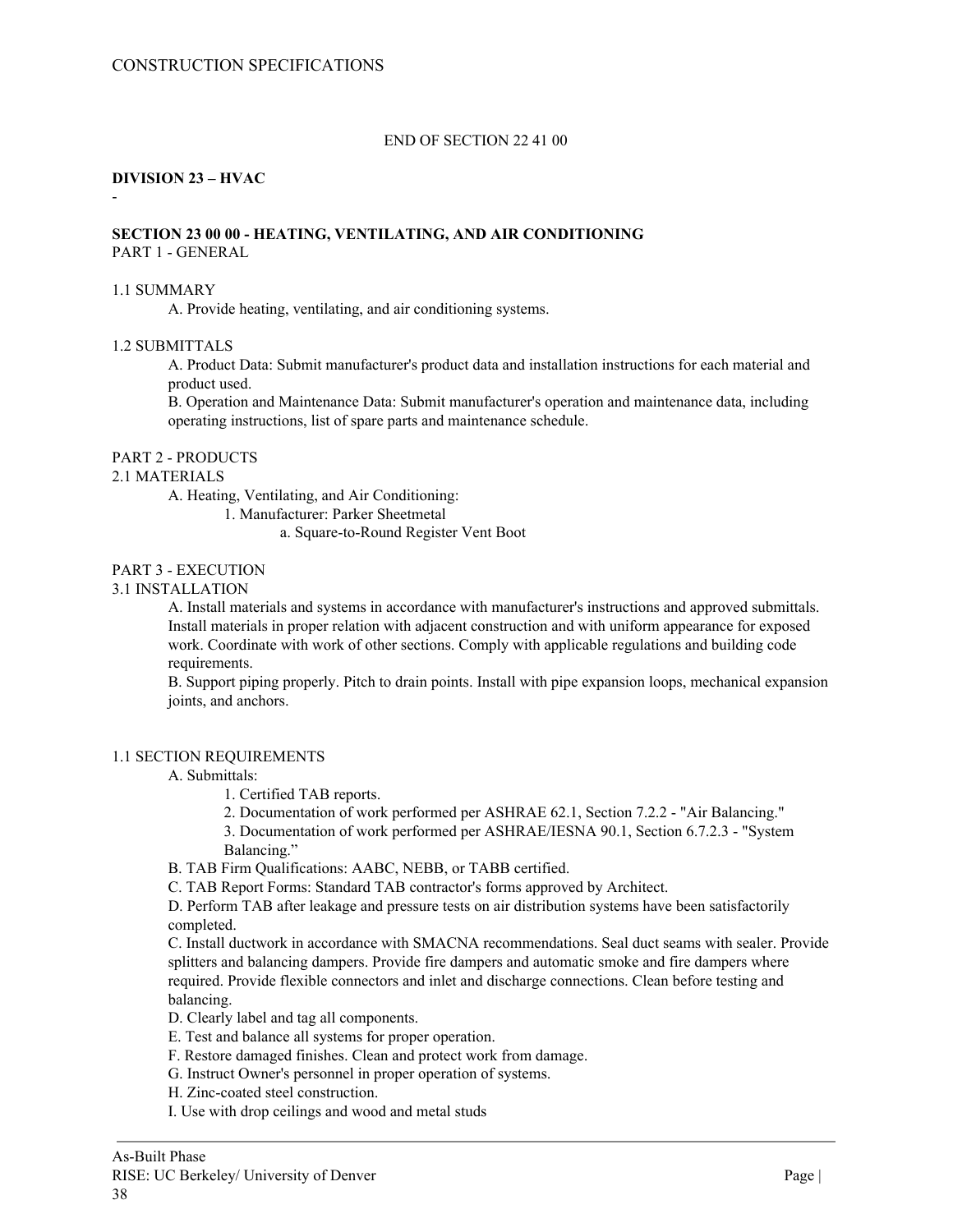END OF SECTION 22 41 00

## DIVISION 23 – HVAC

-

### SECTION 23 00 00 - HEATING, VENTILATING, AND AIR CONDITIONING

PART 1 - GENERAL

1.1 SUMMARY

A. Provide heating, ventilating, and air conditioning systems.

1.2 SUBMITTALS

A. Product Data: Submit manufacturer's product data and installation instructions for each material and product used.

B. Operation and Maintenance Data: Submit manufacturer's operation and maintenance data, including operating instructions, list of spare parts and maintenance schedule.

PART 2 - PRODUCTS

2.1 MATERIALS

A. Heating, Ventilating, and Air Conditioning:

1. Manufacturer: Parker Sheetmetal

a. Square-to-Round Register Vent Boot

PART 3 - EXECUTION

3.1 INSTALLATION

A. Install materials and systems in accordance with manufacturer's instructions and approved submittals. Install materials in proper relation with adjacent construction and with uniform appearance for exposed work. Coordinate with work of other sections. Comply with applicable regulations and building code requirements.

B. Support piping properly. Pitch to drain points. Install with pipe expansion loops, mechanical expansion joints, and anchors.

1.1 SECTION REQUIREMENTS

A. Submittals:

1. Certified TAB reports.

2. Documentation of work performed per ASHRAE 62.1, Section 7.2.2 - "Air Balancing."

3. Documentation of work performed per ASHRAE/IESNA 90.1, Section 6.7.2.3 - "System Balancing."

B. TAB Firm Qualifications: AABC, NEBB, or TABB certified.

C. TAB Report Forms: Standard TAB contractor's forms approved by Architect.

D. Perform TAB after leakage and pressure tests on air distribution systems have been satisfactorily completed.

C. Install ductwork in accordance with SMACNA recommendations. Seal duct seams with sealer. Provide splitters and balancing dampers. Provide fire dampers and automatic smoke and fire dampers where required. Provide flexible connectors and inlet and discharge connections. Clean before testing and balancing.

D. Clearly label and tag all components.

E. Test and balance all systems for proper operation.

F. Restore damaged finishes. Clean and protect work from damage.

G. Instruct Owner's personnel in proper operation of systems.

H. Zinc-coated steel construction.

I. Use with drop ceilings and wood and metal studs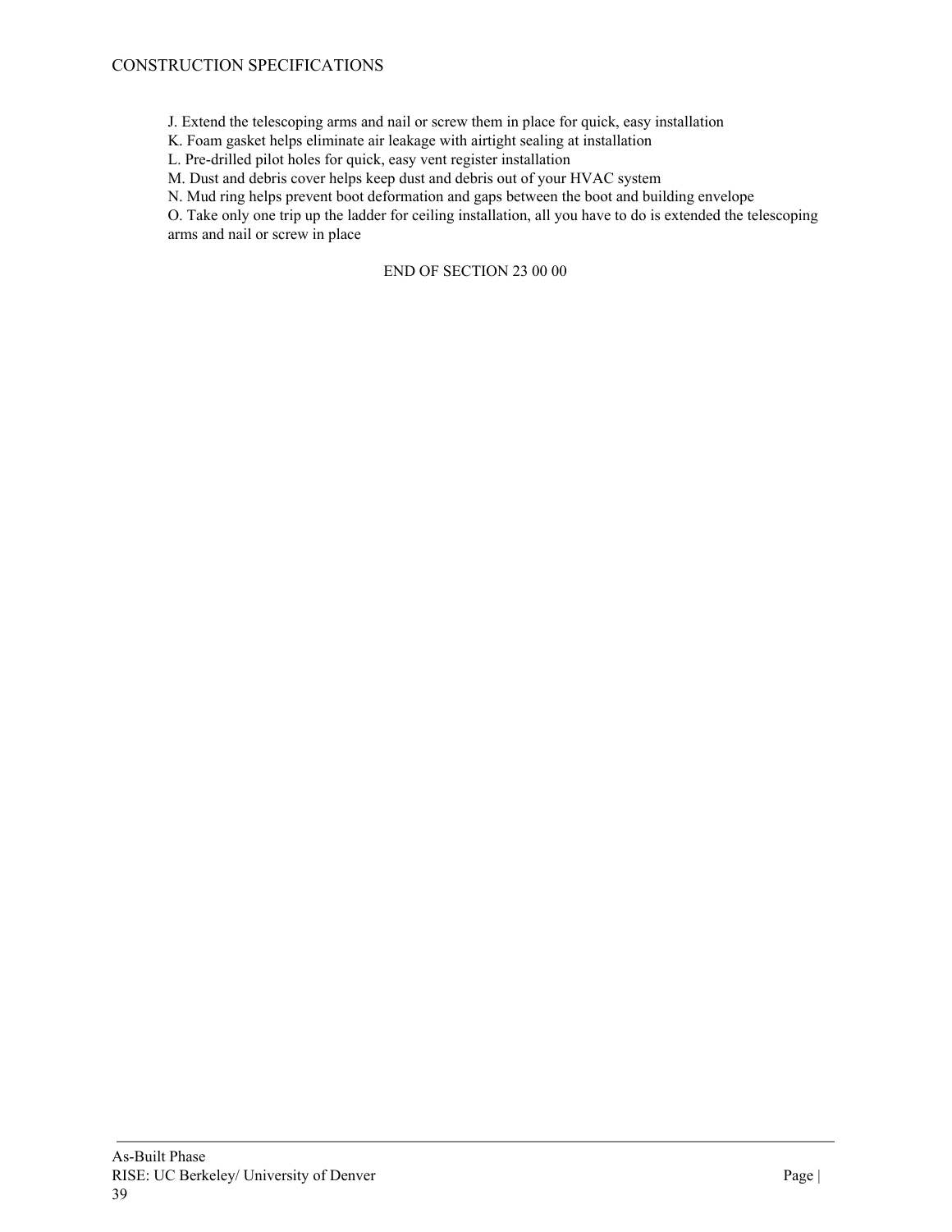J. Extend the telescoping arms and nail or screw them in place for quick, easy installation
K. Foam gasket helps eliminate air leakage with airtight sealing at installation
L. Pre-drilled pilot holes for quick, easy vent register installation
M. Dust and debris cover helps keep dust and debris out of your HVAC system
N. Mud ring helps prevent boot deformation and gaps between the boot and building envelope
O. Take only one trip up the ladder for ceiling installation, all you have to do is extended the telescoping arms and nail or screw in place

END OF SECTION 23 00 00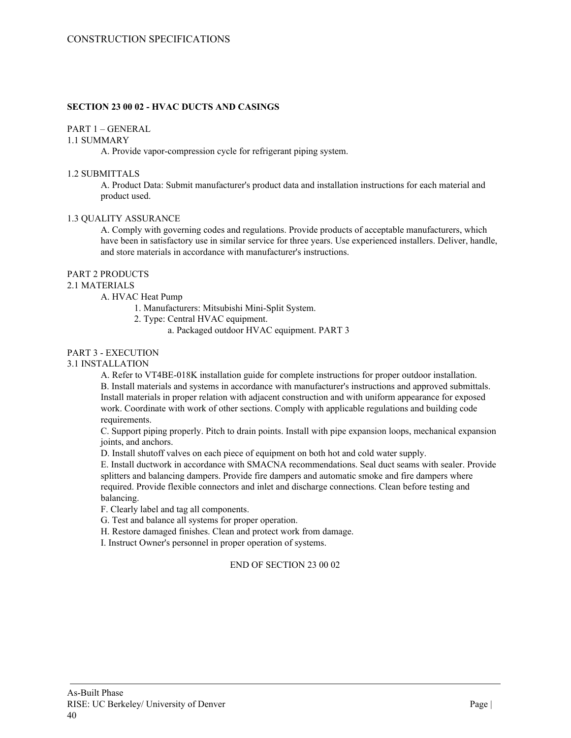**SECTION 23 00 02 - HVAC DUCTS AND CASINGS**

PART 1 – GENERAL

1.1 SUMMARY

A. Provide vapor-compression cycle for refrigerant piping system.

1.2 SUBMITTALS

A. Product Data: Submit manufacturer's product data and installation instructions for each material and product used.

1.3 QUALITY ASSURANCE

A. Comply with governing codes and regulations. Provide products of acceptable manufacturers, which have been in satisfactory use in similar service for three years. Use experienced installers. Deliver, handle, and store materials in accordance with manufacturer's instructions.

PART 2 PRODUCTS

2.1 MATERIALS

A. HVAC Heat Pump

1. Manufacturers: Mitsubishi Mini-Split System.
2. Type: Central HVAC equipment.
   a. Packaged outdoor HVAC equipment. PART 3

PART 3 - EXECUTION

3.1 INSTALLATION

A. Refer to VT4BE-018K installation guide for complete instructions for proper outdoor installation.
B. Install materials and systems in accordance with manufacturer's instructions and approved submittals. Install materials in proper relation with adjacent construction and with uniform appearance for exposed work. Coordinate with work of other sections. Comply with applicable regulations and building code requirements.
C. Support piping properly. Pitch to drain points. Install with pipe expansion loops, mechanical expansion joints, and anchors.
D. Install shutoff valves on each piece of equipment on both hot and cold water supply.
E. Install ductwork in accordance with SMACNA recommendations. Seal duct seams with sealer. Provide splitters and balancing dampers. Provide fire dampers and automatic smoke and fire dampers where required. Provide flexible connectors and inlet and discharge connections. Clean before testing and balancing.
F. Clearly label and tag all components.
G. Test and balance all systems for proper operation.
H. Restore damaged finishes. Clean and protect work from damage.
I. Instruct Owner's personnel in proper operation of systems.

END OF SECTION 23 00 02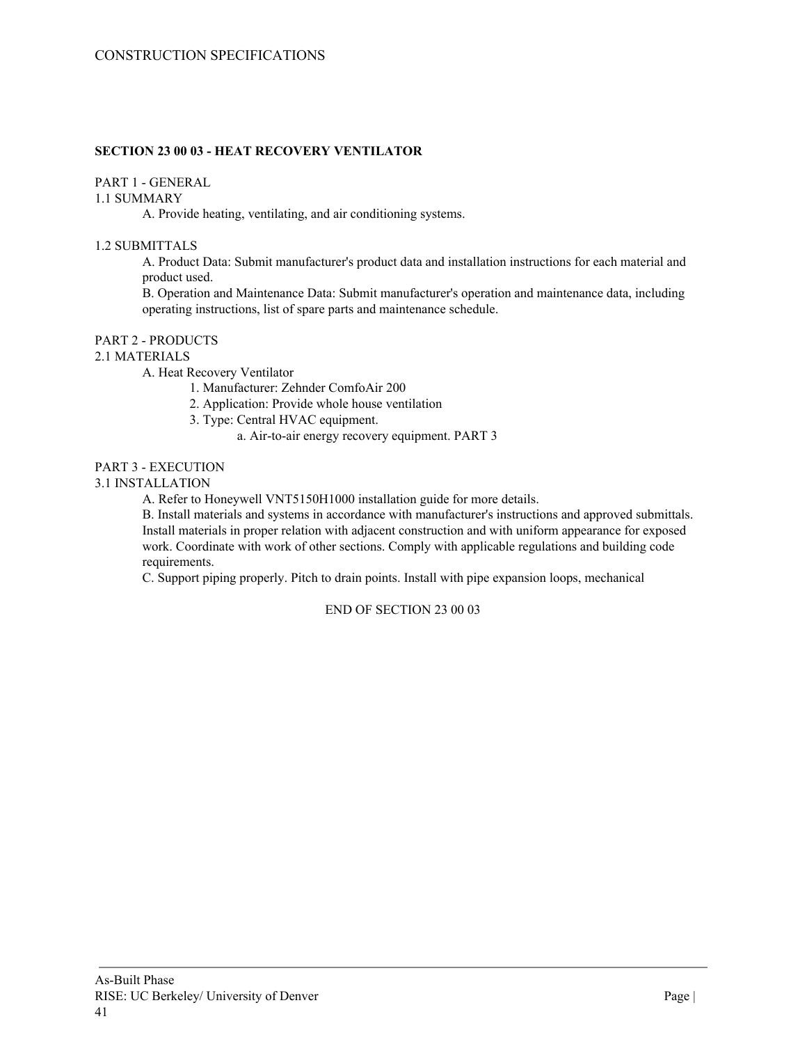**SECTION 23 00 03 - HEAT RECOVERY VENTILATOR**

PART 1 - GENERAL

1.1 SUMMARY

A. Provide heating, ventilating, and air conditioning systems.

1.2 SUBMITTALS

A. Product Data: Submit manufacturer's product data and installation instructions for each material and product used.

B. Operation and Maintenance Data: Submit manufacturer's operation and maintenance data, including operating instructions, list of spare parts and maintenance schedule.

PART 2 - PRODUCTS

2.1 MATERIALS

A. Heat Recovery Ventilator

1. Manufacturer: Zehnder ComfoAir 200
2. Application: Provide whole house ventilation
3. Type: Central HVAC equipment.
   a. Air-to-air energy recovery equipment. PART 3

PART 3 - EXECUTION

3.1 INSTALLATION

A. Refer to Honeywell VNT5150H1000 installation guide for more details.

B. Install materials and systems in accordance with manufacturer's instructions and approved submittals. Install materials in proper relation with adjacent construction and with uniform appearance for exposed work. Coordinate with work of other sections. Comply with applicable regulations and building code requirements.

C. Support piping properly. Pitch to drain points. Install with pipe expansion loops, mechanical

END OF SECTION 23 00 03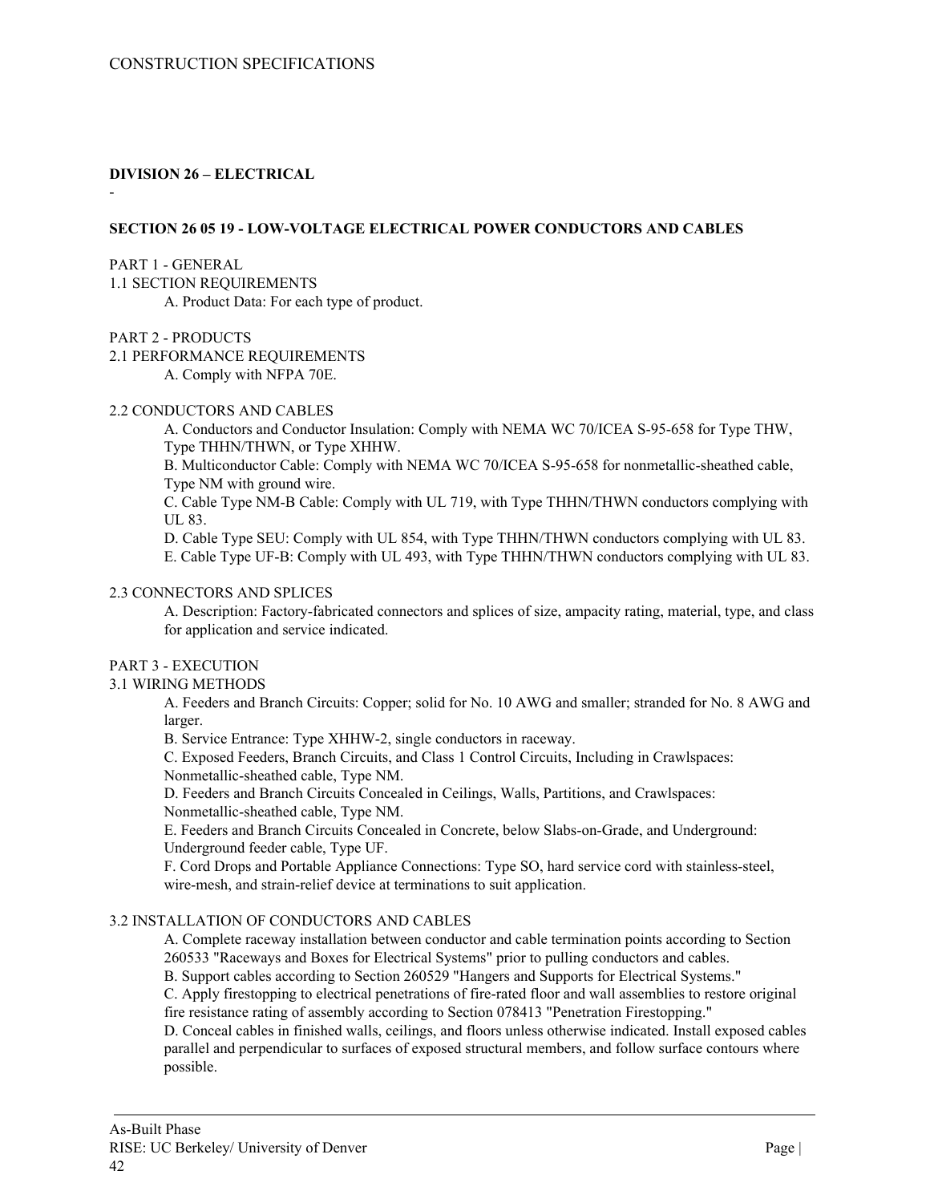CONSTRUCTION SPECIFICATIONS

**DIVISION 26 – ELECTRICAL**

-

**SECTION 26 05 19 - LOW-VOLTAGE ELECTRICAL POWER CONDUCTORS AND CABLES**

PART 1 - GENERAL

1.1 SECTION REQUIREMENTS

A. Product Data: For each type of product.

PART 2 - PRODUCTS

2.1 PERFORMANCE REQUIREMENTS

A. Comply with NFPA 70E.

2.2 CONDUCTORS AND CABLES

A. Conductors and Conductor Insulation: Comply with NEMA WC 70/ICEA S-95-658 for Type THW, Type THHN/THWN, or Type XHHW.

B. Multiconductor Cable: Comply with NEMA WC 70/ICEA S-95-658 for nonmetallic-sheathed cable, Type NM with ground wire.

C. Cable Type NM-B Cable: Comply with UL 719, with Type THHN/THWN conductors complying with UL 83.

D. Cable Type SEU: Comply with UL 854, with Type THHN/THWN conductors complying with UL 83.

E. Cable Type UF-B: Comply with UL 493, with Type THHN/THWN conductors complying with UL 83.

2.3 CONNECTORS AND SPLICES

A. Description: Factory-fabricated connectors and splices of size, ampacity rating, material, type, and class for application and service indicated.

PART 3 - EXECUTION

3.1 WIRING METHODS

A. Feeders and Branch Circuits: Copper; solid for No. 10 AWG and smaller; stranded for No. 8 AWG and larger.

B. Service Entrance: Type XHHW-2, single conductors in raceway.

C. Exposed Feeders, Branch Circuits, and Class 1 Control Circuits, Including in Crawlspaces: Nonmetallic-sheathed cable, Type NM.

D. Feeders and Branch Circuits Concealed in Ceilings, Walls, Partitions, and Crawlspaces: Nonmetallic-sheathed cable, Type NM.

E. Feeders and Branch Circuits Concealed in Concrete, below Slabs-on-Grade, and Underground: Underground feeder cable, Type UF.

F. Cord Drops and Portable Appliance Connections: Type SO, hard service cord with stainless-steel, wire-mesh, and strain-relief device at terminations to suit application.

3.2 INSTALLATION OF CONDUCTORS AND CABLES

A. Complete raceway installation between conductor and cable termination points according to Section 260533 "Raceways and Boxes for Electrical Systems" prior to pulling conductors and cables.

B. Support cables according to Section 260529 "Hangers and Supports for Electrical Systems."

C. Apply firestopping to electrical penetrations of fire-rated floor and wall assemblies to restore original fire resistance rating of assembly according to Section 078413 "Penetration Firestopping."

D. Conceal cables in finished walls, ceilings, and floors unless otherwise indicated. Install exposed cables parallel and perpendicular to surfaces of exposed structural members, and follow surface contours where possible.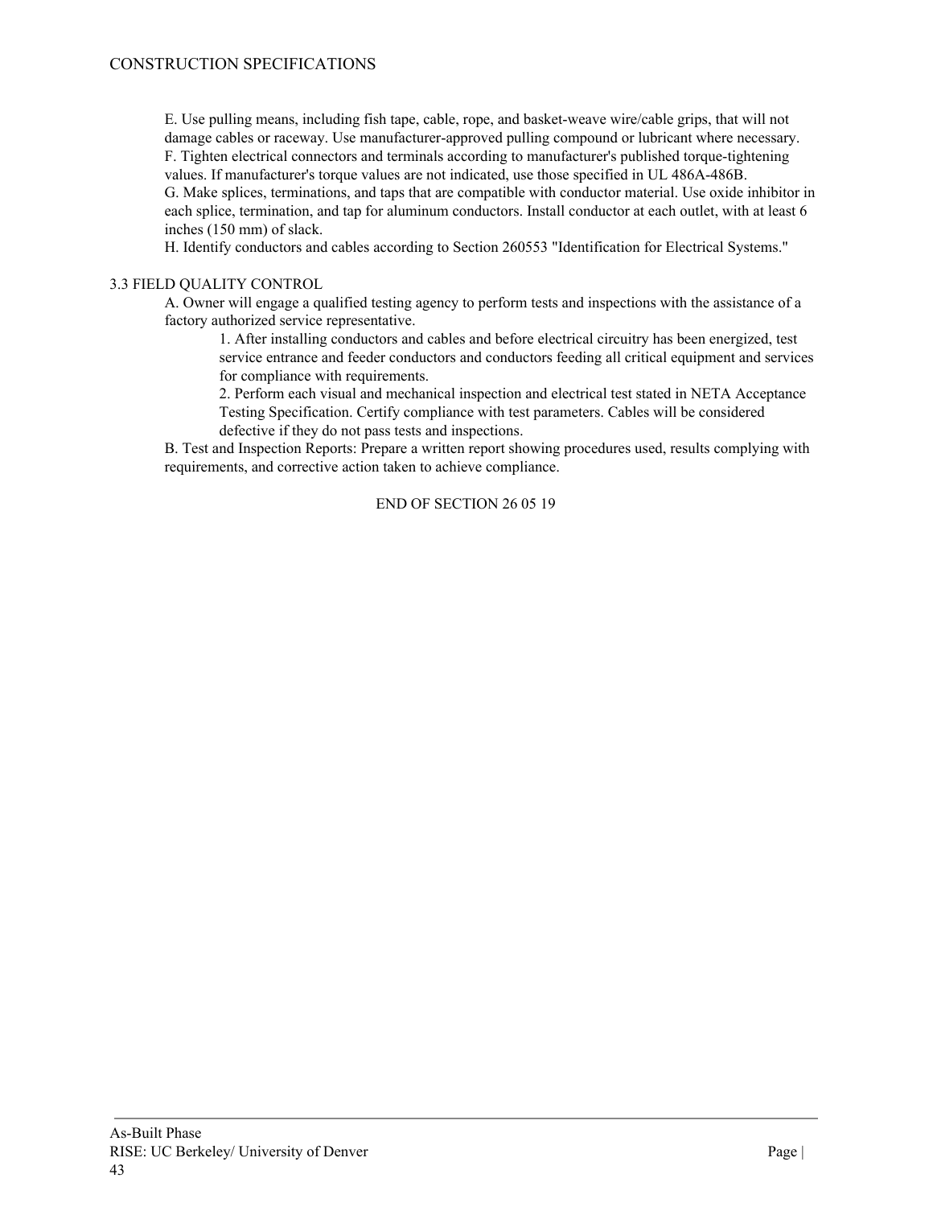E. Use pulling means, including fish tape, cable, rope, and basket-weave wire/cable grips, that will not damage cables or raceway. Use manufacturer-approved pulling compound or lubricant where necessary.

F. Tighten electrical connectors and terminals according to manufacturer's published torque-tightening values. If manufacturer's torque values are not indicated, use those specified in UL 486A-486B.

G. Make splices, terminations, and taps that are compatible with conductor material. Use oxide inhibitor in each splice, termination, and tap for aluminum conductors. Install conductor at each outlet, with at least 6 inches (150 mm) of slack.

H. Identify conductors and cables according to Section 260553 "Identification for Electrical Systems."

3.3 FIELD QUALITY CONTROL

A. Owner will engage a qualified testing agency to perform tests and inspections with the assistance of a factory authorized service representative.

1. After installing conductors and cables and before electrical circuitry has been energized, test service entrance and feeder conductors and conductors feeding all critical equipment and services for compliance with requirements.
2. Perform each visual and mechanical inspection and electrical test stated in NETA Acceptance Testing Specification. Certify compliance with test parameters. Cables will be considered defective if they do not pass tests and inspections.

B. Test and Inspection Reports: Prepare a written report showing procedures used, results complying with requirements, and corrective action taken to achieve compliance.

END OF SECTION 26 05 19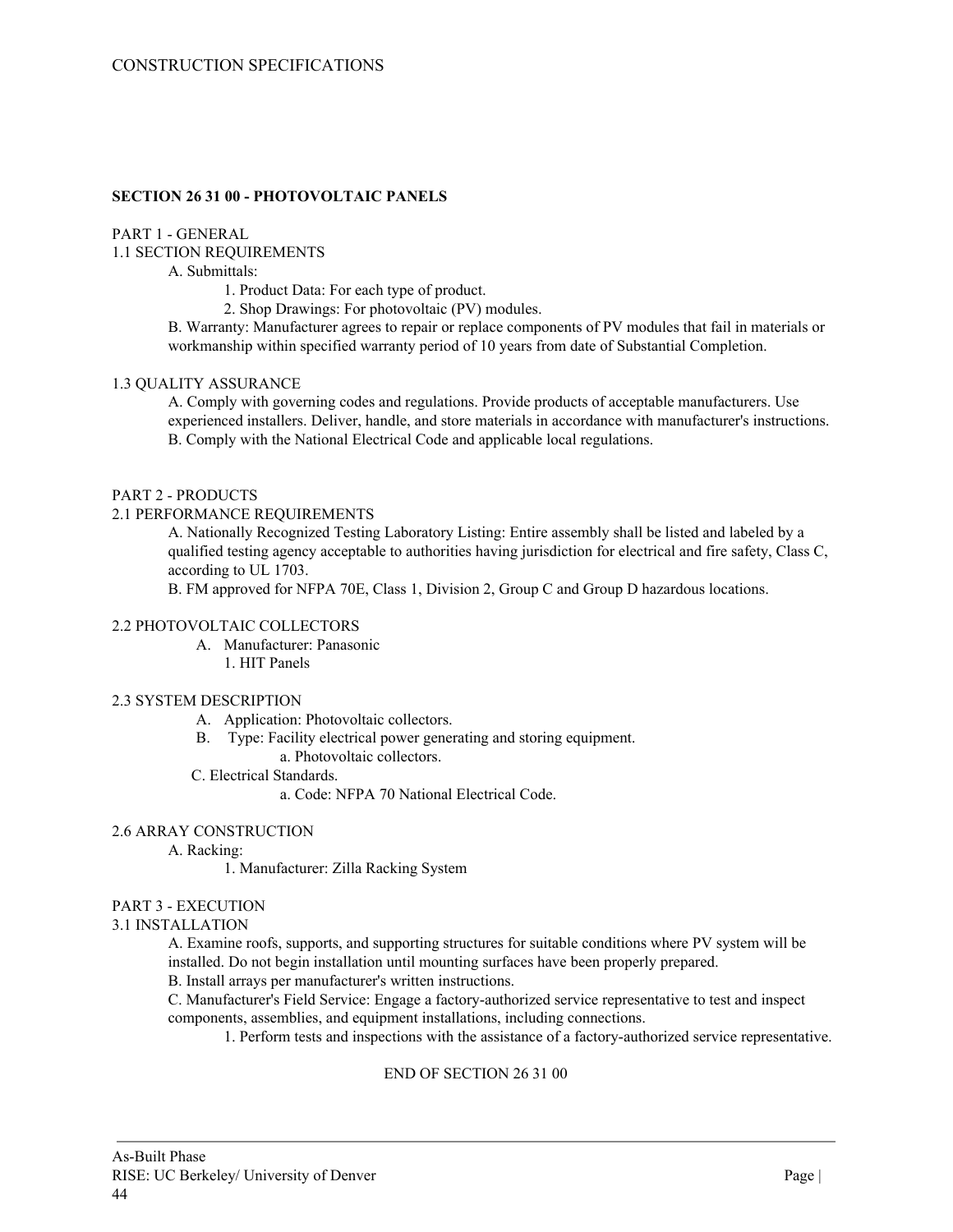### SECTION 26 31 00 - PHOTOVOLTAIC PANELS

PART 1 - GENERAL

1.1 SECTION REQUIREMENTS

A. Submittals:

1. Product Data: For each type of product.
2. Shop Drawings: For photovoltaic (PV) modules.

B. Warranty: Manufacturer agrees to repair or replace components of PV modules that fail in materials or workmanship within specified warranty period of 10 years from date of Substantial Completion.

1.3 QUALITY ASSURANCE

A. Comply with governing codes and regulations. Provide products of acceptable manufacturers. Use experienced installers. Deliver, handle, and store materials in accordance with manufacturer's instructions.

B. Comply with the National Electrical Code and applicable local regulations.

PART 2 - PRODUCTS

2.1 PERFORMANCE REQUIREMENTS

A. Nationally Recognized Testing Laboratory Listing: Entire assembly shall be listed and labeled by a qualified testing agency acceptable to authorities having jurisdiction for electrical and fire safety, Class C, according to UL 1703.

B. FM approved for NFPA 70E, Class 1, Division 2, Group C and Group D hazardous locations.

2.2 PHOTOVOLTAIC COLLECTORS

A. Manufacturer: Panasonic

1. HIT Panels

2.3 SYSTEM DESCRIPTION

A. Application: Photovoltaic collectors.

B. Type: Facility electrical power generating and storing equipment.

a. Photovoltaic collectors.

C. Electrical Standards.

a. Code: NFPA 70 National Electrical Code.

2.6 ARRAY CONSTRUCTION

A. Racking:

1. Manufacturer: Zilla Racking System

PART 3 - EXECUTION

3.1 INSTALLATION

A. Examine roofs, supports, and supporting structures for suitable conditions where PV system will be installed. Do not begin installation until mounting surfaces have been properly prepared.

B. Install arrays per manufacturer's written instructions.

C. Manufacturer's Field Service: Engage a factory-authorized service representative to test and inspect components, assemblies, and equipment installations, including connections.

1. Perform tests and inspections with the assistance of a factory-authorized service representative.

END OF SECTION 26 31 00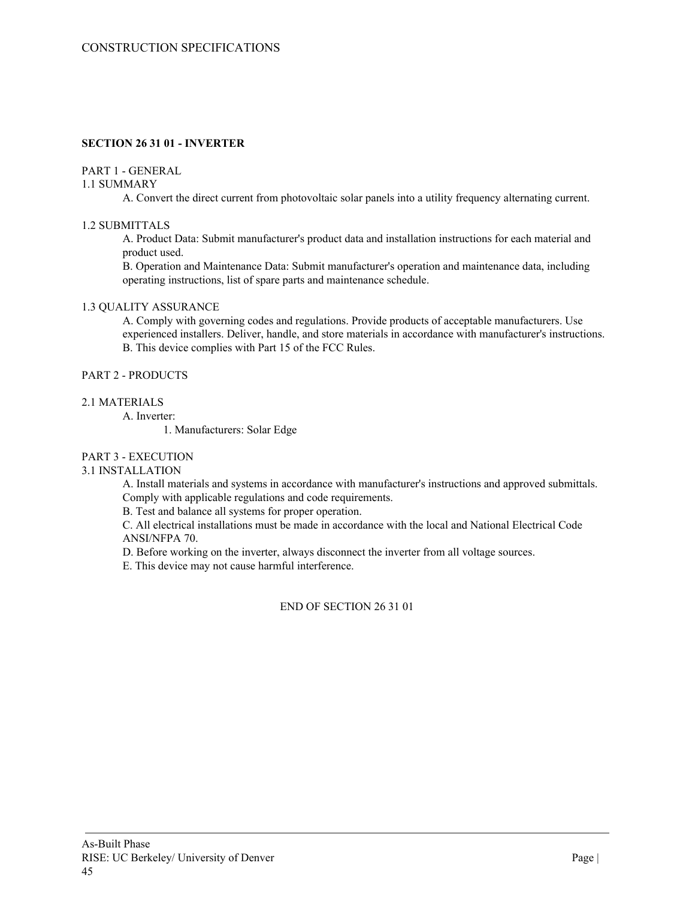## SECTION 26 31 01 - INVERTER

PART 1 - GENERAL

1.1 SUMMARY

A. Convert the direct current from photovoltaic solar panels into a utility frequency alternating current.

1.2 SUBMITTALS

A. Product Data: Submit manufacturer's product data and installation instructions for each material and product used.

B. Operation and Maintenance Data: Submit manufacturer's operation and maintenance data, including operating instructions, list of spare parts and maintenance schedule.

1.3 QUALITY ASSURANCE

A. Comply with governing codes and regulations. Provide products of acceptable manufacturers. Use experienced installers. Deliver, handle, and store materials in accordance with manufacturer's instructions.

B. This device complies with Part 15 of the FCC Rules.

PART 2 - PRODUCTS

2.1 MATERIALS

A. Inverter:

1. Manufacturers: Solar Edge

PART 3 - EXECUTION

3.1 INSTALLATION

A. Install materials and systems in accordance with manufacturer's instructions and approved submittals. Comply with applicable regulations and code requirements.

B. Test and balance all systems for proper operation.

C. All electrical installations must be made in accordance with the local and National Electrical Code ANSI/NFPA 70.

D. Before working on the inverter, always disconnect the inverter from all voltage sources.

E. This device may not cause harmful interference.

END OF SECTION 26 31 01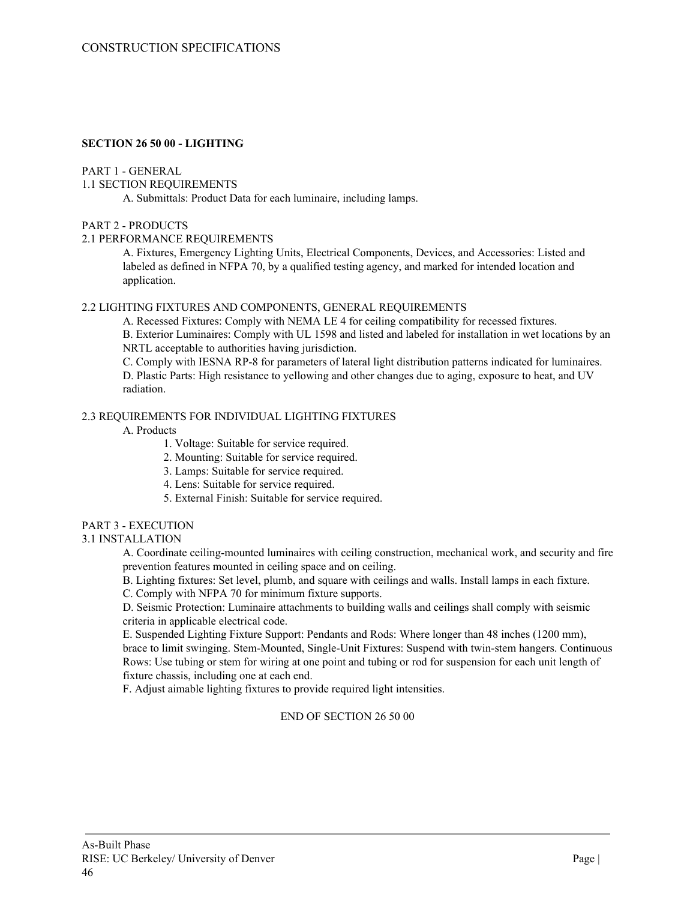## SECTION 26 50 00 - LIGHTING

PART 1 - GENERAL

1.1 SECTION REQUIREMENTS

A. Submittals: Product Data for each luminaire, including lamps.

PART 2 - PRODUCTS

2.1 PERFORMANCE REQUIREMENTS

A. Fixtures, Emergency Lighting Units, Electrical Components, Devices, and Accessories: Listed and labeled as defined in NFPA 70, by a qualified testing agency, and marked for intended location and application.

2.2 LIGHTING FIXTURES AND COMPONENTS, GENERAL REQUIREMENTS

A. Recessed Fixtures: Comply with NEMA LE 4 for ceiling compatibility for recessed fixtures.

B. Exterior Luminaires: Comply with UL 1598 and listed and labeled for installation in wet locations by an NRTL acceptable to authorities having jurisdiction.

C. Comply with IESNA RP-8 for parameters of lateral light distribution patterns indicated for luminaires.

D. Plastic Parts: High resistance to yellowing and other changes due to aging, exposure to heat, and UV radiation.

2.3 REQUIREMENTS FOR INDIVIDUAL LIGHTING FIXTURES

A. Products

1. Voltage: Suitable for service required.
2. Mounting: Suitable for service required.
3. Lamps: Suitable for service required.
4. Lens: Suitable for service required.
5. External Finish: Suitable for service required.

PART 3 - EXECUTION

3.1 INSTALLATION

A. Coordinate ceiling-mounted luminaires with ceiling construction, mechanical work, and security and fire prevention features mounted in ceiling space and on ceiling.

B. Lighting fixtures: Set level, plumb, and square with ceilings and walls. Install lamps in each fixture.

C. Comply with NFPA 70 for minimum fixture supports.

D. Seismic Protection: Luminaire attachments to building walls and ceilings shall comply with seismic criteria in applicable electrical code.

E. Suspended Lighting Fixture Support: Pendants and Rods: Where longer than 48 inches (1200 mm), brace to limit swinging. Stem-Mounted, Single-Unit Fixtures: Suspend with twin-stem hangers. Continuous Rows: Use tubing or stem for wiring at one point and tubing or rod for suspension for each unit length of fixture chassis, including one at each end.

F. Adjust aimable lighting fixtures to provide required light intensities.

END OF SECTION 26 50 00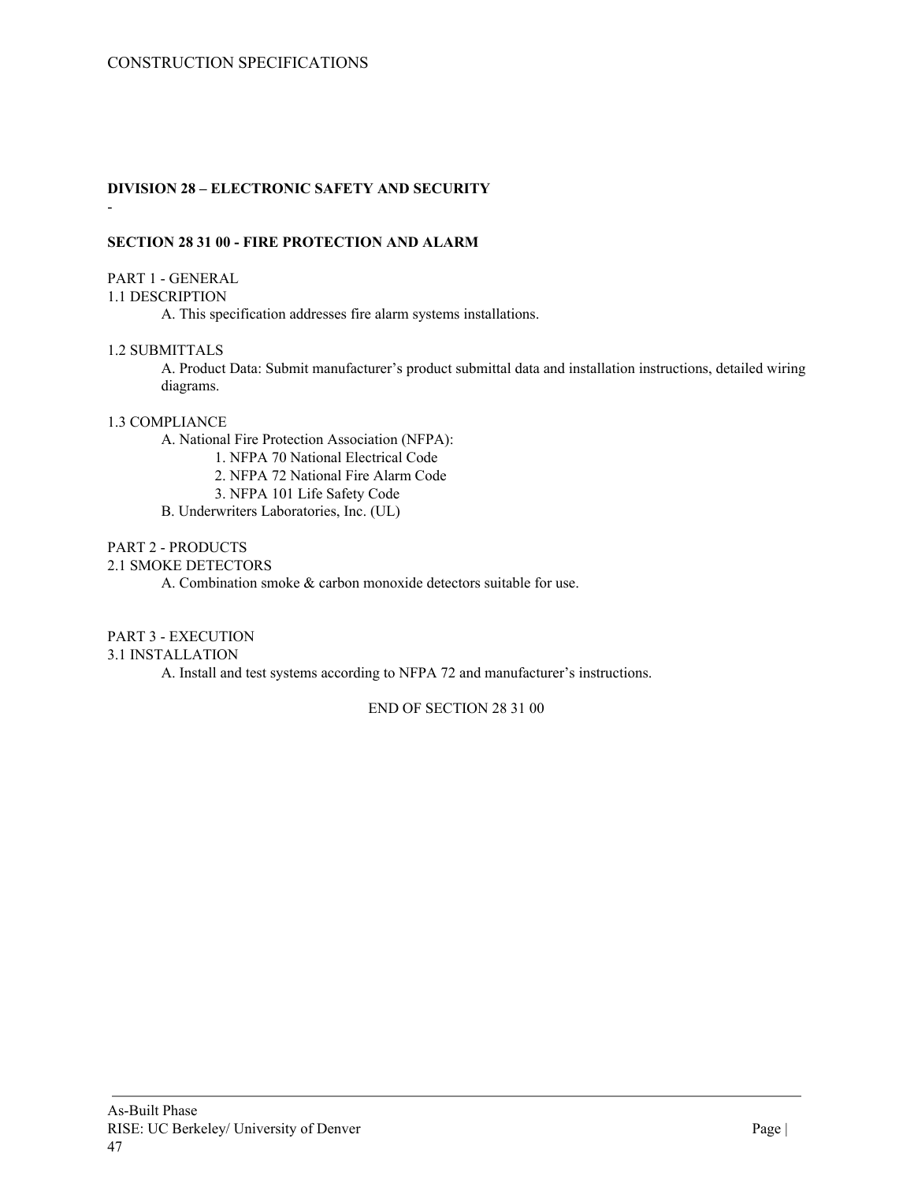**DIVISION 28 – ELECTRONIC SAFETY AND SECURITY**

-

**SECTION 28 31 00 - FIRE PROTECTION AND ALARM**

PART 1 - GENERAL

1.1 DESCRIPTION

A. This specification addresses fire alarm systems installations.

1.2 SUBMITTALS

A. Product Data: Submit manufacturer's product submittal data and installation instructions, detailed wiring diagrams.

1.3 COMPLIANCE

A. National Fire Protection Association (NFPA):

1. NFPA 70 National Electrical Code
2. NFPA 72 National Fire Alarm Code
3. NFPA 101 Life Safety Code

B. Underwriters Laboratories, Inc. (UL)

PART 2 - PRODUCTS

2.1 SMOKE DETECTORS

A. Combination smoke & carbon monoxide detectors suitable for use.

PART 3 - EXECUTION

3.1 INSTALLATION

A. Install and test systems according to NFPA 72 and manufacturer's instructions.

END OF SECTION 28 31 00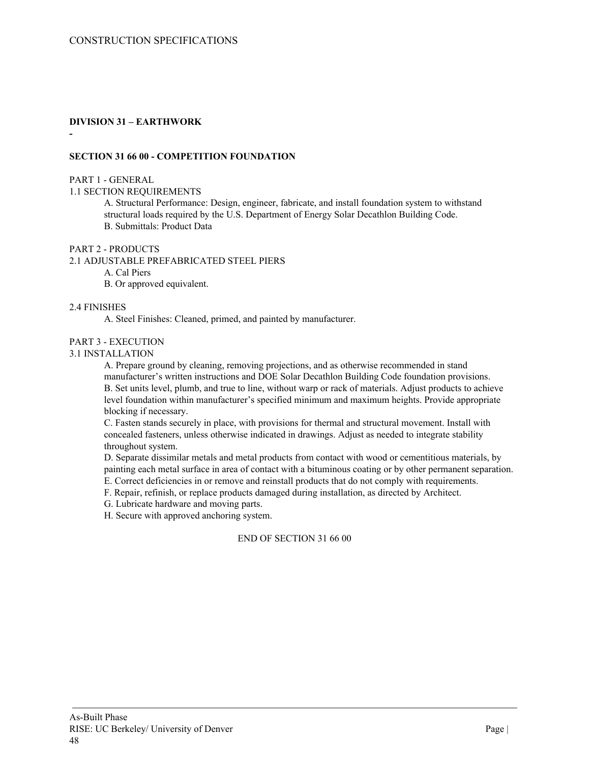## DIVISION 31 – EARTHWORK

-

### SECTION 31 66 00 - COMPETITION FOUNDATION

PART 1 - GENERAL

1.1 SECTION REQUIREMENTS

A. Structural Performance: Design, engineer, fabricate, and install foundation system to withstand structural loads required by the U.S. Department of Energy Solar Decathlon Building Code.

B. Submittals: Product Data

PART 2 - PRODUCTS

2.1 ADJUSTABLE PREFABRICATED STEEL PIERS

A. Cal Piers

B. Or approved equivalent.

2.4 FINISHES

A. Steel Finishes: Cleaned, primed, and painted by manufacturer.

PART 3 - EXECUTION

3.1 INSTALLATION

A. Prepare ground by cleaning, removing projections, and as otherwise recommended in stand manufacturer's written instructions and DOE Solar Decathlon Building Code foundation provisions.

B. Set units level, plumb, and true to line, without warp or rack of materials. Adjust products to achieve level foundation within manufacturer's specified minimum and maximum heights. Provide appropriate blocking if necessary.

C. Fasten stands securely in place, with provisions for thermal and structural movement. Install with concealed fasteners, unless otherwise indicated in drawings. Adjust as needed to integrate stability throughout system.

D. Separate dissimilar metals and metal products from contact with wood or cementitious materials, by painting each metal surface in area of contact with a bituminous coating or by other permanent separation.

E. Correct deficiencies in or remove and reinstall products that do not comply with requirements.

F. Repair, refinish, or replace products damaged during installation, as directed by Architect.

G. Lubricate hardware and moving parts.

H. Secure with approved anchoring system.

END OF SECTION 31 66 00